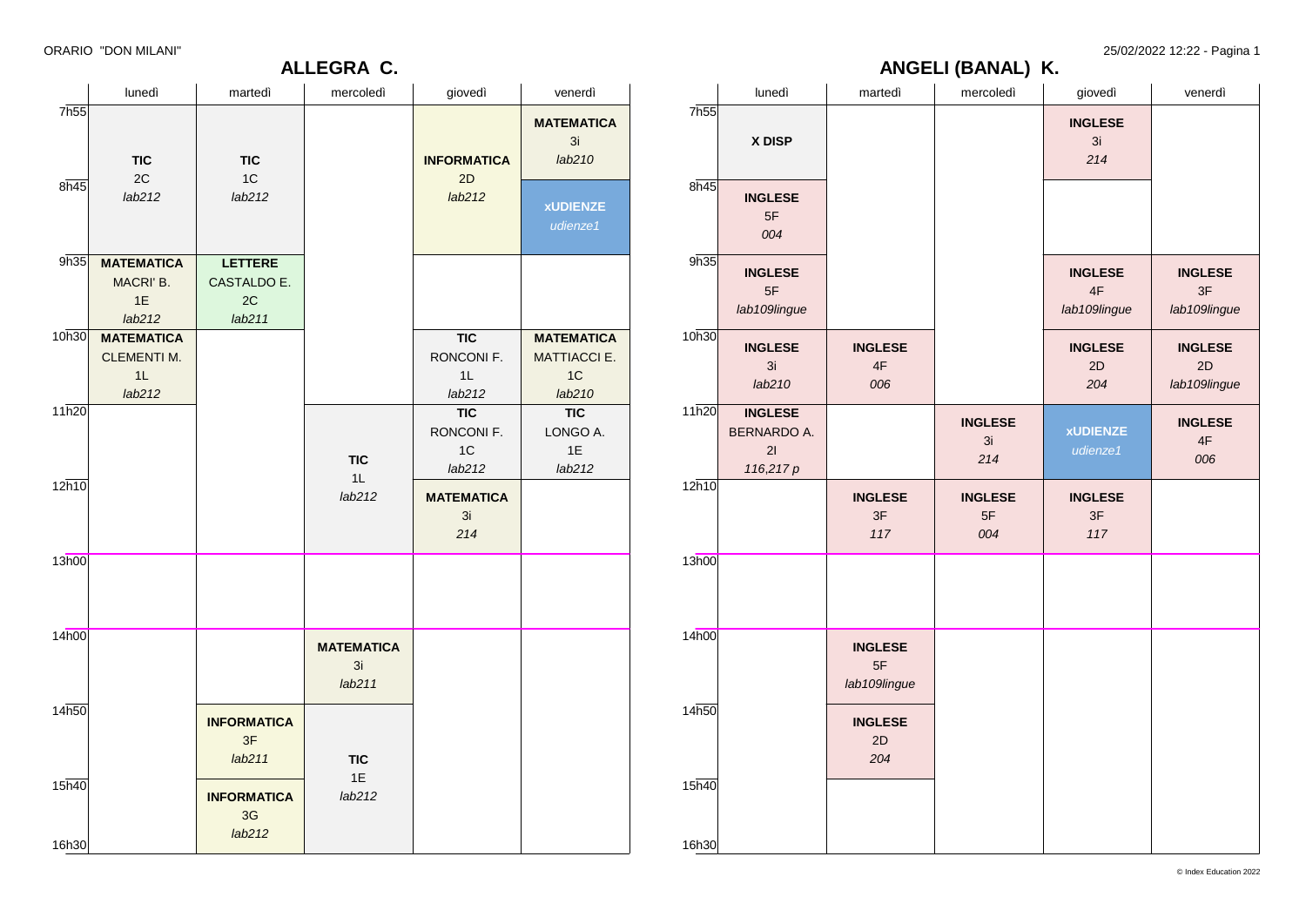ORARIO "DON MILANI"

## ALLEGRA C.

| | lunedì | martedì | mercoledì | giovedì | venerdì |
|---|---|---|---|---|---|
| 7h55 | **TIC** 2C *lab212* | **TIC** 1C *lab212* | | **INFORMATICA** 2D *lab212* | **MATEMATICA** 3i *lab210* |
| 8h45 | **TIC** 2C *lab212* | **TIC** 1C *lab212* | | **INFORMATICA** 2D *lab212* | **xUDIENZE** *udienze1* |
| 9h35 | **MATEMATICA** MACRI' B. 1E *lab212* | **LETTERE** CASTALDO E. 2C *lab211* | | | |
| 10h30 | **MATEMATICA** CLEMENTI M. 1L *lab212* | | | **TIC** RONCONI F. 1L *lab212* | **MATEMATICA** MATTIACCI E. 1C *lab210* |
| 11h20 | | | **TIC** 1L *lab212* | **TIC** RONCONI F. 1C *lab212* | **TIC** LONGO A. 1E *lab212* |
| 12h10 | | | **TIC** 1L *lab212* | **MATEMATICA** 3i *214* | |
| 13h00 | | | | | |
| 14h00 | | | **MATEMATICA** 3i *lab211* | | |
| 14h50 | | **INFORMATICA** 3F *lab211* | **TIC** 1E *lab212* | | |
| 15h40 | | **INFORMATICA** 3G *lab212* | **TIC** 1E *lab212* | | |
| 16h30 | | | | | |

## ANGELI (BANAL) K.

| | lunedì | martedì | mercoledì | giovedì | venerdì |
|---|---|---|---|---|---|
| 7h55 | **X DISP** | | | **INGLESE** 3i *214* | |
| 8h45 | **INGLESE** 5F *004* | | | | |
| 9h35 | **INGLESE** 5F *lab109lingue* | | | **INGLESE** 4F *lab109lingue* | **INGLESE** 3F *lab109lingue* |
| 10h30 | **INGLESE** 3i *lab210* | **INGLESE** 4F *006* | | **INGLESE** 2D *204* | **INGLESE** 2D *lab109lingue* |
| 11h20 | **INGLESE** BERNARDO A. 2I *116,217 p* | | **INGLESE** 3i *214* | **xUDIENZE** *udienze1* | **INGLESE** 4F *006* |
| 12h10 | | **INGLESE** 3F *117* | **INGLESE** 5F *004* | **INGLESE** 3F *117* | |
| 13h00 | | | | | |
| 14h00 | | **INGLESE** 5F *lab109lingue* | | | |
| 14h50 | | **INGLESE** 2D *204* | | | |
| 15h40 | | | | | |
| 16h30 | | | | | |

© Index Education 2022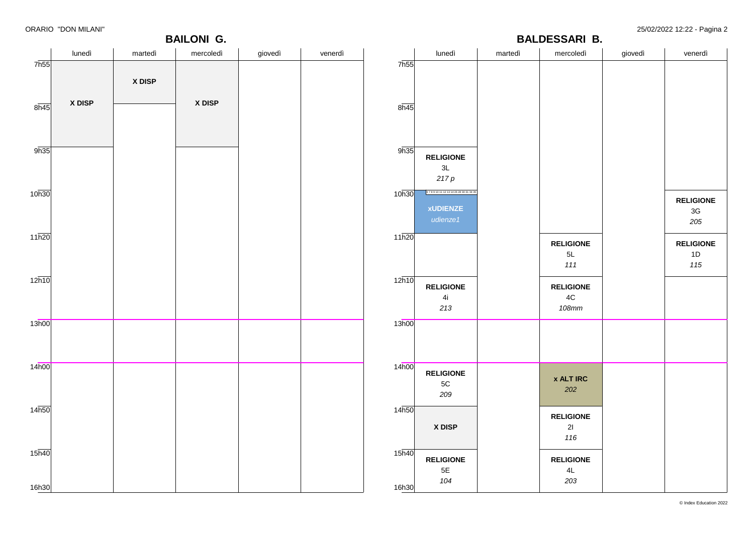ORARIO "DON MILANI"

## BAILONI G.

| | lunedì | martedì | mercoledì | giovedì | venerdì |
|---|---|---|---|---|---|
| 7h55 | **X DISP** | **X DISP** | **X DISP** | | |
| 8h45 | **X DISP** | | **X DISP** | | |
| 9h35 | | | | | |
| 10h30 | | | | | |
| 11h20 | | | | | |
| 12h10 | | | | | |
| 13h00 | | | | | |
| 14h00 | | | | | |
| 14h50 | | | | | |
| 15h40 | | | | | |

## BALDESSARI B.

| | lunedì | martedì | mercoledì | giovedì | venerdì |
|---|---|---|---|---|---|
| 7h55 | | | | | |
| 8h45 | | | | | |
| 9h35 | **RELIGIONE** 3L *217 p* | | | | |
| 10h30 | **xUDIENZE** *udienze1* | | | | **RELIGIONE** 3G *205* |
| 11h20 | | | **RELIGIONE** 5L *111* | | **RELIGIONE** 1D *115* |
| 12h10 | **RELIGIONE** 4i *213* | | **RELIGIONE** 4C *108mm* | | |
| 13h00 | | | | | |
| 14h00 | **RELIGIONE** 5C *209* | | **x ALT IRC** *202* | | |
| 14h50 | **X DISP** | | **RELIGIONE** 2I *116* | | |
| 15h40 | **RELIGIONE** 5E *104* | | **RELIGIONE** 4L *203* | | |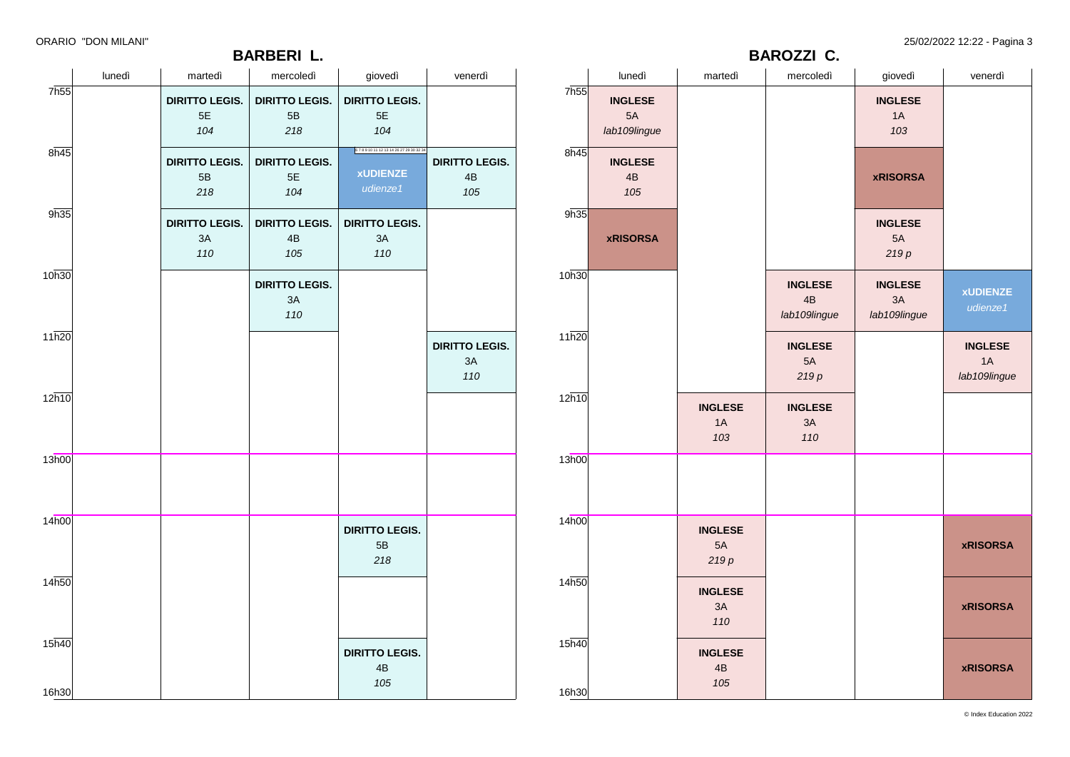ORARIO "DON MILANI"

## BARBERI L.

| | lunedì | martedì | mercoledì | giovedì | venerdì |
|---|---|---|---|---|---|
| 7h55 | | **DIRITTO LEGIS.** 5E *104* | **DIRITTO LEGIS.** 5B *218* | **DIRITTO LEGIS.** 5E *104* | |
| 8h45 | | **DIRITTO LEGIS.** 5B *218* | **DIRITTO LEGIS.** 5E *104* | **xUDIENZE** *udienze1* | **DIRITTO LEGIS.** 4B *105* |
| 9h35 | | **DIRITTO LEGIS.** 3A *110* | **DIRITTO LEGIS.** 4B *105* | **DIRITTO LEGIS.** 3A *110* | |
| 10h30 | | | **DIRITTO LEGIS.** 3A *110* | | |
| 11h20 | | | | | **DIRITTO LEGIS.** 3A *110* |
| 12h10 | | | | | |
| 13h00 | | | | | |
| 14h00 | | | | **DIRITTO LEGIS.** 5B *218* | |
| 14h50 | | | | | |
| 15h40 | | | | **DIRITTO LEGIS.** 4B *105* | |
| 16h30 | | | | | |

## BAROZZI C.

| | lunedì | martedì | mercoledì | giovedì | venerdì |
|---|---|---|---|---|---|
| 7h55 | **INGLESE** 5A *lab109lingue* | | | **INGLESE** 1A *103* | |
| 8h45 | **INGLESE** 4B *105* | | | **xRISORSA** | |
| 9h35 | **xRISORSA** | | | **INGLESE** 5A *219 p* | |
| 10h30 | | | **INGLESE** 4B *lab109lingue* | **INGLESE** 3A *lab109lingue* | **xUDIENZE** *udienze1* |
| 11h20 | | | **INGLESE** 5A *219 p* | | **INGLESE** 1A *lab109lingue* |
| 12h10 | | **INGLESE** 1A *103* | **INGLESE** 3A *110* | | |
| 13h00 | | | | | |
| 14h00 | | **INGLESE** 5A *219 p* | | | **xRISORSA** |
| 14h50 | | **INGLESE** 3A *110* | | | **xRISORSA** |
| 15h40 | | **INGLESE** 4B *105* | | | **xRISORSA** |
| 16h30 | | | | | |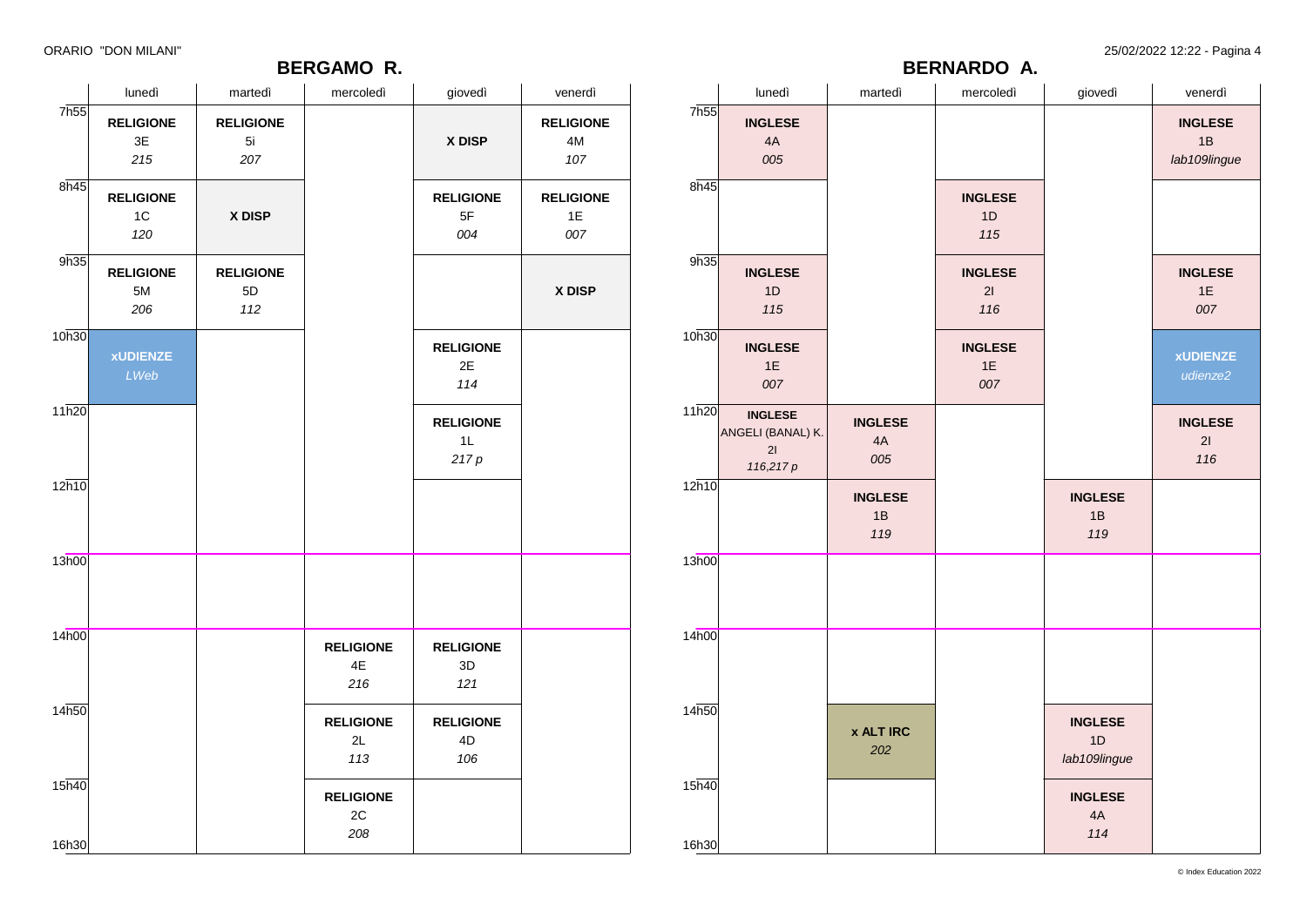## BERGAMO R.

| | lunedì | martedì | mercoledì | giovedì | venerdì |
|---|---|---|---|---|---|
| 7h55 | **RELIGIONE** 3E *215* | **RELIGIONE** 5i *207* | | **X DISP** | **RELIGIONE** 4M *107* |
| 8h45 | **RELIGIONE** 1C *120* | **X DISP** | | **RELIGIONE** 5F *004* | **RELIGIONE** 1E *007* |
| 9h35 | **RELIGIONE** 5M *206* | **RELIGIONE** 5D *112* | | | **X DISP** |
| 10h30 | **xUDIENZE** *LWeb* | | | **RELIGIONE** 2E *114* | |
| 11h20 | | | | **RELIGIONE** 1L *217 p* | |
| 12h10 | | | | | |
| 13h00 | | | | | |
| 14h00 | | | **RELIGIONE** 4E *216* | **RELIGIONE** 3D *121* | |
| 14h50 | | | **RELIGIONE** 2L *113* | **RELIGIONE** 4D *106* | |
| 15h40 | | | **RELIGIONE** 2C *208* | | |
| 16h30 | | | | | |

## BERNARDO A.

| | lunedì | martedì | mercoledì | giovedì | venerdì |
|---|---|---|---|---|---|
| 7h55 | **INGLESE** 4A *005* | | | | **INGLESE** 1B *lab109lingue* |
| 8h45 | | | **INGLESE** 1D *115* | | |
| 9h35 | **INGLESE** 1D *115* | | **INGLESE** 2I *116* | | **INGLESE** 1E *007* |
| 10h30 | **INGLESE** 1E *007* | | **INGLESE** 1E *007* | | **xUDIENZE** *udienze2* |
| 11h20 | **INGLESE** ANGELI (BANAL) K. 2I *116,217 p* | **INGLESE** 4A *005* | | | **INGLESE** 2I *116* |
| 12h10 | | **INGLESE** 1B *119* | | **INGLESE** 1B *119* | |
| 13h00 | | | | | |
| 14h00 | | | | | |
| 14h50 | | **x ALT IRC** *202* | | **INGLESE** 1D *lab109lingue* | |
| 15h40 | | | | **INGLESE** 4A *114* | |
| 16h30 | | | | | |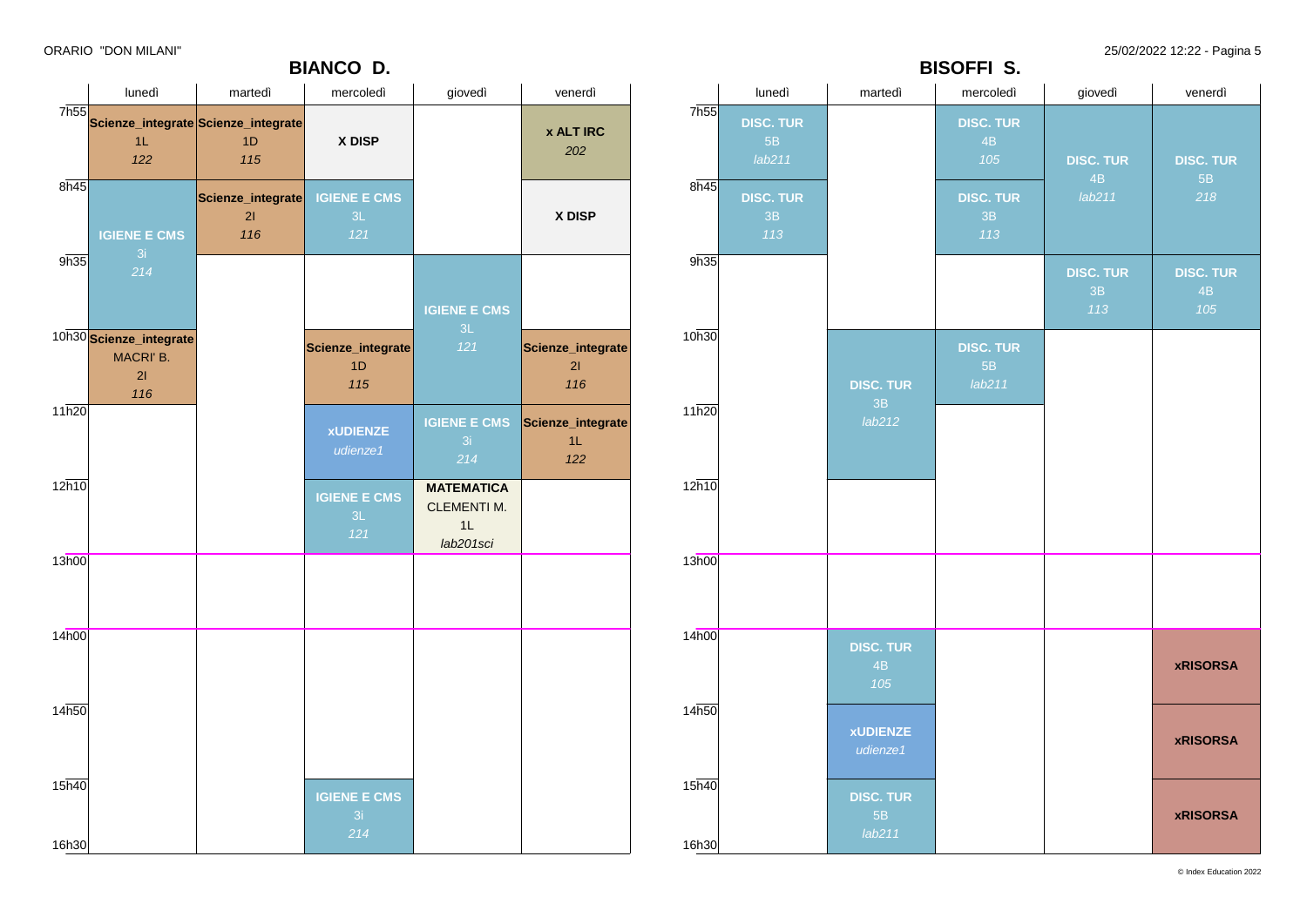ORARIO "DON MILANI"

## BIANCO D.

| | lunedì | martedì | mercoledì | giovedì | venerdì |
|---|---|---|---|---|---|
| 7h55 | Scienze_integrate 1L *122* | Scienze_integrate 1D *115* | X DISP | | x ALT IRC *202* |
| 8h45 | IGIENE E CMS 3i *214* | Scienze_integrate 2I *116* | IGIENE E CMS 3L *121* | | X DISP |
| 9h35 | IGIENE E CMS 3i *214* | | | IGIENE E CMS 3L *121* | |
| 10h30 | Scienze_integrate MACRI' B. 2I *116* | | Scienze_integrate 1D *115* | IGIENE E CMS 3L *121* | Scienze_integrate 2I *116* |
| 11h20 | | | xUDIENZE *udienze1* | IGIENE E CMS 3i *214* | Scienze_integrate 1L *122* |
| 12h10 | | | IGIENE E CMS 3L *121* | MATEMATICA CLEMENTI M. 1L *lab201sci* | |
| 13h00 | | | | | |
| 14h00 | | | | | |
| 14h50 | | | | | |
| 15h40 | | | IGIENE E CMS 3i *214* | | |
| 16h30 | | | | | |

## BISOFFI S.

| | lunedì | martedì | mercoledì | giovedì | venerdì |
|---|---|---|---|---|---|
| 7h55 | DISC. TUR 5B *lab211* | | DISC. TUR 4B *105* | DISC. TUR 4B *lab211* | DISC. TUR 5B *218* |
| 8h45 | DISC. TUR 3B *113* | | DISC. TUR 3B *113* | DISC. TUR 4B *lab211* | DISC. TUR 5B *218* |
| 9h35 | | | | DISC. TUR 3B *113* | DISC. TUR 4B *105* |
| 10h30 | | DISC. TUR 3B *lab212* | DISC. TUR 5B *lab211* | | |
| 11h20 | | DISC. TUR 3B *lab212* | | | |
| 12h10 | | | | | |
| 13h00 | | | | | |
| 14h00 | | DISC. TUR 4B *105* | | | xRISORSA |
| 14h50 | | xUDIENZE *udienze1* | | | xRISORSA |
| 15h40 | | DISC. TUR 5B *lab211* | | | xRISORSA |
| 16h30 | | | | | |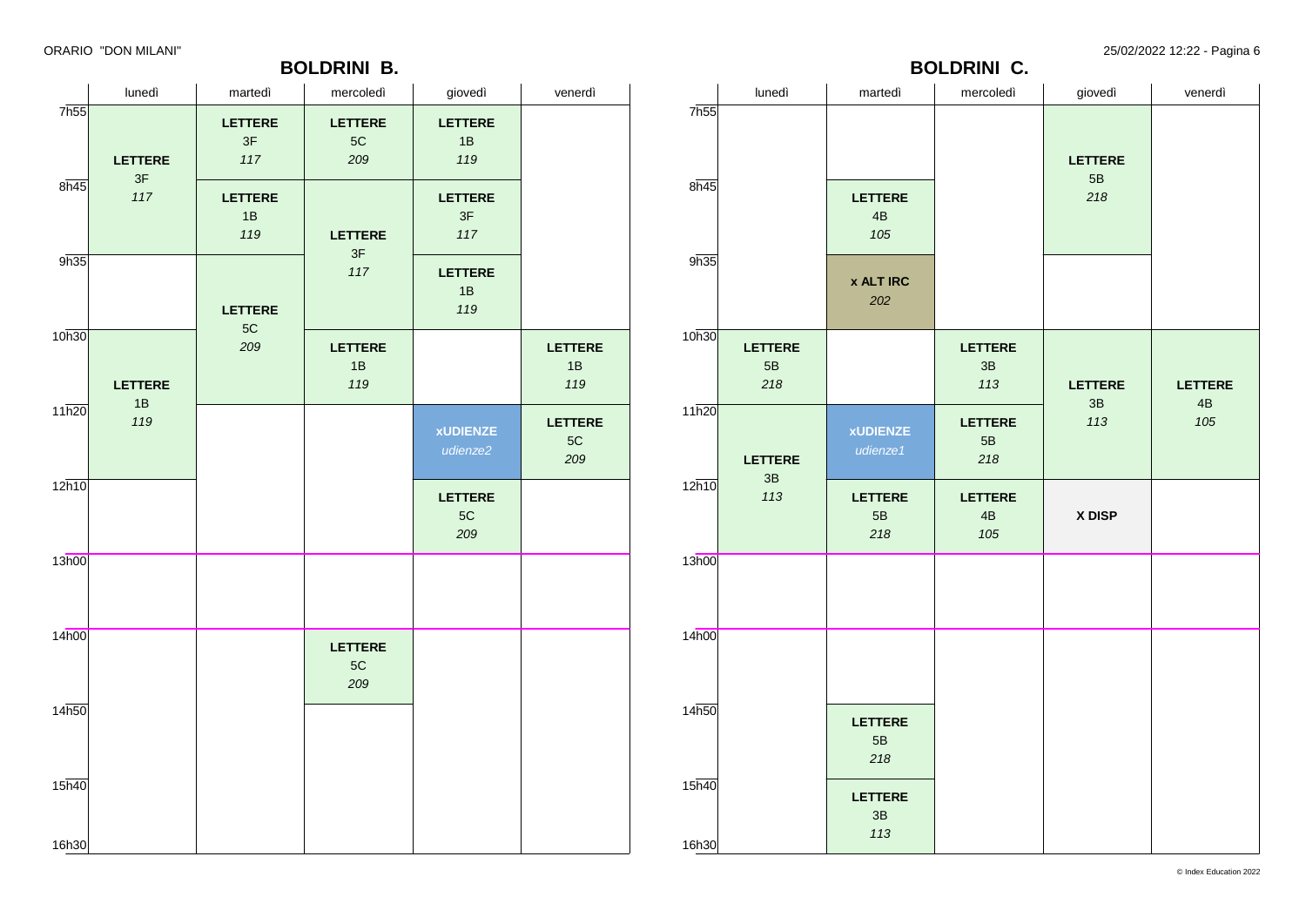ORARIO "DON MILANI"

## BOLDRINI B.

| | lunedì | martedì | mercoledì | giovedì | venerdì |
|---|---|---|---|---|---|
| 7h55 | **LETTERE** 3F *117* | **LETTERE** 3F *117* | **LETTERE** 5C *209* | **LETTERE** 1B *119* | |
| 8h45 | **LETTERE** 3F *117* | **LETTERE** 1B *119* | **LETTERE** 3F *117* | **LETTERE** 3F *117* | |
| 9h35 | | **LETTERE** 5C *209* | **LETTERE** 3F *117* | **LETTERE** 1B *119* | |
| 10h30 | **LETTERE** 1B *119* | **LETTERE** 5C *209* | **LETTERE** 1B *119* | | **LETTERE** 1B *119* |
| 11h20 | **LETTERE** 1B *119* | | | **xUDIENZE** *udienze2* | **LETTERE** 5C *209* |
| 12h10 | | | | **LETTERE** 5C *209* | |
| 13h00 | | | | | |
| 14h00 | | | **LETTERE** 5C *209* | | |
| 14h50 | | | | | |
| 15h40 | | | | | |
| 16h30 | | | | | |

## BOLDRINI C.

| | lunedì | martedì | mercoledì | giovedì | venerdì |
|---|---|---|---|---|---|
| 7h55 | | | | **LETTERE** 5B *218* | |
| 8h45 | | **LETTERE** 4B *105* | | **LETTERE** 5B *218* | |
| 9h35 | | **x ALT IRC** *202* | | | |
| 10h30 | **LETTERE** 5B *218* | | **LETTERE** 3B *113* | **LETTERE** 3B *113* | **LETTERE** 4B *105* |
| 11h20 | **LETTERE** 3B *113* | **xUDIENZE** *udienze1* | **LETTERE** 5B *218* | **LETTERE** 3B *113* | **LETTERE** 4B *105* |
| 12h10 | **LETTERE** 3B *113* | **LETTERE** 5B *218* | **LETTERE** 4B *105* | **X DISP** | |
| 13h00 | | | | | |
| 14h00 | | | | | |
| 14h50 | | **LETTERE** 5B *218* | | | |
| 15h40 | | **LETTERE** 3B *113* | | | |
| 16h30 | | | | | |

© Index Education 2022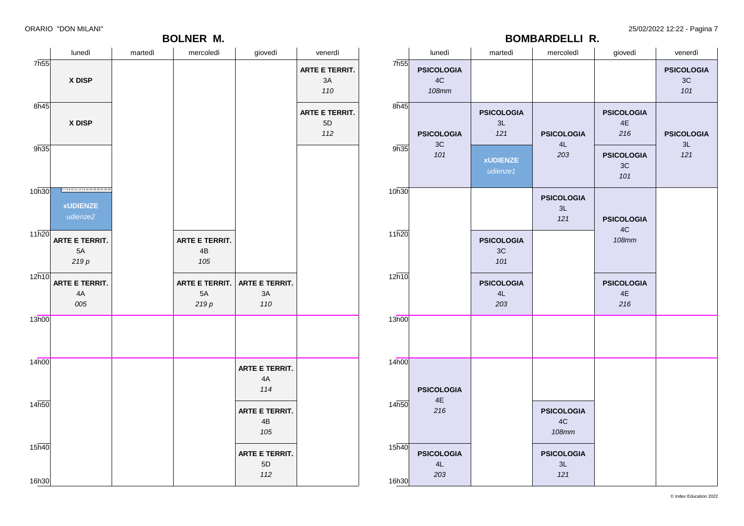ORARIO "DON MILANI"

25/02/2022 12:22

## BOLNER M.

| | lunedì | martedì | mercoledì | giovedì | venerdì |
|---|---|---|---|---|---|
| 7h55 | **X DISP** | | | | **ARTE E TERRIT.** 3A *110* |
| 8h45 | **X DISP** | | | | **ARTE E TERRIT.** 5D *112* |
| 9h35 | | | | | |
| 10h30 | 6 7 8 9 10 11 12 13 14 26 28 30 31 34 35 **xUDIENZE** *udienze2* | | | | |
| 11h20 | **ARTE E TERRIT.** 5A *219 p* | | **ARTE E TERRIT.** 4B *105* | | |
| 12h10 | **ARTE E TERRIT.** 4A *005* | | **ARTE E TERRIT.** 5A *219 p* | **ARTE E TERRIT.** 3A *110* | |
| 13h00 | | | | | |
| 14h00 | | | | **ARTE E TERRIT.** 4A *114* | |
| 14h50 | | | | **ARTE E TERRIT.** 4B *105* | |
| 15h40 – 16h30 | | | | **ARTE E TERRIT.** 5D *112* | |

## BOMBARDELLI R.

| | lunedì | martedì | mercoledì | giovedì | venerdì |
|---|---|---|---|---|---|
| 7h55 | **PSICOLOGIA** 4C *108mm* | | | | **PSICOLOGIA** 3C *101* |
| 8h45 | **PSICOLOGIA** 3C *101* | **PSICOLOGIA** 3L *121* | **PSICOLOGIA** 4L *203* | **PSICOLOGIA** 4E *216* | **PSICOLOGIA** 3L *121* |
| 9h35 | | **xUDIENZE** *udienze1* | | **PSICOLOGIA** 3C *101* | |
| 10h30 | | | **PSICOLOGIA** 3L *121* | **PSICOLOGIA** 4C *108mm* | |
| 11h20 | | **PSICOLOGIA** 3C *101* | | | |
| 12h10 | | **PSICOLOGIA** 4L *203* | | **PSICOLOGIA** 4E *216* | |
| 13h00 | | | | | |
| 14h00 | **PSICOLOGIA** 4E *216* | | | | |
| 14h50 | | | **PSICOLOGIA** 4C *108mm* | | |
| 15h40 – 16h30 | **PSICOLOGIA** 4L *203* | | **PSICOLOGIA** 3L *121* | | |

© Index Education 2022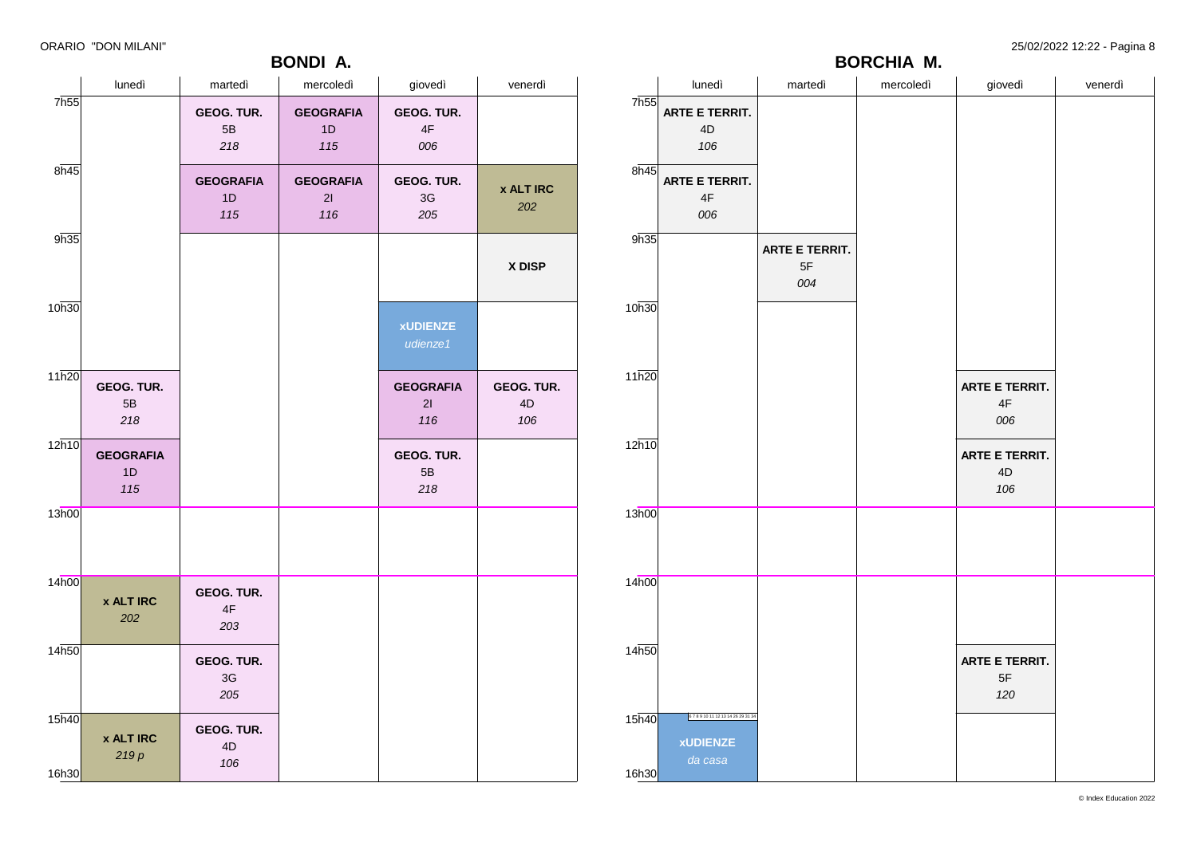## BONDI A.

| | lunedì | martedì | mercoledì | giovedì | venerdì |
|---|---|---|---|---|---|
| 7h55 | | **GEOG. TUR.** 5B *218* | **GEOGRAFIA** 1D *115* | **GEOG. TUR.** 4F *006* | |
| 8h45 | | **GEOGRAFIA** 1D *115* | **GEOGRAFIA** 2I *116* | **GEOG. TUR.** 3G *205* | **x ALT IRC** *202* |
| 9h35 | | | | | **X DISP** |
| 10h30 | | | | **xUDIENZE** *udienze1* | |
| 11h20 | **GEOG. TUR.** 5B *218* | | | **GEOGRAFIA** 2I *116* | **GEOG. TUR.** 4D *106* |
| 12h10 | **GEOGRAFIA** 1D *115* | | | **GEOG. TUR.** 5B *218* | |
| 13h00 | | | | | |
| 14h00 | **x ALT IRC** *202* | **GEOG. TUR.** 4F *203* | | | |
| 14h50 | | **GEOG. TUR.** 3G *205* | | | |
| 15h40 | **x ALT IRC** *219 p* | **GEOG. TUR.** 4D *106* | | | |
| 16h30 | | | | | |

## BORCHIA M.

| | lunedì | martedì | mercoledì | giovedì | venerdì |
|---|---|---|---|---|---|
| 7h55 | **ARTE E TERRIT.** 4D *106* | | | | |
| 8h45 | **ARTE E TERRIT.** 4F *006* | | | | |
| 9h35 | | **ARTE E TERRIT.** 5F *004* | | | |
| 10h30 | | | | | |
| 11h20 | | | | **ARTE E TERRIT.** 4F *006* | |
| 12h10 | | | | **ARTE E TERRIT.** 4D *106* | |
| 13h00 | | | | | |
| 14h00 | | | | | |
| 14h50 | | | | **ARTE E TERRIT.** 5F *120* | |
| 15h40 | 6 7 8 9 10 11 12 13 14 26 29 31 34 **xUDIENZE** *da casa* | | | | |
| 16h30 | | | | | |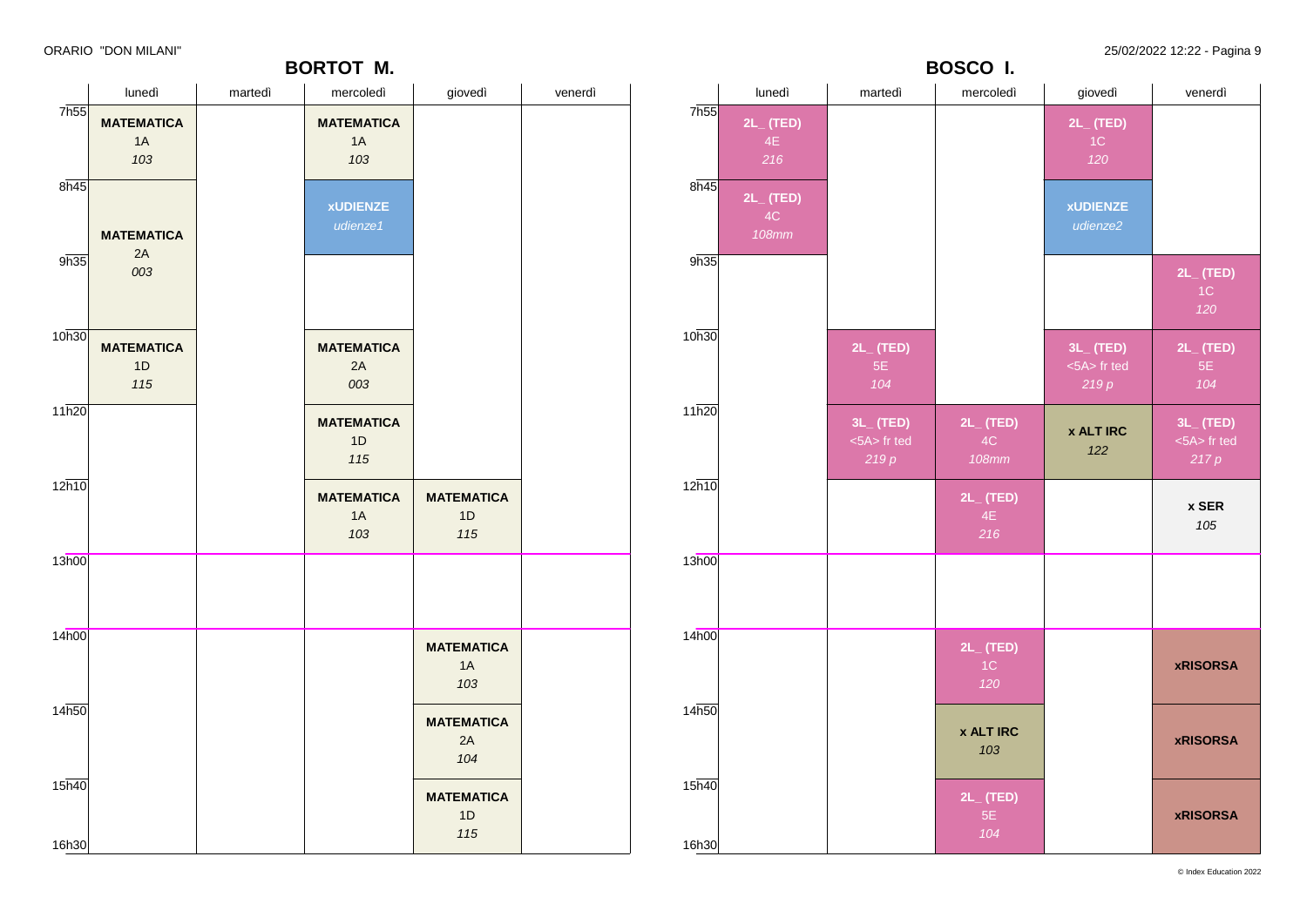ORARIO "DON MILANI"

25/02/2022 12:22

## BORTOT M.

| | lunedì | martedì | mercoledì | giovedì | venerdì |
|---|---|---|---|---|---|
| 7h55 | **MATEMATICA** 1A *103* | | **MATEMATICA** 1A *103* | | |
| 8h45 | **MATEMATICA** 2A *003* | | **xUDIENZE** *udienze1* | | |
| 9h35 | | | | | |
| 10h30 | **MATEMATICA** 1D *115* | | **MATEMATICA** 2A *003* | | |
| 11h20 | | | **MATEMATICA** 1D *115* | | |
| 12h10 | | | **MATEMATICA** 1A *103* | **MATEMATICA** 1D *115* | |
| 13h00 | | | | | |
| 14h00 | | | | **MATEMATICA** 1A *103* | |
| 14h50 | | | | **MATEMATICA** 2A *104* | |
| 15h40 | | | | **MATEMATICA** 1D *115* | |
| 16h30 | | | | | |

## BOSCO I.

| | lunedì | martedì | mercoledì | giovedì | venerdì |
|---|---|---|---|---|---|
| 7h55 | **2L_ (TED)** 4E *216* | | | **2L_ (TED)** 1C *120* | |
| 8h45 | **2L_ (TED)** 4C *108mm* | | | **xUDIENZE** *udienze2* | |
| 9h35 | | | | | **2L_ (TED)** 1C *120* |
| 10h30 | | **2L_ (TED)** 5E *104* | | **3L_ (TED)** <5A> fr ted *219 p* | **2L_ (TED)** 5E *104* |
| 11h20 | | **3L_ (TED)** <5A> fr ted *219 p* | **2L_ (TED)** 4C *108mm* | **x ALT IRC** *122* | **3L_ (TED)** <5A> fr ted *217 p* |
| 12h10 | | | **2L_ (TED)** 4E *216* | | **x SER** *105* |
| 13h00 | | | | | |
| 14h00 | | | **2L_ (TED)** 1C *120* | | **xRISORSA** |
| 14h50 | | | **x ALT IRC** *103* | | **xRISORSA** |
| 15h40 | | | **2L_ (TED)** 5E *104* | | **xRISORSA** |
| 16h30 | | | | | |

© Index Education 2022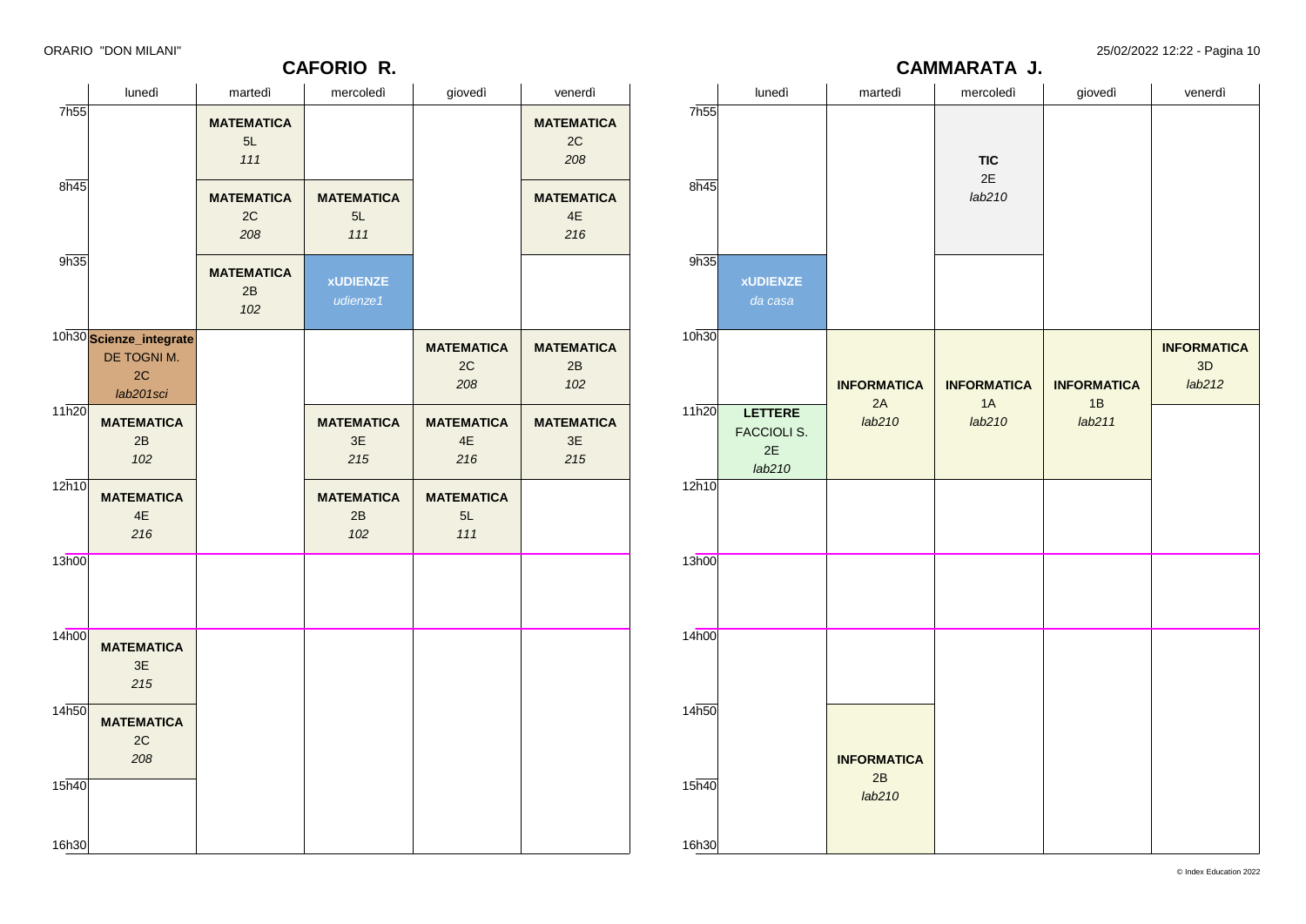## CAFORIO R.

| | lunedì | martedì | mercoledì | giovedì | venerdì |
|---|---|---|---|---|---|
| 7h55 | | **MATEMATICA** 5L *111* | | | **MATEMATICA** 2C *208* |
| 8h45 | | **MATEMATICA** 2C *208* | **MATEMATICA** 5L *111* | | **MATEMATICA** 4E *216* |
| 9h35 | | **MATEMATICA** 2B *102* | **xUDIENZE** *udienze1* | | |
| 10h30 | **Scienze_integrate** DE TOGNI M. 2C *lab201sci* | | | **MATEMATICA** 2C *208* | **MATEMATICA** 2B *102* |
| 11h20 | **MATEMATICA** 2B *102* | | **MATEMATICA** 3E *215* | **MATEMATICA** 4E *216* | **MATEMATICA** 3E *215* |
| 12h10 | **MATEMATICA** 4E *216* | | **MATEMATICA** 2B *102* | **MATEMATICA** 5L *111* | |
| 13h00 | | | | | |
| 14h00 | **MATEMATICA** 3E *215* | | | | |
| 14h50 | **MATEMATICA** 2C *208* | | | | |
| 15h40 | | | | | |
| 16h30 | | | | | |

## CAMMARATA J.

| | lunedì | martedì | mercoledì | giovedì | venerdì |
|---|---|---|---|---|---|
| 7h55 | | | **TIC** 2E *lab210* | | |
| 8h45 | | | **TIC** 2E *lab210* | | |
| 9h35 | **xUDIENZE** *da casa* | | | | |
| 10h30 | | **INFORMATICA** 2A *lab210* | **INFORMATICA** 1A *lab210* | **INFORMATICA** 1B *lab211* | **INFORMATICA** 3D *lab212* |
| 11h20 | **LETTERE** FACCIOLI S. 2E *lab210* | **INFORMATICA** 2A *lab210* | **INFORMATICA** 1A *lab210* | **INFORMATICA** 1B *lab211* | |
| 12h10 | | | | | |
| 13h00 | | | | | |
| 14h00 | | | | | |
| 14h50 | | **INFORMATICA** 2B *lab210* | | | |
| 15h40 | | **INFORMATICA** 2B *lab210* | | | |
| 16h30 | | | | | |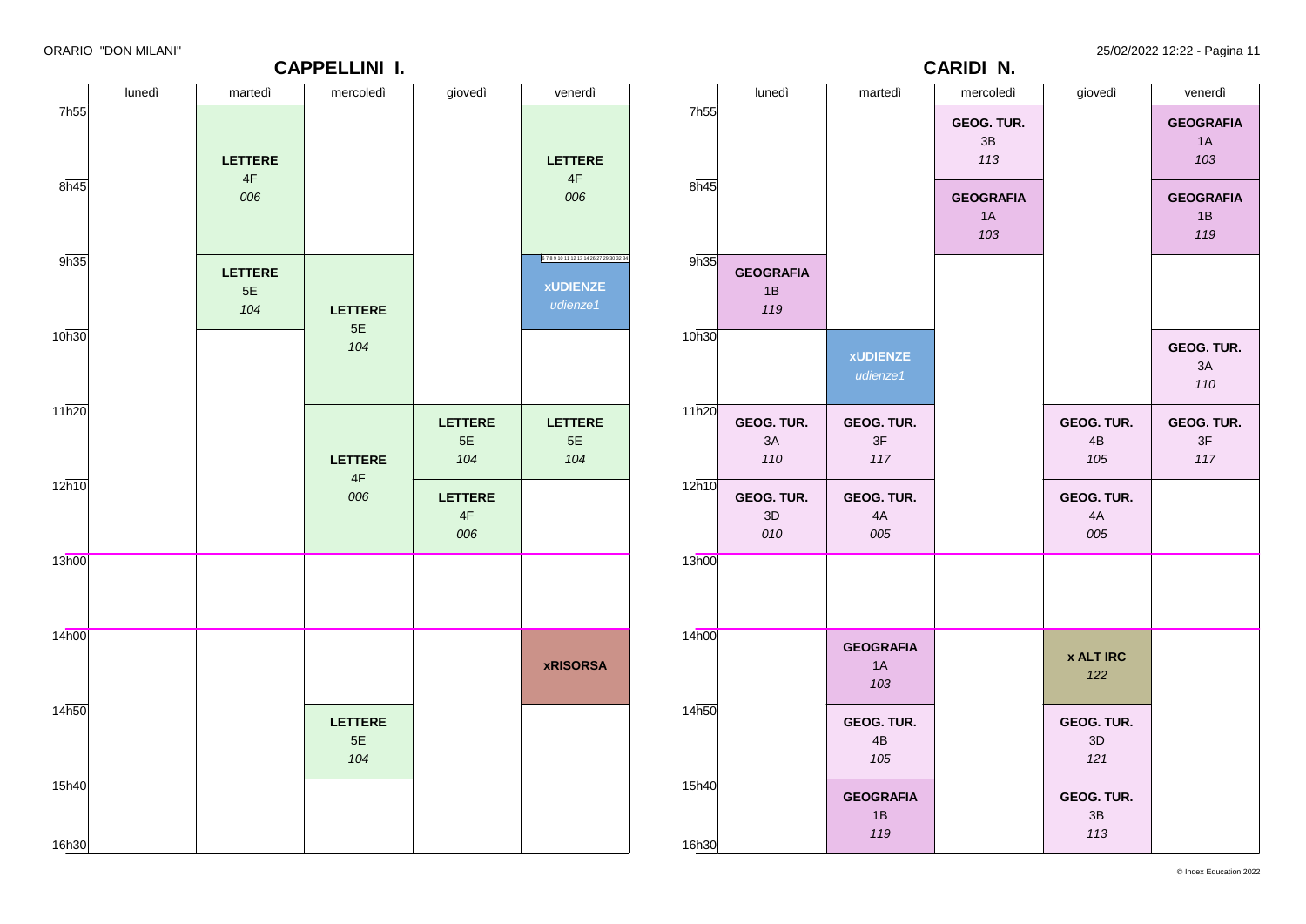## CAPPELLINI I.

| | lunedì | martedì | mercoledì | giovedì | venerdì |
|---|---|---|---|---|---|
| 7h55 | | **LETTERE** 4F *006* | | | **LETTERE** 4F *006* |
| 8h45 | | **LETTERE** 4F *006* | | | **LETTERE** 4F *006* |
| 9h35 | | **LETTERE** 5E *104* | **LETTERE** 5E *104* | | **xUDIENZE** *udienze1* |
| 10h30 | | | **LETTERE** 5E *104* | | |
| 11h20 | | | **LETTERE** 4F *006* | **LETTERE** 5E *104* | **LETTERE** 5E *104* |
| 12h10 | | | **LETTERE** 4F *006* | **LETTERE** 4F *006* | |
| 13h00 | | | | | |
| 14h00 | | | | | **xRISORSA** |
| 14h50 | | | **LETTERE** 5E *104* | | |
| 15h40 | | | | | |
| 16h30 | | | | | |

## CARIDI N.

| | lunedì | martedì | mercoledì | giovedì | venerdì |
|---|---|---|---|---|---|
| 7h55 | | | **GEOG. TUR.** 3B *113* | | **GEOGRAFIA** 1A *103* |
| 8h45 | | | **GEOGRAFIA** 1A *103* | | **GEOGRAFIA** 1B *119* |
| 9h35 | **GEOGRAFIA** 1B *119* | | | | |
| 10h30 | | **xUDIENZE** *udienze1* | | | **GEOG. TUR.** 3A *110* |
| 11h20 | **GEOG. TUR.** 3A *110* | **GEOG. TUR.** 3F *117* | | **GEOG. TUR.** 4B *105* | **GEOG. TUR.** 3F *117* |
| 12h10 | **GEOG. TUR.** 3D *010* | **GEOG. TUR.** 4A *005* | | **GEOG. TUR.** 4A *005* | |
| 13h00 | | | | | |
| 14h00 | | **GEOGRAFIA** 1A *103* | | **x ALT IRC** *122* | |
| 14h50 | | **GEOG. TUR.** 4B *105* | | **GEOG. TUR.** 3D *121* | |
| 15h40 | | **GEOGRAFIA** 1B *119* | | **GEOG. TUR.** 3B *113* | |
| 16h30 | | | | | |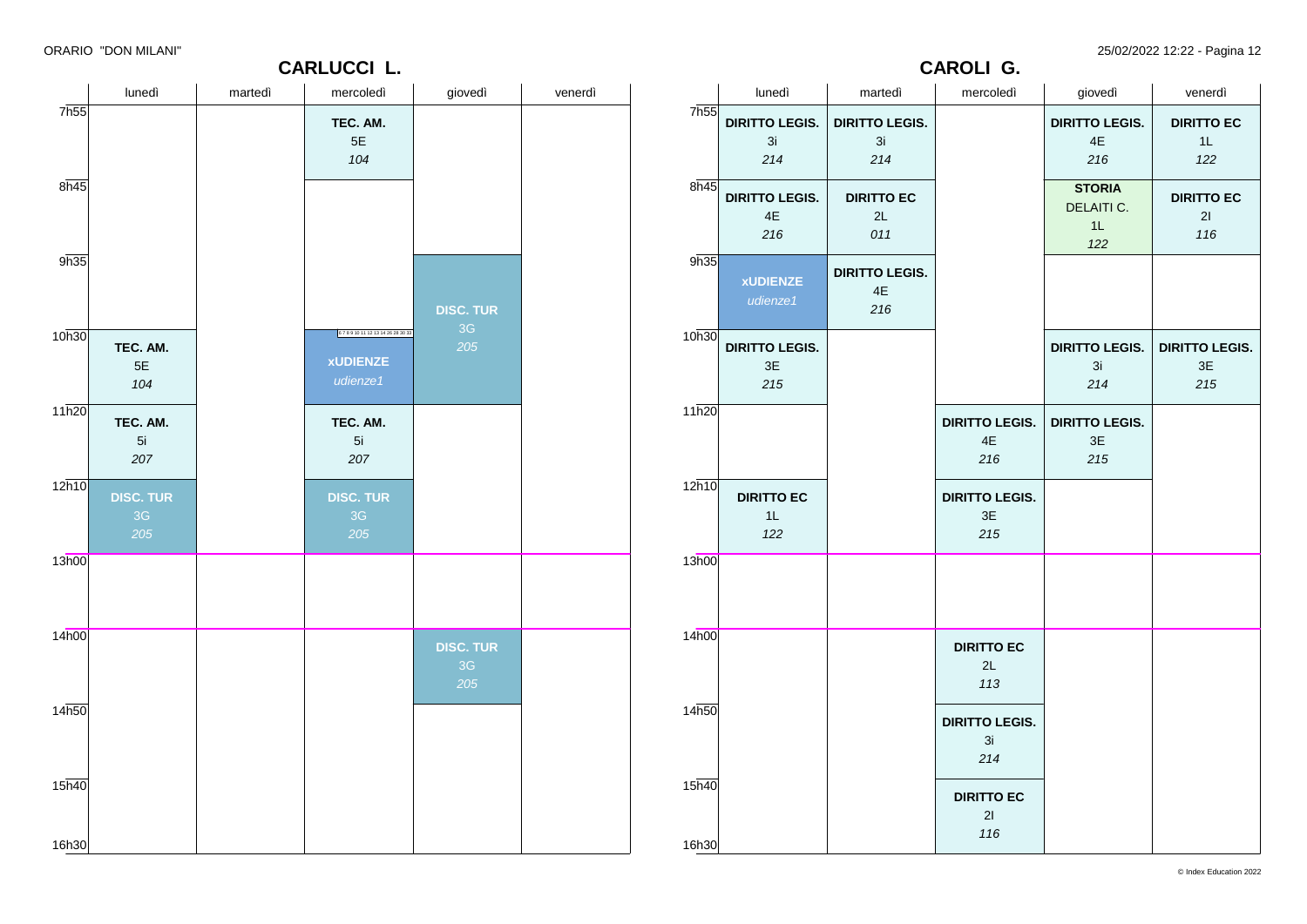ORARIO "DON MILANI"

## CARLUCCI L.

| | lunedì | martedì | mercoledì | giovedì | venerdì |
|---|---|---|---|---|---|
| 7h55 | | | TEC. AM. 5E *104* | | |
| 8h45 | | | | | |
| 9h35 | | | | DISC. TUR 3G *205* | |
| 10h30 | TEC. AM. 5E *104* | | xUDIENZE *udienze1* | | |
| 11h20 | TEC. AM. 5i *207* | | TEC. AM. 5i *207* | | |
| 12h10 | DISC. TUR 3G *205* | | DISC. TUR 3G *205* | | |
| 13h00 | | | | | |
| 14h00 | | | | DISC. TUR 3G *205* | |
| 14h50 | | | | | |
| 15h40 | | | | | |

## CAROLI G.

| | lunedì | martedì | mercoledì | giovedì | venerdì |
|---|---|---|---|---|---|
| 7h55 | DIRITTO LEGIS. 3i *214* | DIRITTO LEGIS. 3i *214* | | DIRITTO LEGIS. 4E *216* | DIRITTO EC 1L *122* |
| 8h45 | DIRITTO LEGIS. 4E *216* | DIRITTO EC 2L *011* | | STORIA DELAITI C. 1L *122* | DIRITTO EC 2I *116* |
| 9h35 | xUDIENZE *udienze1* | DIRITTO LEGIS. 4E *216* | | | |
| 10h30 | DIRITTO LEGIS. 3E *215* | | | DIRITTO LEGIS. 3i *214* | DIRITTO LEGIS. 3E *215* |
| 11h20 | | | DIRITTO LEGIS. 4E *216* | DIRITTO LEGIS. 3E *215* | |
| 12h10 | DIRITTO EC 1L *122* | | DIRITTO LEGIS. 3E *215* | | |
| 13h00 | | | | | |
| 14h00 | | | DIRITTO EC 2L *113* | | |
| 14h50 | | | DIRITTO LEGIS. 3i *214* | | |
| 15h40 | | | DIRITTO EC 2I *116* | | |

16h30

© Index Education 2022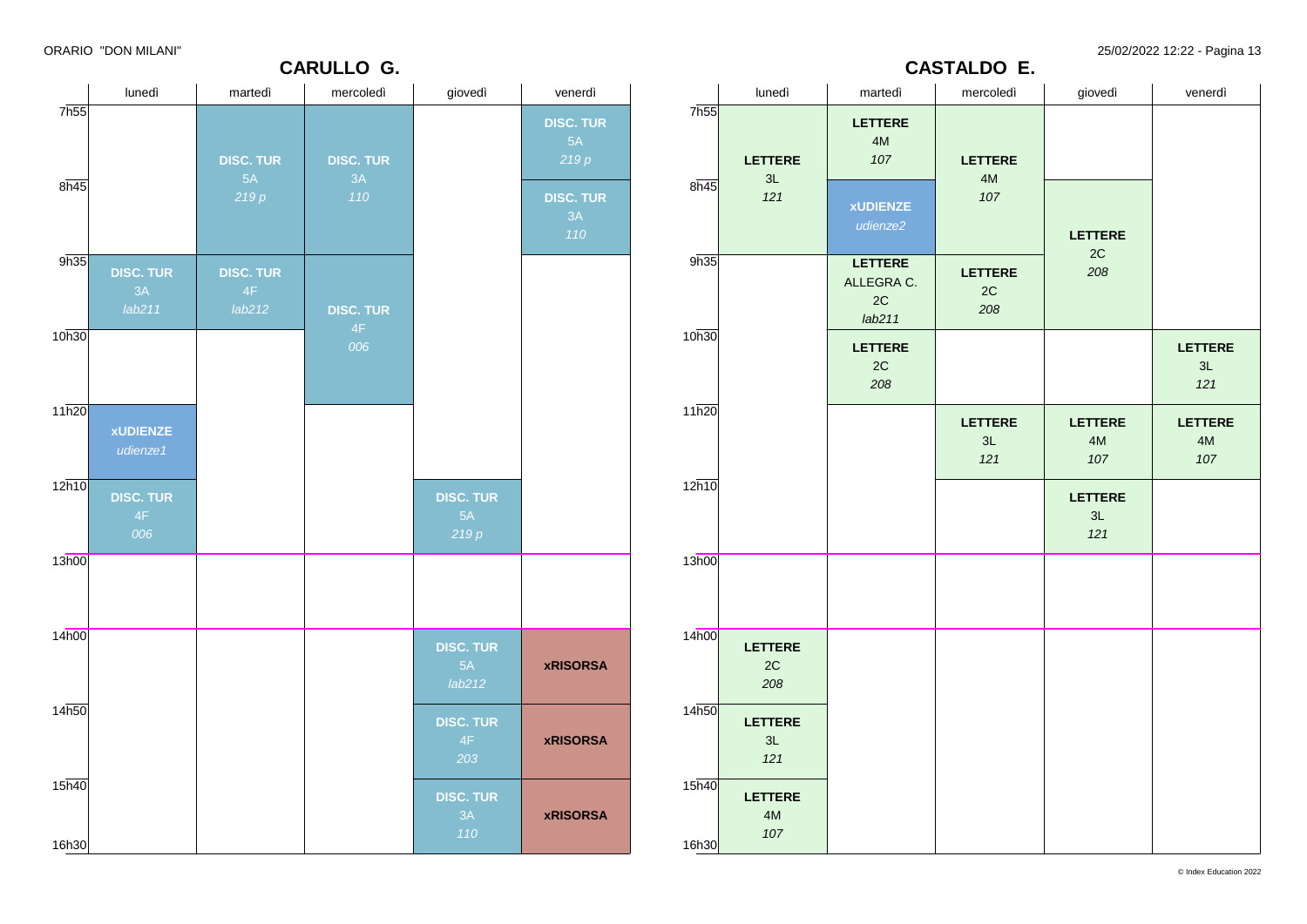## CARULLO G.

| | lunedì | martedì | mercoledì | giovedì | venerdì |
|---|---|---|---|---|---|
| 7h55 | | **DISC. TUR** 5A *219 p* | **DISC. TUR** 3A *110* | | **DISC. TUR** 5A *219 p* |
| 8h45 | | **DISC. TUR** 5A *219 p* | **DISC. TUR** 3A *110* | | **DISC. TUR** 3A *110* |
| 9h35 | **DISC. TUR** 3A *lab211* | **DISC. TUR** 4F *lab212* | **DISC. TUR** 4F *006* | | |
| 10h30 | | | **DISC. TUR** 4F *006* | | |
| 11h20 | **xUDIENZE** *udienze1* | | | | |
| 12h10 | **DISC. TUR** 4F *006* | | | **DISC. TUR** 5A *219 p* | |
| 13h00 | | | | | |
| 14h00 | | | | **DISC. TUR** 5A *lab212* | **xRISORSA** |
| 14h50 | | | | **DISC. TUR** 4F *203* | **xRISORSA** |
| 15h40 - 16h30 | | | | **DISC. TUR** 3A *110* | **xRISORSA** |

## CASTALDO E.

| | lunedì | martedì | mercoledì | giovedì | venerdì |
|---|---|---|---|---|---|
| 7h55 | **LETTERE** 3L *121* | **LETTERE** 4M *107* | **LETTERE** 4M *107* | | |
| 8h45 | **LETTERE** 3L *121* | **xUDIENZE** *udienze2* | **LETTERE** 4M *107* | **LETTERE** 2C *208* | |
| 9h35 | | **LETTERE** ALLEGRA C. 2C *lab211* | **LETTERE** 2C *208* | **LETTERE** 2C *208* | |
| 10h30 | | **LETTERE** 2C *208* | | | **LETTERE** 3L *121* |
| 11h20 | | | **LETTERE** 3L *121* | **LETTERE** 4M *107* | **LETTERE** 4M *107* |
| 12h10 | | | | **LETTERE** 3L *121* | |
| 13h00 | | | | | |
| 14h00 | **LETTERE** 2C *208* | | | | |
| 14h50 | **LETTERE** 3L *121* | | | | |
| 15h40 - 16h30 | **LETTERE** 4M *107* | | | | |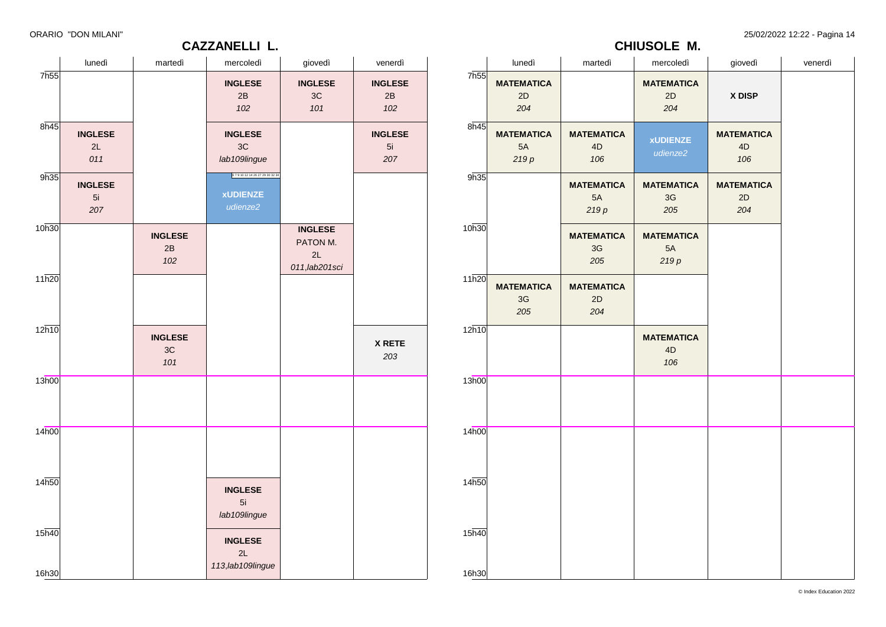ORARIO "DON MILANI"

## CAZZANELLI L.

| | lunedì | martedì | mercoledì | giovedì | venerdì |
|---|---|---|---|---|---|
| 7h55 | | | **INGLESE** 2B *102* | **INGLESE** 3C *101* | **INGLESE** 2B *102* |
| 8h45 | **INGLESE** 2L *011* | | **INGLESE** 3C *lab109lingue* | | **INGLESE** 5i *207* |
| 9h35 | **INGLESE** 5i *207* | | **xUDIENZE** *udienze2* | | |
| 10h30 | | **INGLESE** 2B *102* | | **INGLESE** PATON M. 2L *011,lab201sci* | |
| 11h20 | | | | | |
| 12h10 | | **INGLESE** 3C *101* | | | **X RETE** *203* |
| 13h00 | | | | | |
| 14h00 | | | | | |
| 14h50 | | | **INGLESE** 5i *lab109lingue* | | |
| 15h40 | | | **INGLESE** 2L *113,lab109lingue* | | |
| 16h30 | | | | | |

## CHIUSOLE M.

| | lunedì | martedì | mercoledì | giovedì | venerdì |
|---|---|---|---|---|---|
| 7h55 | **MATEMATICA** 2D *204* | | **MATEMATICA** 2D *204* | **X DISP** | |
| 8h45 | **MATEMATICA** 5A *219 p* | **MATEMATICA** 4D *106* | **xUDIENZE** *udienze2* | **MATEMATICA** 4D *106* | |
| 9h35 | | **MATEMATICA** 5A *219 p* | **MATEMATICA** 3G *205* | **MATEMATICA** 2D *204* | |
| 10h30 | | **MATEMATICA** 3G *205* | **MATEMATICA** 5A *219 p* | | |
| 11h20 | **MATEMATICA** 3G *205* | **MATEMATICA** 2D *204* | | | |
| 12h10 | | | **MATEMATICA** 4D *106* | | |
| 13h00 | | | | | |
| 14h00 | | | | | |
| 14h50 | | | | | |
| 15h40 | | | | | |
| 16h30 | | | | | |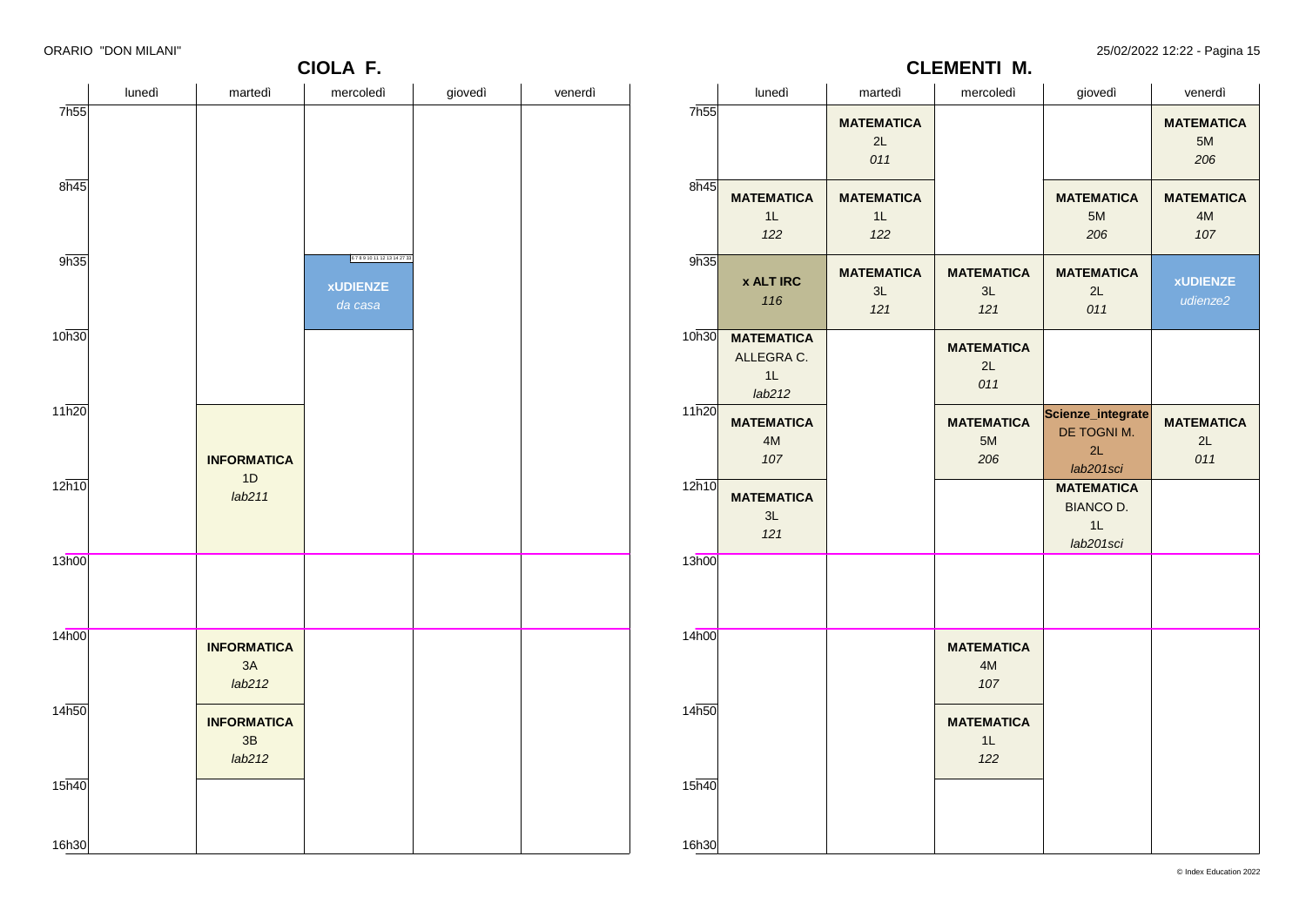## CIOLA F.

| | lunedì | martedì | mercoledì | giovedì | venerdì |
|---|---|---|---|---|---|
| 7h55 | | | | | |
| 8h45 | | | | | |
| 9h35 | | | 6 7 8 9 10 11 12 13 14 27 33 **xUDIENZE** *da casa* | | |
| 10h30 | | | | | |
| 11h20 | | **INFORMATICA** 1D *lab211* | | | |
| 12h10 | | | | | |
| 13h00 | | | | | |
| 14h00 | | **INFORMATICA** 3A *lab212* | | | |
| 14h50 | | **INFORMATICA** 3B *lab212* | | | |
| 15h40 | | | | | |
| 16h30 | | | | | |

## CLEMENTI M.

| | lunedì | martedì | mercoledì | giovedì | venerdì |
|---|---|---|---|---|---|
| 7h55 | | **MATEMATICA** 2L *011* | | | **MATEMATICA** 5M *206* |
| 8h45 | **MATEMATICA** 1L *122* | **MATEMATICA** 1L *122* | | **MATEMATICA** 5M *206* | **MATEMATICA** 4M *107* |
| 9h35 | **x ALT IRC** *116* | **MATEMATICA** 3L *121* | **MATEMATICA** 3L *121* | **MATEMATICA** 2L *011* | **xUDIENZE** *udienze2* |
| 10h30 | **MATEMATICA** ALLEGRA C. 1L *lab212* | | **MATEMATICA** 2L *011* | | |
| 11h20 | **MATEMATICA** 4M *107* | | **MATEMATICA** 5M *206* | **Scienze_integrate** DE TOGNI M. 2L *lab201sci* | **MATEMATICA** 2L *011* |
| 12h10 | **MATEMATICA** 3L *121* | | | **MATEMATICA** BIANCO D. 1L *lab201sci* | |
| 13h00 | | | | | |
| 14h00 | | | **MATEMATICA** 4M *107* | | |
| 14h50 | | | **MATEMATICA** 1L *122* | | |
| 15h40 | | | | | |
| 16h30 | | | | | |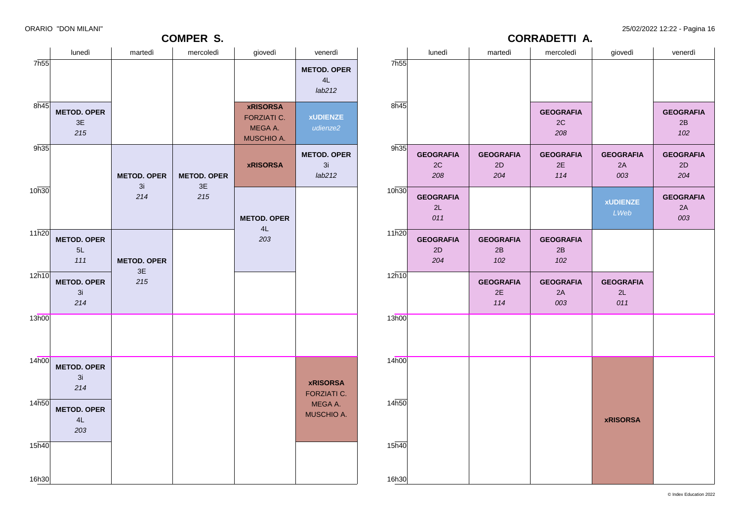## COMPER S.

| | lunedì | martedì | mercoledì | giovedì | venerdì |
|---|---|---|---|---|---|
| 7h55 | | | | | **METOD. OPER** 4L *lab212* |
| 8h45 | **METOD. OPER** 3E *215* | | | **xRISORSA** FORZIATI C. MEGA A. MUSCHIO A. | **xUDIENZE** *udienze2* |
| 9h35 | | **METOD. OPER** 3i *214* | **METOD. OPER** 3E *215* | **xRISORSA** | **METOD. OPER** 3i *lab212* |
| 10h30 | | | | **METOD. OPER** 4L *203* | |
| 11h20 | **METOD. OPER** 5L *111* | **METOD. OPER** 3E *215* | | | |
| 12h10 | **METOD. OPER** 3i *214* | | | | |
| 13h00 | | | | | |
| 14h00 | **METOD. OPER** 3i *214* | | | | **xRISORSA** FORZIATI C. MEGA A. MUSCHIO A. |
| 14h50 | **METOD. OPER** 4L *203* | | | | |
| 15h40 | | | | | |
| 16h30 | | | | | |

## CORRADETTI A.

| | lunedì | martedì | mercoledì | giovedì | venerdì |
|---|---|---|---|---|---|
| 7h55 | | | | | |
| 8h45 | | | **GEOGRAFIA** 2C *208* | | **GEOGRAFIA** 2B *102* |
| 9h35 | **GEOGRAFIA** 2C *208* | **GEOGRAFIA** 2D *204* | **GEOGRAFIA** 2E *114* | **GEOGRAFIA** 2A *003* | **GEOGRAFIA** 2D *204* |
| 10h30 | **GEOGRAFIA** 2L *011* | | | **xUDIENZE** *LWeb* | **GEOGRAFIA** 2A *003* |
| 11h20 | **GEOGRAFIA** 2D *204* | **GEOGRAFIA** 2B *102* | **GEOGRAFIA** 2B *102* | | |
| 12h10 | | **GEOGRAFIA** 2E *114* | **GEOGRAFIA** 2A *003* | **GEOGRAFIA** 2L *011* | |
| 13h00 | | | | | |
| 14h00 | | | | **xRISORSA** | |
| 14h50 | | | | | |
| 15h40 | | | | | |
| 16h30 | | | | | |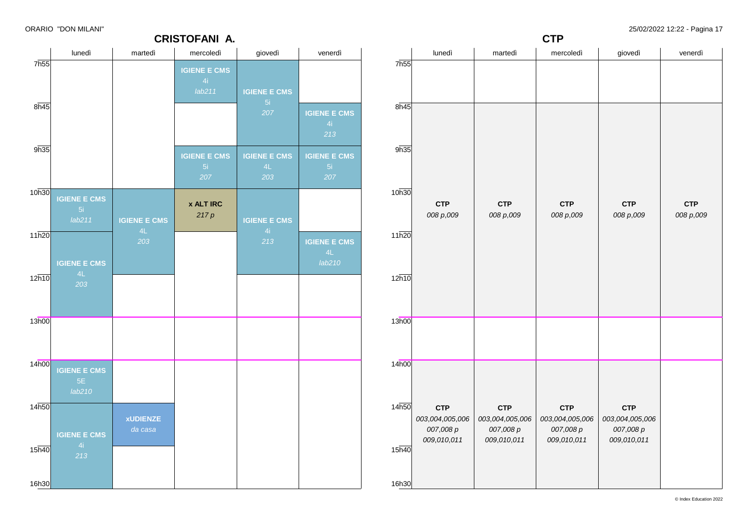## CRISTOFANI A.

| | lunedì | martedì | mercoledì | giovedì | venerdì |
|---|---|---|---|---|---|
| 7h55 | | | **IGIENE E CMS** 4i *lab211* | **IGIENE E CMS** 5i *207* | |
| 8h45 | | | | **IGIENE E CMS** 5i *207* | **IGIENE E CMS** 4i *213* |
| 9h35 | | | **IGIENE E CMS** 5i *207* | **IGIENE E CMS** 4L *203* | **IGIENE E CMS** 5i *207* |
| 10h30 | **IGIENE E CMS** 5i *lab211* | **IGIENE E CMS** 4L *203* | **x ALT IRC** *217 p* | **IGIENE E CMS** 4i *213* | |
| 11h20 | **IGIENE E CMS** 4L *203* | **IGIENE E CMS** 4L *203* | | **IGIENE E CMS** 4i *213* | **IGIENE E CMS** 4L *lab210* |
| 12h10 | **IGIENE E CMS** 4L *203* | | | | |
| 13h00 | | | | | |
| 14h00 | **IGIENE E CMS** 5E *lab210* | | | | |
| 14h50 | **IGIENE E CMS** 4i *213* | **xUDIENZE** *da casa* | | | |
| 15h40 | **IGIENE E CMS** 4i *213* | | | | |

## CTP

| | lunedì | martedì | mercoledì | giovedì | venerdì |
|---|---|---|---|---|---|
| 7h55 | | | | | |
| 8h45–13h00 | **CTP** *008 p,009* | **CTP** *008 p,009* | **CTP** *008 p,009* | **CTP** *008 p,009* | **CTP** *008 p,009* |
| 13h00 | | | | | |
| 14h00–16h30 | **CTP** *003,004,005,006 007,008 p 009,010,011* | **CTP** *003,004,005,006 007,008 p 009,010,011* | **CTP** *003,004,005,006 007,008 p 009,010,011* | **CTP** *003,004,005,006 007,008 p 009,010,011* | |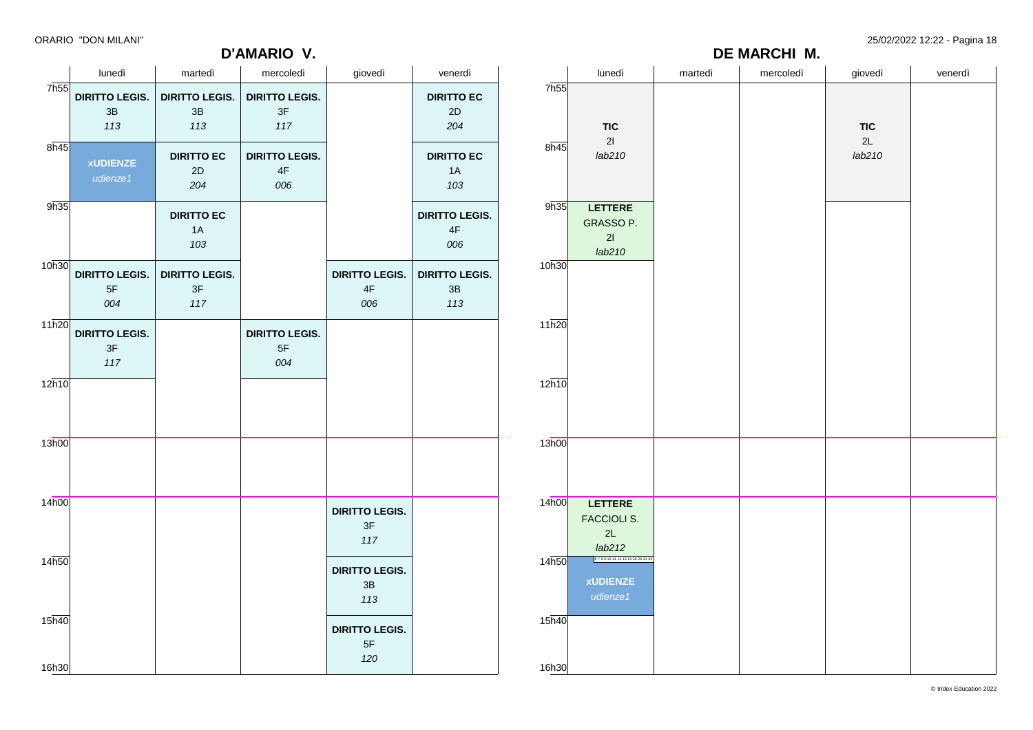ORARIO "DON MILANI"

## D'AMARIO V.

| | lunedì | martedì | mercoledì | giovedì | venerdì |
|---|---|---|---|---|---|
| 7h55 | **DIRITTO LEGIS.** 3B *113* | **DIRITTO LEGIS.** 3B *113* | **DIRITTO LEGIS.** 3F *117* | | **DIRITTO EC** 2D *204* |
| 8h45 | **xUDIENZE** *udienze1* | **DIRITTO EC** 2D *204* | **DIRITTO LEGIS.** 4F *006* | | **DIRITTO EC** 1A *103* |
| 9h35 | | **DIRITTO EC** 1A *103* | | | **DIRITTO LEGIS.** 4F *006* |
| 10h30 | **DIRITTO LEGIS.** 5F *004* | **DIRITTO LEGIS.** 3F *117* | | **DIRITTO LEGIS.** 4F *006* | **DIRITTO LEGIS.** 3B *113* |
| 11h20 | **DIRITTO LEGIS.** 3F *117* | | **DIRITTO LEGIS.** 5F *004* | | |
| 12h10 | | | | | |
| 13h00 | | | | | |
| 14h00 | | | | **DIRITTO LEGIS.** 3F *117* | |
| 14h50 | | | | **DIRITTO LEGIS.** 3B *113* | |
| 15h40 | | | | **DIRITTO LEGIS.** 5F *120* | |
| 16h30 | | | | | |

## DE MARCHI M.

| | lunedì | martedì | mercoledì | giovedì | venerdì |
|---|---|---|---|---|---|
| 7h55 | **TIC** 2I *lab210* | | | **TIC** 2L *lab210* | |
| 8h45 | | | | | |
| 9h35 | **LETTERE** GRASSO P. 2I *lab210* | | | | |
| 10h30 | | | | | |
| 11h20 | | | | | |
| 12h10 | | | | | |
| 13h00 | | | | | |
| 14h00 | **LETTERE** FACCIOLI S. 2L *lab212* | | | | |
| 14h50 | **xUDIENZE** *udienze1* | | | | |
| 15h40 | | | | | |
| 16h30 | | | | | |

© Index Education 2022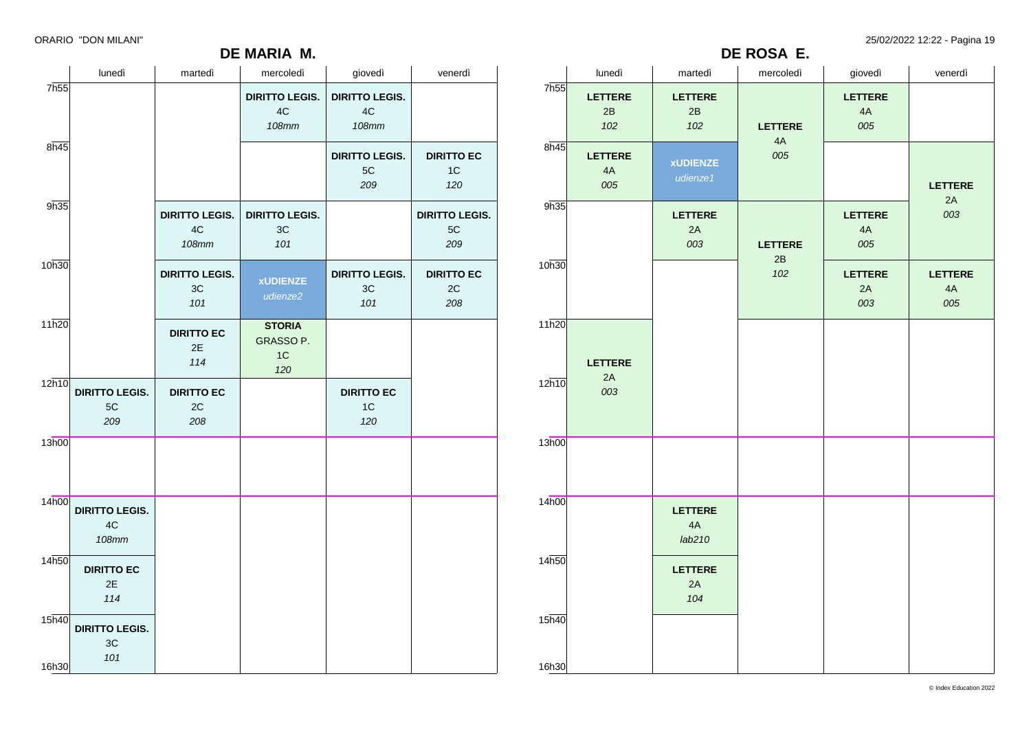## DE MARIA M.

| | lunedì | martedì | mercoledì | giovedì | venerdì |
|---|---|---|---|---|---|
| 7h55 | | | **DIRITTO LEGIS.** 4C *108mm* | **DIRITTO LEGIS.** 4C *108mm* | |
| 8h45 | | | | **DIRITTO LEGIS.** 5C *209* | **DIRITTO EC** 1C *120* |
| 9h35 | | **DIRITTO LEGIS.** 4C *108mm* | **DIRITTO LEGIS.** 3C *101* | | **DIRITTO LEGIS.** 5C *209* |
| 10h30 | | **DIRITTO LEGIS.** 3C *101* | **xUDIENZE** *udienze2* | **DIRITTO LEGIS.** 3C *101* | **DIRITTO EC** 2C *208* |
| 11h20 | | **DIRITTO EC** 2E *114* | **STORIA** GRASSO P. 1C *120* | | |
| 12h10 | **DIRITTO LEGIS.** 5C *209* | **DIRITTO EC** 2C *208* | | **DIRITTO EC** 1C *120* | |
| 13h00 | | | | | |
| 14h00 | **DIRITTO LEGIS.** 4C *108mm* | | | | |
| 14h50 | **DIRITTO EC** 2E *114* | | | | |
| 15h40 | **DIRITTO LEGIS.** 3C *101* | | | | |
| 16h30 | | | | | |

## DE ROSA E.

| | lunedì | martedì | mercoledì | giovedì | venerdì |
|---|---|---|---|---|---|
| 7h55 | **LETTERE** 2B *102* | **LETTERE** 2B *102* | **LETTERE** 4A *005* | **LETTERE** 4A *005* | |
| 8h45 | **LETTERE** 4A *005* | **xUDIENZE** *udienze1* | | | **LETTERE** 2A *003* |
| 9h35 | | **LETTERE** 2A *003* | **LETTERE** 2B *102* | **LETTERE** 4A *005* | |
| 10h30 | | | | **LETTERE** 2A *003* | **LETTERE** 4A *005* |
| 11h20 | **LETTERE** 2A *003* | | | | |
| 12h10 | | | | | |
| 13h00 | | | | | |
| 14h00 | | **LETTERE** 4A *lab210* | | | |
| 14h50 | | **LETTERE** 2A *104* | | | |
| 15h40 | | | | | |
| 16h30 | | | | | |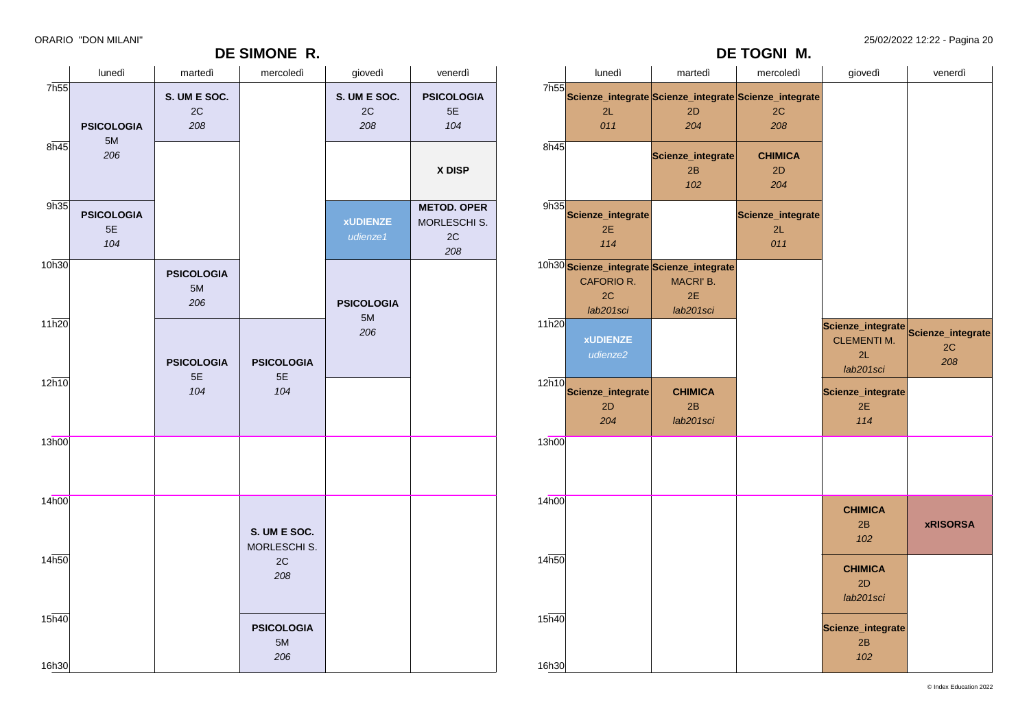## DE SIMONE R.

| | lunedì | martedì | mercoledì | giovedì | venerdì |
|---|---|---|---|---|---|
| 7h55 | **PSICOLOGIA** 5M *206* | **S. UM E SOC.** 2C *208* | | **S. UM E SOC.** 2C *208* | **PSICOLOGIA** 5E *104* |
| 8h45 | | | | | **X DISP** |
| 9h35 | **PSICOLOGIA** 5E *104* | | | **xUDIENZE** *udienze1* | **METOD. OPER** MORLESCHI S. 2C *208* |
| 10h30 | | **PSICOLOGIA** 5M *206* | | **PSICOLOGIA** 5M *206* | |
| 11h20 | | **PSICOLOGIA** 5E *104* | **PSICOLOGIA** 5E *104* | | |
| 12h10 | | | | | |
| 13h00 | | | | | |
| 14h00 | | | **S. UM E SOC.** MORLESCHI S. 2C *208* | | |
| 14h50 | | | | | |
| 15h40 | | | **PSICOLOGIA** 5M *206* | | |
| 16h30 | | | | | |

## DE TOGNI M.

| | lunedì | martedì | mercoledì | giovedì | venerdì |
|---|---|---|---|---|---|
| 7h55 | **Scienze_integrate** 2L *011* | **Scienze_integrate** 2D *204* | **Scienze_integrate** 2C *208* | | |
| 8h45 | | **Scienze_integrate** 2B *102* | **CHIMICA** 2D *204* | | |
| 9h35 | **Scienze_integrate** 2E *114* | | **Scienze_integrate** 2L *011* | | |
| 10h30 | **Scienze_integrate** CAFORIO R. 2C *lab201sci* | **Scienze_integrate** MACRI' B. 2E *lab201sci* | | | |
| 11h20 | **xUDIENZE** *udienze2* | | | **Scienze_integrate** CLEMENTI M. 2L *lab201sci* | **Scienze_integrate** 2C *208* |
| 12h10 | **Scienze_integrate** 2D *204* | **CHIMICA** 2B *lab201sci* | | **Scienze_integrate** 2E *114* | |
| 13h00 | | | | | |
| 14h00 | | | | **CHIMICA** 2B *102* | **xRISORSA** |
| 14h50 | | | | **CHIMICA** 2D *lab201sci* | |
| 15h40 | | | | **Scienze_integrate** 2B *102* | |
| 16h30 | | | | | |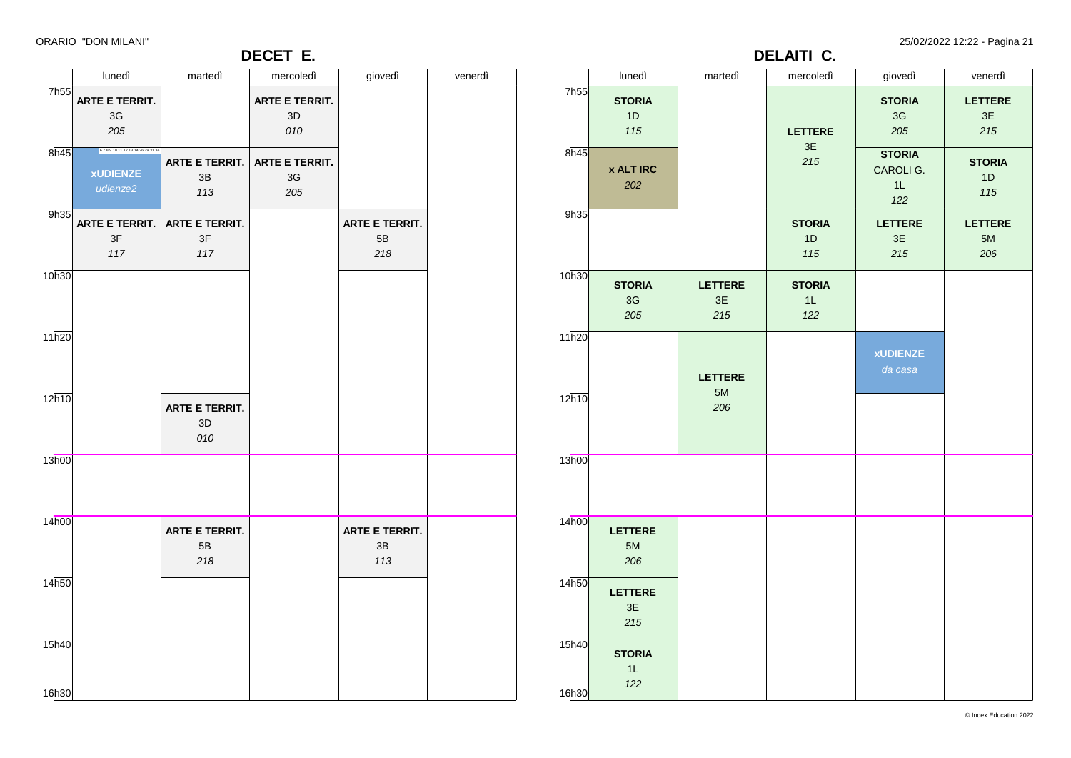## DECET E.

| | lunedì | martedì | mercoledì | giovedì | venerdì |
|---|---|---|---|---|---|
| 7h55 | **ARTE E TERRIT.** 3G *205* | | **ARTE E TERRIT.** 3D *010* | | |
| 8h45 | 6 7 8 9 10 11 12 13 14 26 29 31 34 **xUDIENZE** *udienze2* | **ARTE E TERRIT.** 3B *113* | **ARTE E TERRIT.** 3G *205* | | |
| 9h35 | **ARTE E TERRIT.** 3F *117* | **ARTE E TERRIT.** 3F *117* | | **ARTE E TERRIT.** 5B *218* | |
| 10h30 | | | | | |
| 11h20 | | | | | |
| 12h10 | | **ARTE E TERRIT.** 3D *010* | | | |
| 13h00 | | | | | |
| 14h00 | | **ARTE E TERRIT.** 5B *218* | | **ARTE E TERRIT.** 3B *113* | |
| 14h50 | | | | | |
| 15h40 | | | | | |
| 16h30 | | | | | |

## DELAITI C.

| | lunedì | martedì | mercoledì | giovedì | venerdì |
|---|---|---|---|---|---|
| 7h55 | **STORIA** 1D *115* | | **LETTERE** 3E *215* | **STORIA** 3G *205* | **LETTERE** 3E *215* |
| 8h45 | **x ALT IRC** *202* | | | **STORIA** CAROLI G. 1L *122* | **STORIA** 1D *115* |
| 9h35 | | | **STORIA** 1D *115* | **LETTERE** 3E *215* | **LETTERE** 5M *206* |
| 10h30 | **STORIA** 3G *205* | **LETTERE** 3E *215* | **STORIA** 1L *122* | | |
| 11h20 | | **LETTERE** 5M *206* | | **xUDIENZE** *da casa* | |
| 12h10 | | | | | |
| 13h00 | | | | | |
| 14h00 | **LETTERE** 5M *206* | | | | |
| 14h50 | **LETTERE** 3E *215* | | | | |
| 15h40 | **STORIA** 1L *122* | | | | |
| 16h30 | | | | | |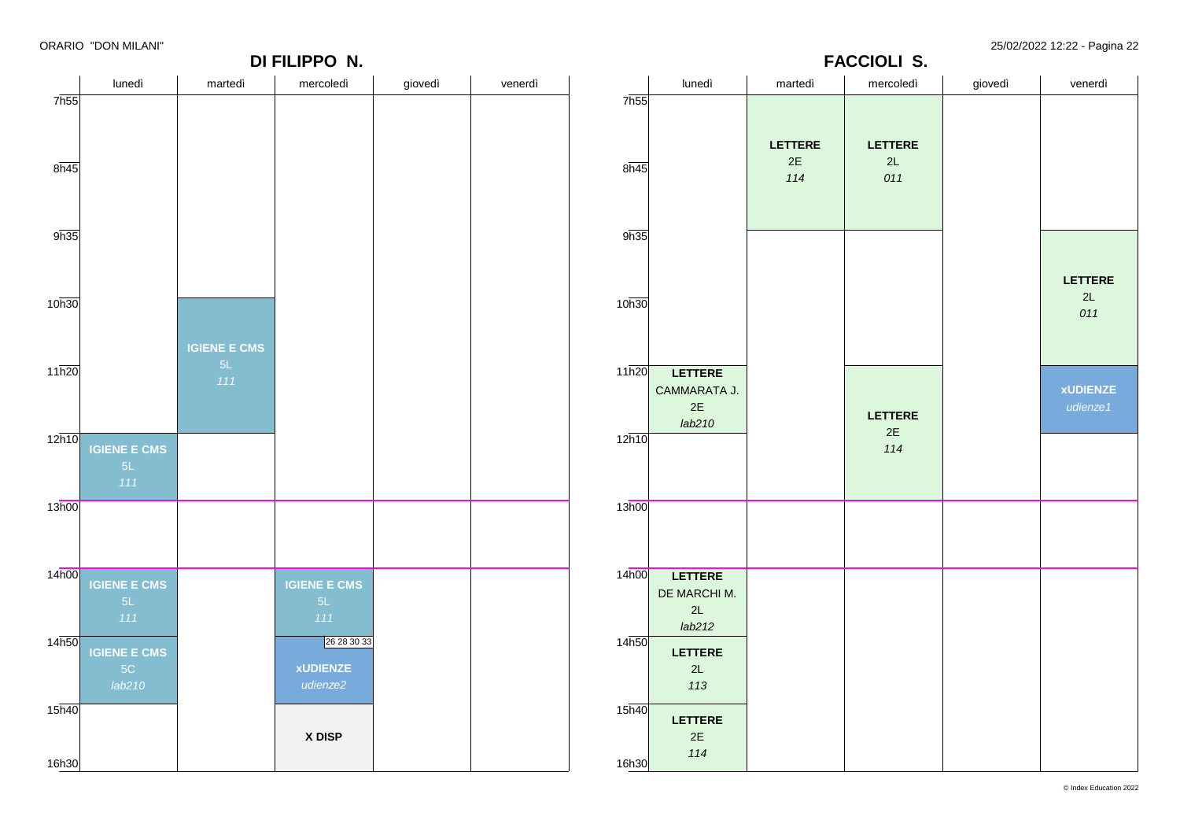# ORARIO "DON MILANI"

## DI FILIPPO N.

| | lunedì | martedì | mercoledì | giovedì | venerdì |
|---|---|---|---|---|---|
| 7h55 | | | | | |
| 8h45 | | | | | |
| 9h35 | | | | | |
| 10h30 | | **IGIENE E CMS** 5L *111* | | | |
| 11h20 | | **IGIENE E CMS** 5L *111* | | | |
| 12h10 | **IGIENE E CMS** 5L *111* | | | | |
| 13h00 | | | | | |
| 14h00 | **IGIENE E CMS** 5L *111* | | **IGIENE E CMS** 5L *111* | | |
| 14h50 | **IGIENE E CMS** 5C *lab210* | | 26 28 30 33 **xUDIENZE** *udienze2* | | |
| 15h40 | | | **X DISP** | | |
| 16h30 | | | | | |

## FACCIOLI S.

| | lunedì | martedì | mercoledì | giovedì | venerdì |
|---|---|---|---|---|---|
| 7h55 | | **LETTERE** 2E *114* | **LETTERE** 2L *011* | | |
| 8h45 | | **LETTERE** 2E *114* | **LETTERE** 2L *011* | | |
| 9h35 | | | | | **LETTERE** 2L *011* |
| 10h30 | | | | | **LETTERE** 2L *011* |
| 11h20 | **LETTERE** CAMMARATA J. 2E *lab210* | | **LETTERE** 2E *114* | | **xUDIENZE** *udienze1* |
| 12h10 | | | **LETTERE** 2E *114* | | |
| 13h00 | | | | | |
| 14h00 | **LETTERE** DE MARCHI M. 2L *lab212* | | | | |
| 14h50 | **LETTERE** 2L *113* | | | | |
| 15h40 | **LETTERE** 2E *114* | | | | |
| 16h30 | | | | | |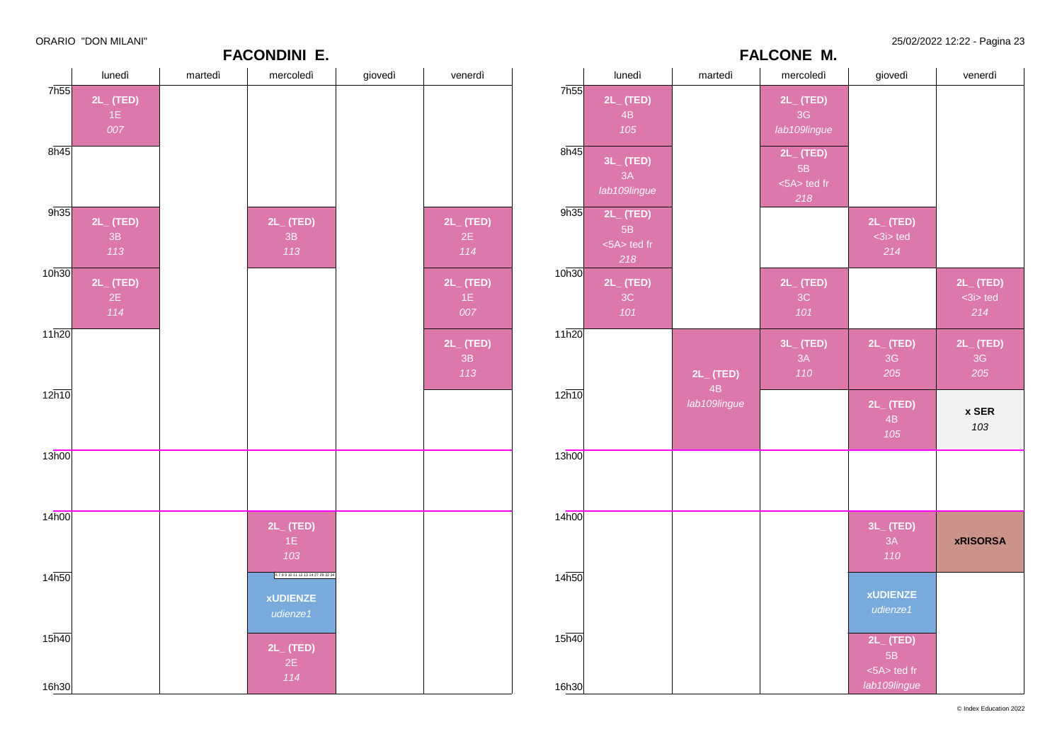ORARIO "DON MILANI"

## FACONDINI E.

| | lunedì | martedì | mercoledì | giovedì | venerdì |
|---|---|---|---|---|---|
| 7h55 | **2L_ (TED)** 1E *007* | | | | |
| 8h45 | | | | | |
| 9h35 | **2L_ (TED)** 3B *113* | | **2L_ (TED)** 3B *113* | | **2L_ (TED)** 2E *114* |
| 10h30 | **2L_ (TED)** 2E *114* | | | | **2L_ (TED)** 1E *007* |
| 11h20 | | | | | **2L_ (TED)** 3B *113* |
| 12h10 | | | | | |
| 13h00 | | | | | |
| 14h00 | | | **2L_ (TED)** 1E *103* | | |
| 14h50 | | | 6 7 8 9 10 11 12 13 14 27 29 32 34 **xUDIENZE** *udienze1* | | |
| 15h40 | | | **2L_ (TED)** 2E *114* | | |
| 16h30 | | | | | |

## FALCONE M.

| | lunedì | martedì | mercoledì | giovedì | venerdì |
|---|---|---|---|---|---|
| 7h55 | **2L_ (TED)** 4B *105* | | **2L_ (TED)** 3G *lab109lingue* | | |
| 8h45 | **3L_ (TED)** 3A *lab109lingue* | | **2L_ (TED)** 5B <5A> ted fr *218* | | |
| 9h35 | **2L_ (TED)** 5B <5A> ted fr *218* | | | **2L_ (TED)** <3i> ted *214* | |
| 10h30 | **2L_ (TED)** 3C *101* | | **2L_ (TED)** 3C *101* | | **2L_ (TED)** <3i> ted *214* |
| 11h20 | | **2L_ (TED)** 4B *lab109lingue* | **3L_ (TED)** 3A *110* | **2L_ (TED)** 3G *205* | **2L_ (TED)** 3G *205* |
| 12h10 | | | | **2L_ (TED)** 4B *105* | **x SER** *103* |
| 13h00 | | | | | |
| 14h00 | | | | **3L_ (TED)** 3A *110* | **xRISORSA** |
| 14h50 | | | | **xUDIENZE** *udienze1* | |
| 15h40 | | | | **2L_ (TED)** 5B <5A> ted fr *lab109lingue* | |
| 16h30 | | | | | |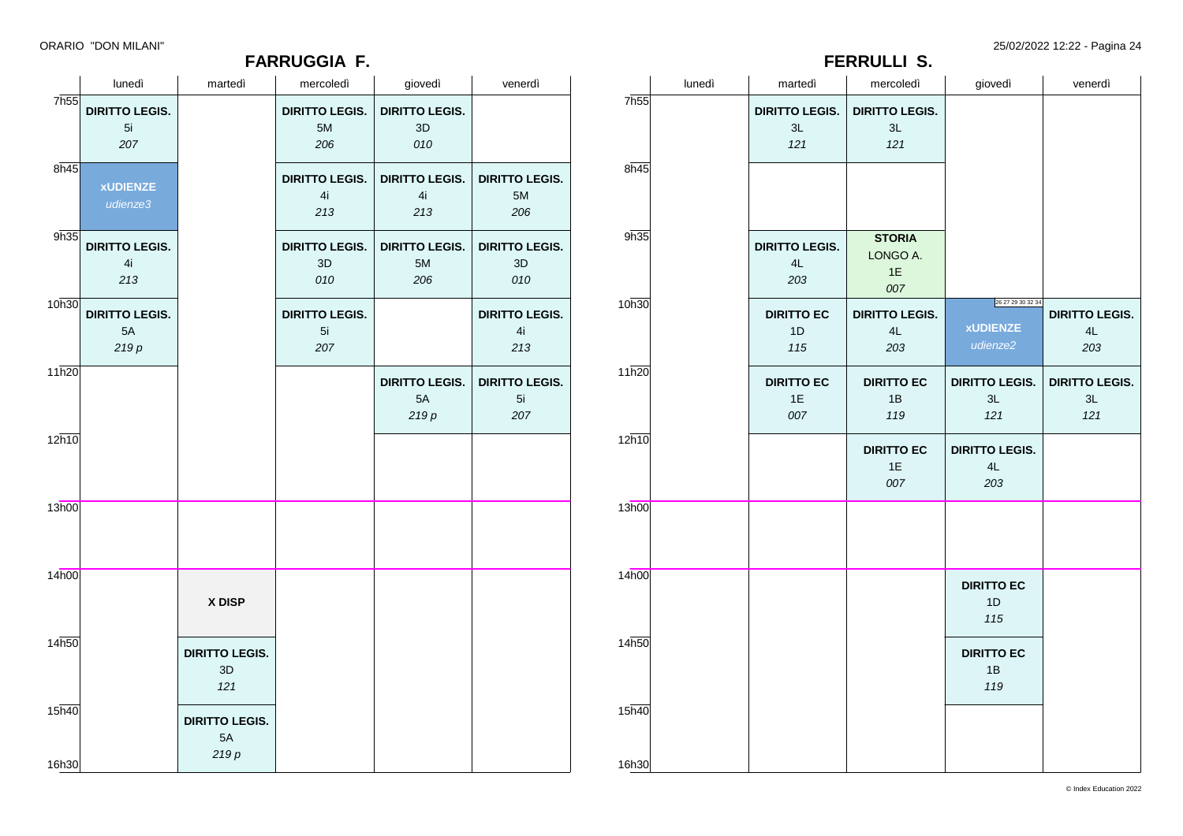## FARRUGGIA F.

| | lunedì | martedì | mercoledì | giovedì | venerdì |
|---|---|---|---|---|---|
| 7h55 | **DIRITTO LEGIS.** 5i *207* | | **DIRITTO LEGIS.** 5M *206* | **DIRITTO LEGIS.** 3D *010* | |
| 8h45 | **xUDIENZE** *udienze3* | | **DIRITTO LEGIS.** 4i *213* | **DIRITTO LEGIS.** 4i *213* | **DIRITTO LEGIS.** 5M *206* |
| 9h35 | **DIRITTO LEGIS.** 4i *213* | | **DIRITTO LEGIS.** 3D *010* | **DIRITTO LEGIS.** 5M *206* | **DIRITTO LEGIS.** 3D *010* |
| 10h30 | **DIRITTO LEGIS.** 5A *219 p* | | **DIRITTO LEGIS.** 5i *207* | | **DIRITTO LEGIS.** 4i *213* |
| 11h20 | | | | **DIRITTO LEGIS.** 5A *219 p* | **DIRITTO LEGIS.** 5i *207* |
| 12h10 | | | | | |
| 13h00 | | | | | |
| 14h00 | | **X DISP** | | | |
| 14h50 | | **DIRITTO LEGIS.** 3D *121* | | | |
| 15h40 | | **DIRITTO LEGIS.** 5A *219 p* | | | |
| 16h30 | | | | | |

## FERRULLI S.

| | lunedì | martedì | mercoledì | giovedì | venerdì |
|---|---|---|---|---|---|
| 7h55 | | **DIRITTO LEGIS.** 3L *121* | **DIRITTO LEGIS.** 3L *121* | | |
| 8h45 | | | | | |
| 9h35 | | **DIRITTO LEGIS.** 4L *203* | **STORIA** LONGO A. 1E *007* | | |
| 10h30 | | **DIRITTO EC** 1D *115* | **DIRITTO LEGIS.** 4L *203* | 26 27 29 30 32 34 **xUDIENZE** *udienze2* | **DIRITTO LEGIS.** 4L *203* |
| 11h20 | | **DIRITTO EC** 1E *007* | **DIRITTO EC** 1B *119* | **DIRITTO LEGIS.** 3L *121* | **DIRITTO LEGIS.** 3L *121* |
| 12h10 | | | **DIRITTO EC** 1E *007* | **DIRITTO LEGIS.** 4L *203* | |
| 13h00 | | | | | |
| 14h00 | | | | **DIRITTO EC** 1D *115* | |
| 14h50 | | | | **DIRITTO EC** 1B *119* | |
| 15h40 | | | | | |
| 16h30 | | | | | |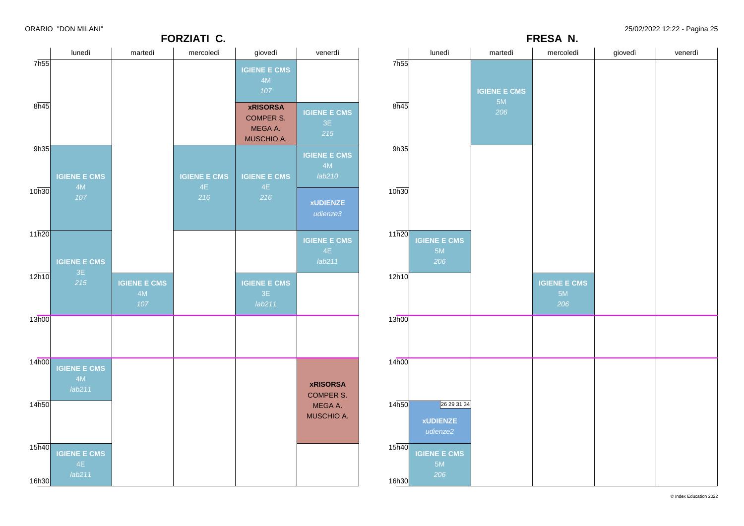# FORZIATI C.

| | lunedì | martedì | mercoledì | giovedì | venerdì |
|---|---|---|---|---|---|
| 7h55 | | | | **IGIENE E CMS** 4M *107* | |
| 8h45 | | | | **xRISORSA** COMPER S. MEGA A. MUSCHIO A. | **IGIENE E CMS** 3E *215* |
| 9h35 | **IGIENE E CMS** 4M *107* | | **IGIENE E CMS** 4E *216* | **IGIENE E CMS** 4E *216* | **IGIENE E CMS** 4M *lab210* |
| 10h30 | | | | | **xUDIENZE** *udienze3* |
| 11h20 | **IGIENE E CMS** 3E *215* | | | | **IGIENE E CMS** 4E *lab211* |
| 12h10 | | **IGIENE E CMS** 4M *107* | | **IGIENE E CMS** 3E *lab211* | |
| 13h00 | | | | | |
| 14h00 | **IGIENE E CMS** 4M *lab211* | | | | **xRISORSA** COMPER S. MEGA A. MUSCHIO A. |
| 14h50 | | | | | |
| 15h40 | **IGIENE E CMS** 4E *lab211* | | | | |
| 16h30 | | | | | |

# FRESA N.

| | lunedì | martedì | mercoledì | giovedì | venerdì |
|---|---|---|---|---|---|
| 7h55 | | **IGIENE E CMS** 5M *206* | | | |
| 8h45 | | | | | |
| 9h35 | | | | | |
| 10h30 | | | | | |
| 11h20 | **IGIENE E CMS** 5M *206* | | | | |
| 12h10 | | | **IGIENE E CMS** 5M *206* | | |
| 13h00 | | | | | |
| 14h00 | | | | | |
| 14h50 | 26 29 31 34 **xUDIENZE** *udienze2* | | | | |
| 15h40 | **IGIENE E CMS** 5M *206* | | | | |
| 16h30 | | | | | |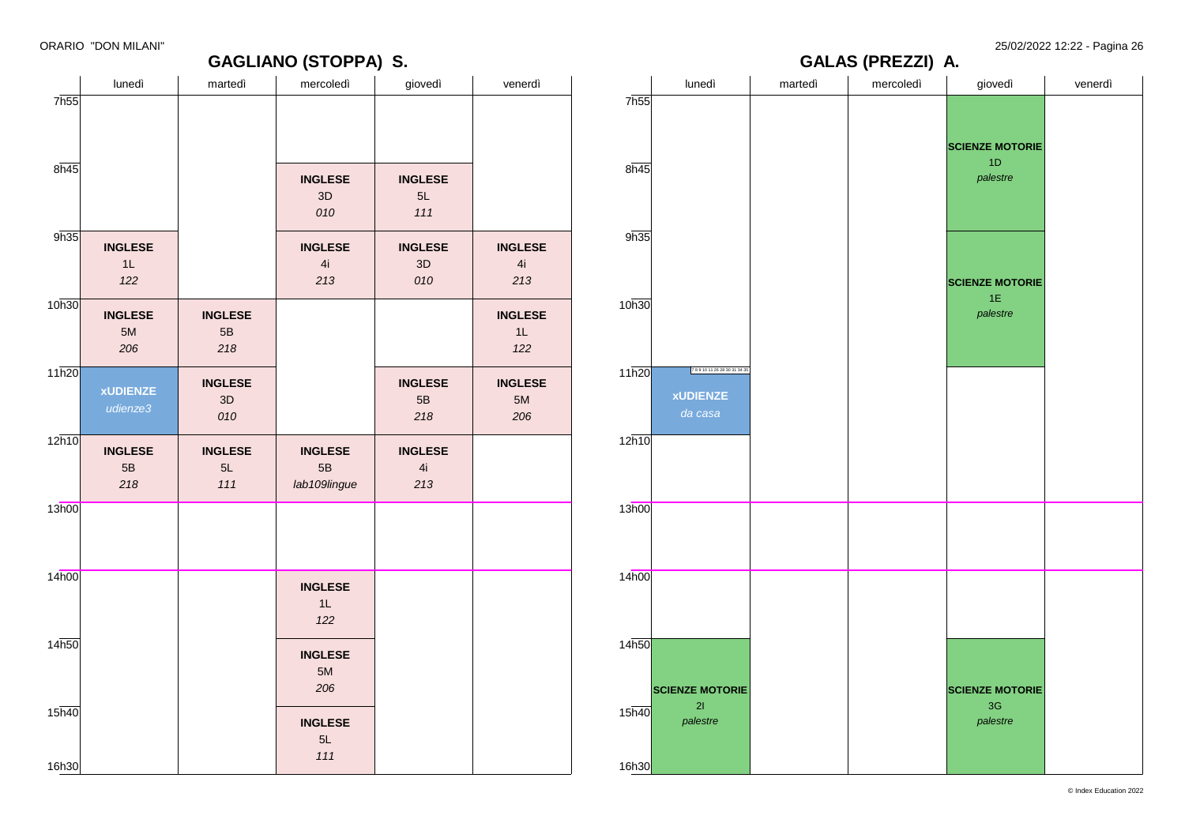## GAGLIANO (STOPPA) S.

| | lunedì | martedì | mercoledì | giovedì | venerdì |
|---|---|---|---|---|---|
| 7h55 | | | | | |
| 8h45 | | | **INGLESE** 3D *010* | **INGLESE** 5L *111* | |
| 9h35 | **INGLESE** 1L *122* | | **INGLESE** 4i *213* | **INGLESE** 3D *010* | **INGLESE** 4i *213* |
| 10h30 | **INGLESE** 5M *206* | **INGLESE** 5B *218* | | | **INGLESE** 1L *122* |
| 11h20 | **xUDIENZE** *udienze3* | **INGLESE** 3D *010* | | **INGLESE** 5B *218* | **INGLESE** 5M *206* |
| 12h10 | **INGLESE** 5B *218* | **INGLESE** 5L *111* | **INGLESE** 5B *lab109lingue* | **INGLESE** 4i *213* | |
| 13h00 | | | | | |
| 14h00 | | | **INGLESE** 1L *122* | | |
| 14h50 | | | **INGLESE** 5M *206* | | |
| 15h40 | | | **INGLESE** 5L *111* | | |
| 16h30 | | | | | |

## GALAS (PREZZI) A.

| | lunedì | martedì | mercoledì | giovedì | venerdì |
|---|---|---|---|---|---|
| 7h55 | | | | **SCIENZE MOTORIE** 1D *palestre* | |
| 8h45 | | | | | |
| 9h35 | | | | **SCIENZE MOTORIE** 1E *palestre* | |
| 10h30 | | | | | |
| 11h20 | 7 8 9 10 11 26 28 30 31 34 35 **xUDIENZE** *da casa* | | | | |
| 12h10 | | | | | |
| 13h00 | | | | | |
| 14h00 | | | | | |
| 14h50 | **SCIENZE MOTORIE** 2I *palestre* | | | **SCIENZE MOTORIE** 3G *palestre* | |
| 15h40 | | | | | |
| 16h30 | | | | | |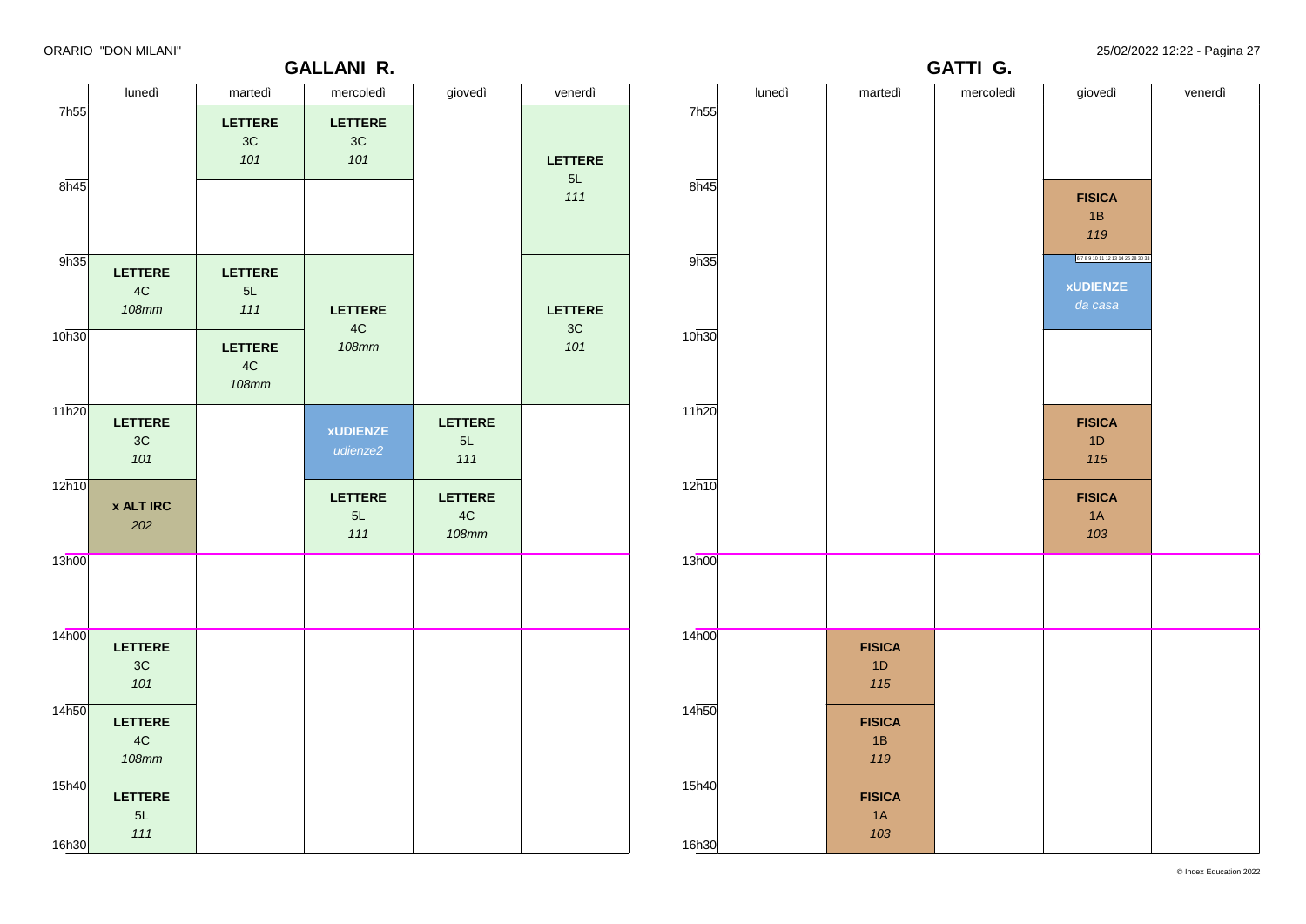ORARIO "DON MILANI"

## GALLANI R.

| | lunedì | martedì | mercoledì | giovedì | venerdì |
|---|---|---|---|---|---|
| 7h55 | | **LETTERE** 3C *101* | **LETTERE** 3C *101* | | **LETTERE** 5L *111* |
| 8h45 | | | | | |
| 9h35 | **LETTERE** 4C *108mm* | **LETTERE** 5L *111* | **LETTERE** 4C *108mm* | | **LETTERE** 3C *101* |
| 10h30 | | **LETTERE** 4C *108mm* | | | |
| 11h20 | **LETTERE** 3C *101* | | **xUDIENZE** *udienze2* | **LETTERE** 5L *111* | |
| 12h10 | **x ALT IRC** *202* | | **LETTERE** 5L *111* | **LETTERE** 4C *108mm* | |
| 13h00 | | | | | |
| 14h00 | **LETTERE** 3C *101* | | | | |
| 14h50 | **LETTERE** 4C *108mm* | | | | |
| 15h40–16h30 | **LETTERE** 5L *111* | | | | |

## GATTI G.

| | lunedì | martedì | mercoledì | giovedì | venerdì |
|---|---|---|---|---|---|
| 7h55 | | | | | |
| 8h45 | | | | **FISICA** 1B *119* | |
| 9h35 | | | | 6 7 8 9 10 11 12 13 14 26 28 30 33 **xUDIENZE** *da casa* | |
| 10h30 | | | | | |
| 11h20 | | | | **FISICA** 1D *115* | |
| 12h10 | | | | **FISICA** 1A *103* | |
| 13h00 | | | | | |
| 14h00 | | **FISICA** 1D *115* | | | |
| 14h50 | | **FISICA** 1B *119* | | | |
| 15h40–16h30 | | **FISICA** 1A *103* | | | |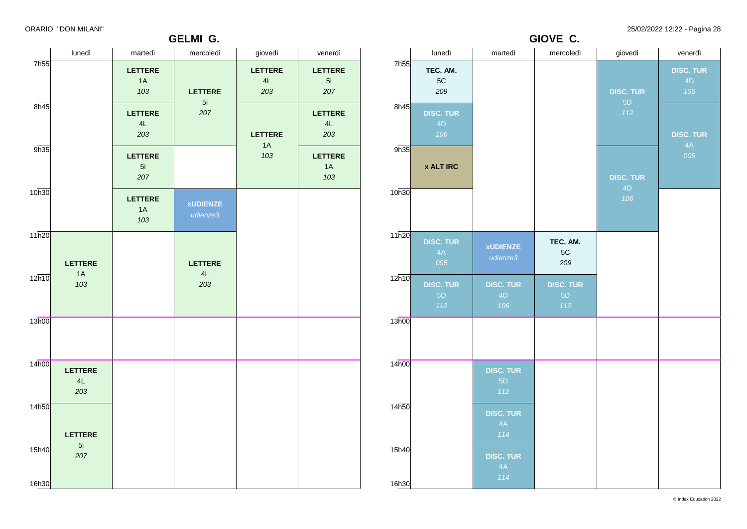## GELMI G.

| | lunedì | martedì | mercoledì | giovedì | venerdì |
|---|---|---|---|---|---|
| 7h55 | | **LETTERE** 1A *103* | **LETTERE** 5i *207* | **LETTERE** 4L *203* | **LETTERE** 5i *207* |
| 8h45 | | **LETTERE** 4L *203* | **LETTERE** 5i *207* | **LETTERE** 1A *103* | **LETTERE** 4L *203* |
| 9h35 | | **LETTERE** 5i *207* | | **LETTERE** 1A *103* | **LETTERE** 1A *103* |
| 10h30 | | **LETTERE** 1A *103* | **xUDIENZE** *udienze3* | | |
| 11h20 | **LETTERE** 1A *103* | | **LETTERE** 4L *203* | | |
| 12h10 | **LETTERE** 1A *103* | | **LETTERE** 4L *203* | | |
| 13h00 | | | | | |
| 14h00 | **LETTERE** 4L *203* | | | | |
| 14h50 | **LETTERE** 5i *207* | | | | |
| 15h40 | **LETTERE** 5i *207* | | | | |
| 16h30 | | | | | |

## GIOVE C.

| | lunedì | martedì | mercoledì | giovedì | venerdì |
|---|---|---|---|---|---|
| 7h55 | **TEC. AM.** 5C *209* | | | **DISC. TUR** 5D *112* | **DISC. TUR** 4D *106* |
| 8h45 | **DISC. TUR** 4D *106* | | | **DISC. TUR** 5D *112* | **DISC. TUR** 4A *005* |
| 9h35 | **x ALT IRC** | | | **DISC. TUR** 4D *106* | **DISC. TUR** 4A *005* |
| 10h30 | | | | **DISC. TUR** 4D *106* | |
| 11h20 | **DISC. TUR** 4A *005* | **xUDIENZE** *udienze3* | **TEC. AM.** 5C *209* | | |
| 12h10 | **DISC. TUR** 5D *112* | **DISC. TUR** 4D *106* | **DISC. TUR** 5D *112* | | |
| 13h00 | | | | | |
| 14h00 | | **DISC. TUR** 5D *112* | | | |
| 14h50 | | **DISC. TUR** 4A *114* | | | |
| 15h40 | | **DISC. TUR** 4A *114* | | | |
| 16h30 | | | | | |

© Index Education 2022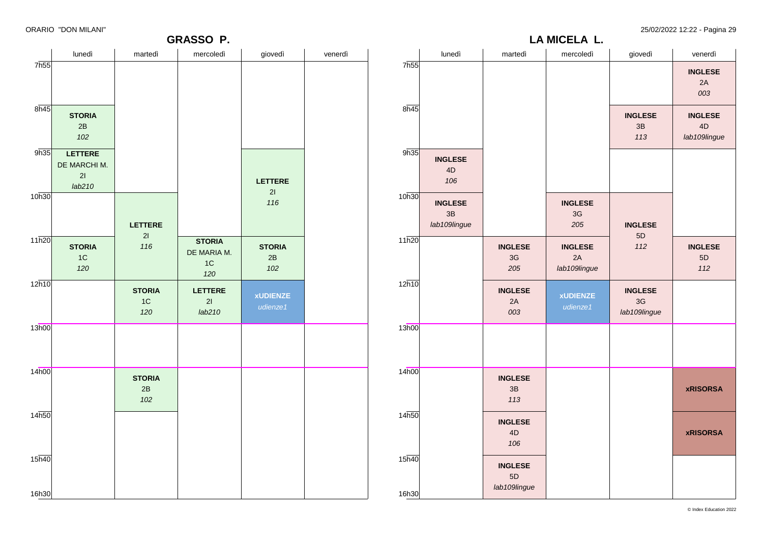## GRASSO P.

| | lunedì | martedì | mercoledì | giovedì | venerdì |
|---|---|---|---|---|---|
| 7h55 | | | | | |
| 8h45 | **STORIA** 2B *102* | | | | |
| 9h35 | **LETTERE** DE MARCHI M. 2I *lab210* | | | **LETTERE** 2I *116* | |
| 10h30 | | **LETTERE** 2I *116* | | | |
| 11h20 | **STORIA** 1C *120* | | **STORIA** DE MARIA M. 1C *120* | **STORIA** 2B *102* | |
| 12h10 | | **STORIA** 1C *120* | **LETTERE** 2I *lab210* | **xUDIENZE** *udienze1* | |
| 13h00 | | | | | |
| 14h00 | | **STORIA** 2B *102* | | | |
| 14h50 | | | | | |
| 15h40 | | | | | |
| 16h30 | | | | | |

## LA MICELA L.

| | lunedì | martedì | mercoledì | giovedì | venerdì |
|---|---|---|---|---|---|
| 7h55 | | | | | **INGLESE** 2A *003* |
| 8h45 | | | | **INGLESE** 3B *113* | **INGLESE** 4D *lab109lingue* |
| 9h35 | **INGLESE** 4D *106* | | | | |
| 10h30 | **INGLESE** 3B *lab109lingue* | | **INGLESE** 3G *205* | **INGLESE** 5D *112* | |
| 11h20 | | **INGLESE** 3G *205* | **INGLESE** 2A *lab109lingue* | | **INGLESE** 5D *112* |
| 12h10 | | **INGLESE** 2A *003* | **xUDIENZE** *udienze1* | **INGLESE** 3G *lab109lingue* | |
| 13h00 | | | | | |
| 14h00 | | **INGLESE** 3B *113* | | | **xRISORSA** |
| 14h50 | | **INGLESE** 4D *106* | | | **xRISORSA** |
| 15h40 | | **INGLESE** 5D *lab109lingue* | | | |
| 16h30 | | | | | |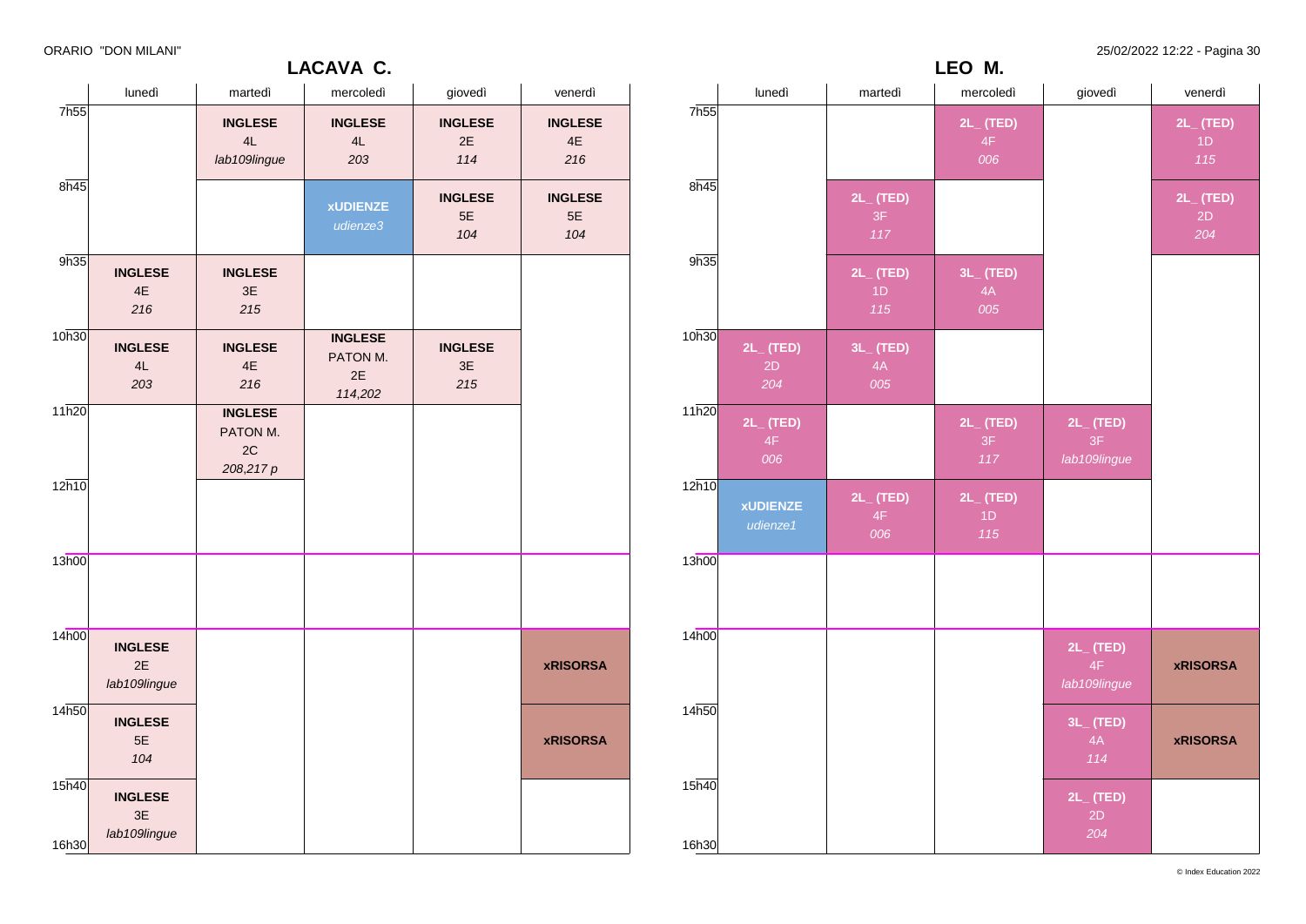ORARIO "DON MILANI"

## LACAVA C.

| | lunedì | martedì | mercoledì | giovedì | venerdì |
|---|---|---|---|---|---|
| 7h55 | | **INGLESE** 4L *lab109lingue* | **INGLESE** 4L *203* | **INGLESE** 2E *114* | **INGLESE** 4E *216* |
| 8h45 | | | **xUDIENZE** *udienze3* | **INGLESE** 5E *104* | **INGLESE** 5E *104* |
| 9h35 | **INGLESE** 4E *216* | **INGLESE** 3E *215* | | | |
| 10h30 | **INGLESE** 4L *203* | **INGLESE** 4E *216* | **INGLESE** PATON M. 2E *114,202* | **INGLESE** 3E *215* | |
| 11h20 | | **INGLESE** PATON M. 2C *208,217 p* | | | |
| 12h10 | | | | | |
| 13h00 | | | | | |
| 14h00 | **INGLESE** 2E *lab109lingue* | | | | **xRISORSA** |
| 14h50 | **INGLESE** 5E *104* | | | | **xRISORSA** |
| 15h40 | **INGLESE** 3E *lab109lingue* | | | | |
| 16h30 | | | | | |

## LEO M.

| | lunedì | martedì | mercoledì | giovedì | venerdì |
|---|---|---|---|---|---|
| 7h55 | | | **2L_ (TED)** 4F *006* | | **2L_ (TED)** 1D *115* |
| 8h45 | | **2L_ (TED)** 3F *117* | | | **2L_ (TED)** 2D *204* |
| 9h35 | | **2L_ (TED)** 1D *115* | **3L_ (TED)** 4A *005* | | |
| 10h30 | **2L_ (TED)** 2D *204* | **3L_ (TED)** 4A *005* | | | |
| 11h20 | **2L_ (TED)** 4F *006* | | **2L_ (TED)** 3F *117* | **2L_ (TED)** 3F *lab109lingue* | |
| 12h10 | **xUDIENZE** *udienze1* | **2L_ (TED)** 4F *006* | **2L_ (TED)** 1D *115* | | |
| 13h00 | | | | | |
| 14h00 | | | | **2L_ (TED)** 4F *lab109lingue* | **xRISORSA** |
| 14h50 | | | | **3L_ (TED)** 4A *114* | **xRISORSA** |
| 15h40 | | | | **2L_ (TED)** 2D *204* | |
| 16h30 | | | | | |

© Index Education 2022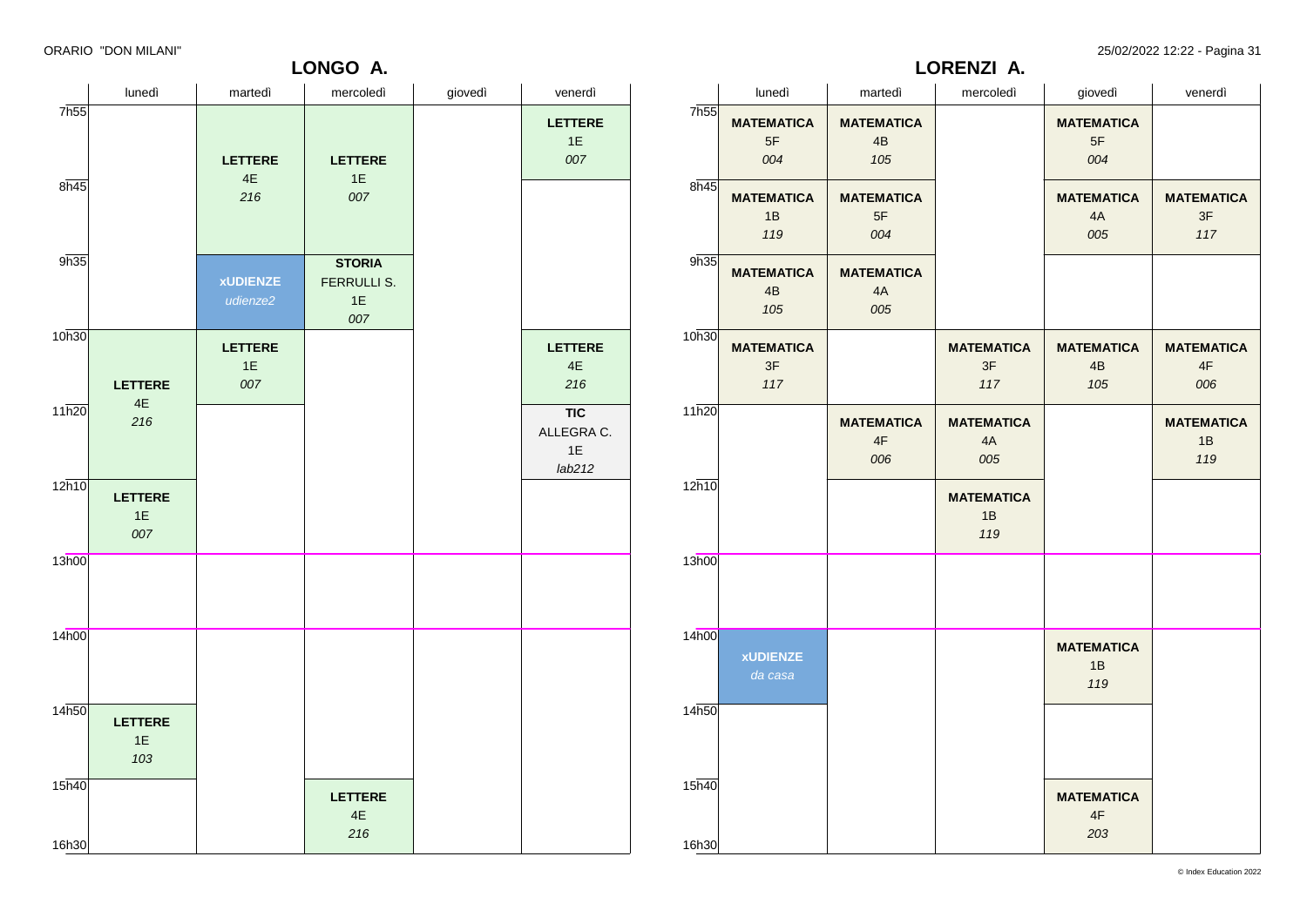## LONGO A.

| | lunedì | martedì | mercoledì | giovedì | venerdì |
|---|---|---|---|---|---|
| 7h55 | | **LETTERE** 4E *216* | **LETTERE** 1E *007* | | **LETTERE** 1E *007* |
| 8h45 | | **LETTERE** 4E *216* | **LETTERE** 1E *007* | | |
| 9h35 | | **xUDIENZE** *udienze2* | **STORIA** FERRULLI S. 1E *007* | | |
| 10h30 | **LETTERE** 4E *216* | **LETTERE** 1E *007* | | | **LETTERE** 4E *216* |
| 11h20 | **LETTERE** 4E *216* | | | | **TIC** ALLEGRA C. 1E *lab212* |
| 12h10 | **LETTERE** 1E *007* | | | | |
| 13h00 | | | | | |
| 14h00 | | | | | |
| 14h50 | **LETTERE** 1E *103* | | | | |
| 15h40 | | | **LETTERE** 4E *216* | | |
| 16h30 | | | | | |

## LORENZI A.

| | lunedì | martedì | mercoledì | giovedì | venerdì |
|---|---|---|---|---|---|
| 7h55 | **MATEMATICA** 5F *004* | **MATEMATICA** 4B *105* | | **MATEMATICA** 5F *004* | |
| 8h45 | **MATEMATICA** 1B *119* | **MATEMATICA** 5F *004* | | **MATEMATICA** 4A *005* | **MATEMATICA** 3F *117* |
| 9h35 | **MATEMATICA** 4B *105* | **MATEMATICA** 4A *005* | | | |
| 10h30 | **MATEMATICA** 3F *117* | | **MATEMATICA** 3F *117* | **MATEMATICA** 4B *105* | **MATEMATICA** 4F *006* |
| 11h20 | | **MATEMATICA** 4F *006* | **MATEMATICA** 4A *005* | | **MATEMATICA** 1B *119* |
| 12h10 | | | **MATEMATICA** 1B *119* | | |
| 13h00 | | | | | |
| 14h00 | **xUDIENZE** *da casa* | | | **MATEMATICA** 1B *119* | |
| 14h50 | | | | | |
| 15h40 | | | | **MATEMATICA** 4F *203* | |
| 16h30 | | | | | |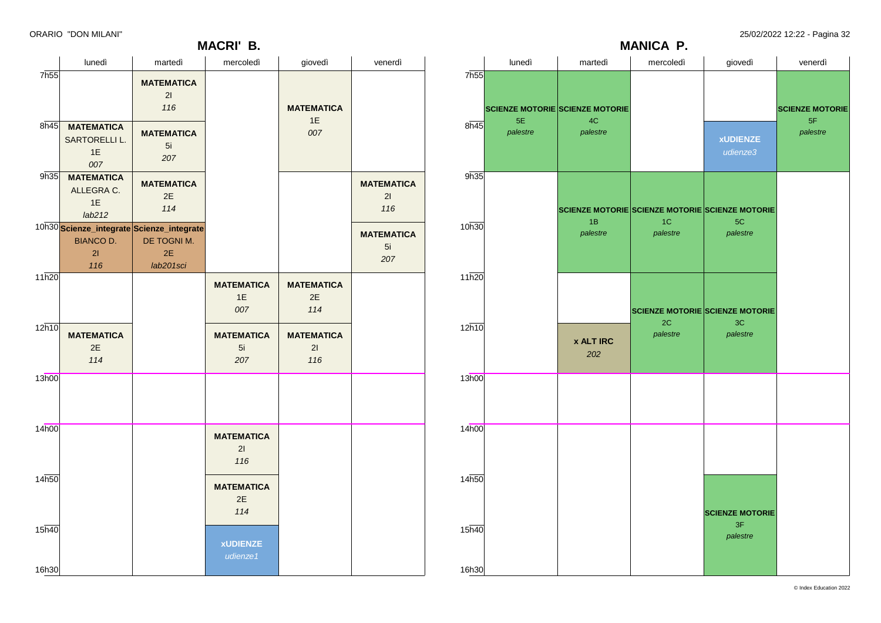## MACRI' B.

| | lunedì | martedì | mercoledì | giovedì | venerdì |
|---|---|---|---|---|---|
| 7h55 | | **MATEMATICA** 2I *116* | | **MATEMATICA** 1E *007* | |
| 8h45 | **MATEMATICA** SARTORELLI L. 1E *007* | **MATEMATICA** 5i *207* | | | |
| 9h35 | **MATEMATICA** ALLEGRA C. 1E *lab212* | **MATEMATICA** 2E *114* | | | **MATEMATICA** 2I *116* |
| 10h30 | **Scienze_integrate** BIANCO D. 2I *116* | **Scienze_integrate** DE TOGNI M. 2E *lab201sci* | | | **MATEMATICA** 5i *207* |
| 11h20 | | | **MATEMATICA** 1E *007* | **MATEMATICA** 2E *114* | |
| 12h10 | **MATEMATICA** 2E *114* | | **MATEMATICA** 5i *207* | **MATEMATICA** 2I *116* | |
| 13h00 | | | | | |
| 14h00 | | | **MATEMATICA** 2I *116* | | |
| 14h50 | | | **MATEMATICA** 2E *114* | | |
| 15h40 | | | **xUDIENZE** *udienze1* | | |
| 16h30 | | | | | |

## MANICA P.

| | lunedì | martedì | mercoledì | giovedì | venerdì |
|---|---|---|---|---|---|
| 7h55 | **SCIENZE MOTORIE** 5E *palestre* | **SCIENZE MOTORIE** 4C *palestre* | | | **SCIENZE MOTORIE** 5F *palestre* |
| 8h45 | | | | **xUDIENZE** *udienze3* | |
| 9h35 | | **SCIENZE MOTORIE** 1B *palestre* | **SCIENZE MOTORIE** 1C *palestre* | **SCIENZE MOTORIE** 5C *palestre* | |
| 10h30 | | | | | |
| 11h20 | | | **SCIENZE MOTORIE** 2C *palestre* | **SCIENZE MOTORIE** 3C *palestre* | |
| 12h10 | | **x ALT IRC** *202* | | | |
| 13h00 | | | | | |
| 14h00 | | | | | |
| 14h50 | | | | **SCIENZE MOTORIE** 3F *palestre* | |
| 15h40 | | | | | |
| 16h30 | | | | | |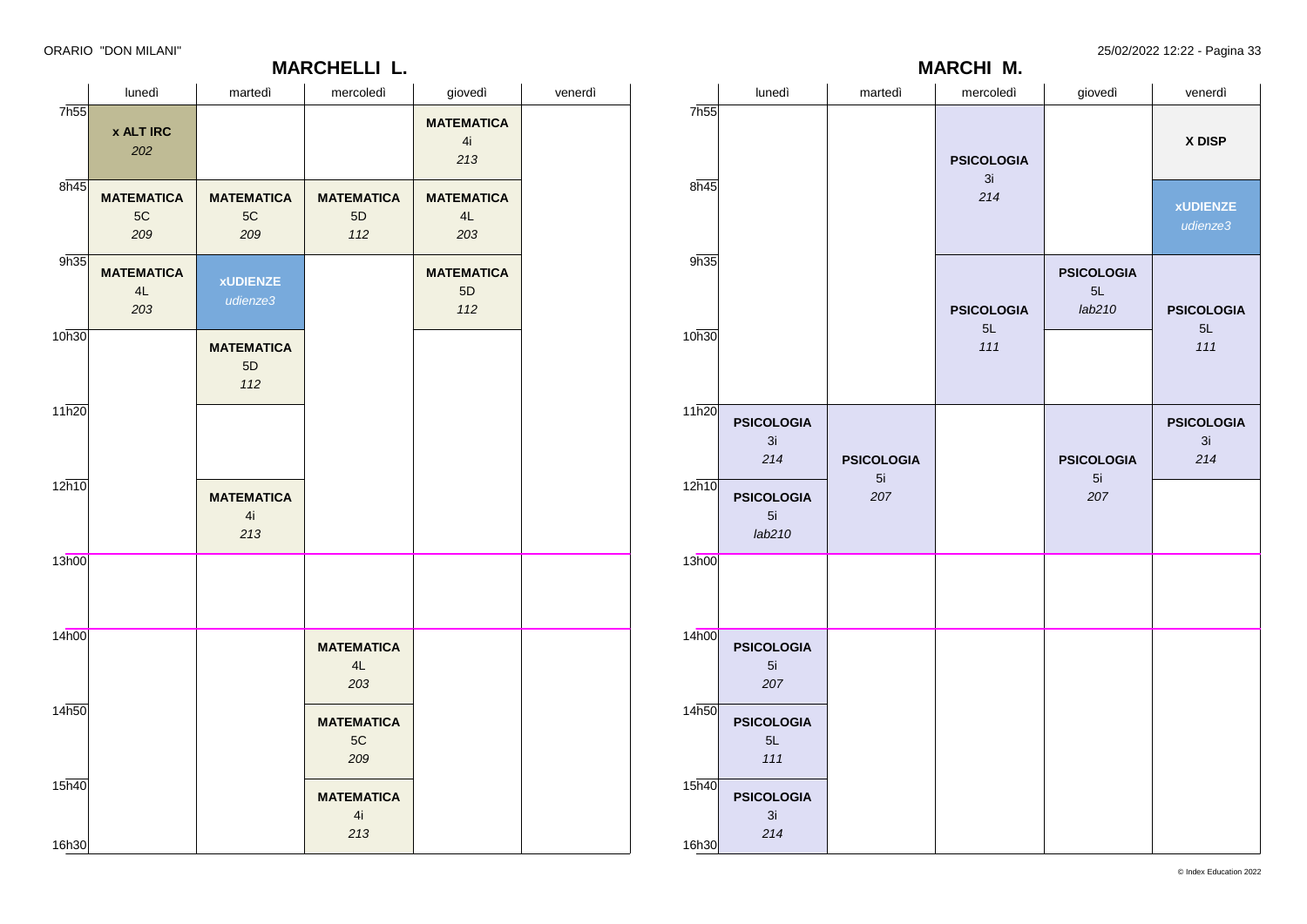# ORARIO "DON MILANI"

## MARCHELLI L.

| | lunedì | martedì | mercoledì | giovedì | venerdì |
|---|---|---|---|---|---|
| 7h55 | **x ALT IRC** 202 | | | **MATEMATICA** 4i *213* | |
| 8h45 | **MATEMATICA** 5C *209* | **MATEMATICA** 5C *209* | **MATEMATICA** 5D *112* | **MATEMATICA** 4L *203* | |
| 9h35 | **MATEMATICA** 4L *203* | **xUDIENZE** *udienze3* | | **MATEMATICA** 5D *112* | |
| 10h30 | | **MATEMATICA** 5D *112* | | | |
| 11h20 | | | | | |
| 12h10 | | **MATEMATICA** 4i *213* | | | |
| 13h00 | | | | | |
| 14h00 | | | **MATEMATICA** 4L *203* | | |
| 14h50 | | | **MATEMATICA** 5C *209* | | |
| 15h40 | | | **MATEMATICA** 4i *213* | | |
| 16h30 | | | | | |

## MARCHI M.

| | lunedì | martedì | mercoledì | giovedì | venerdì |
|---|---|---|---|---|---|
| 7h55 | | | **PSICOLOGIA** 3i *214* | | **X DISP** |
| 8h45 | | | **PSICOLOGIA** 3i *214* | | **xUDIENZE** *udienze3* |
| 9h35 | | | **PSICOLOGIA** 5L *111* | **PSICOLOGIA** 5L *lab210* | **PSICOLOGIA** 5L *111* |
| 10h30 | | | **PSICOLOGIA** 5L *111* | | **PSICOLOGIA** 5L *111* |
| 11h20 | **PSICOLOGIA** 3i *214* | **PSICOLOGIA** 5i *207* | | **PSICOLOGIA** 5i *207* | **PSICOLOGIA** 3i *214* |
| 12h10 | **PSICOLOGIA** 5i *lab210* | **PSICOLOGIA** 5i *207* | | **PSICOLOGIA** 5i *207* | |
| 13h00 | | | | | |
| 14h00 | **PSICOLOGIA** 5i *207* | | | | |
| 14h50 | **PSICOLOGIA** 5L *111* | | | | |
| 15h40 | **PSICOLOGIA** 3i *214* | | | | |
| 16h30 | | | | | |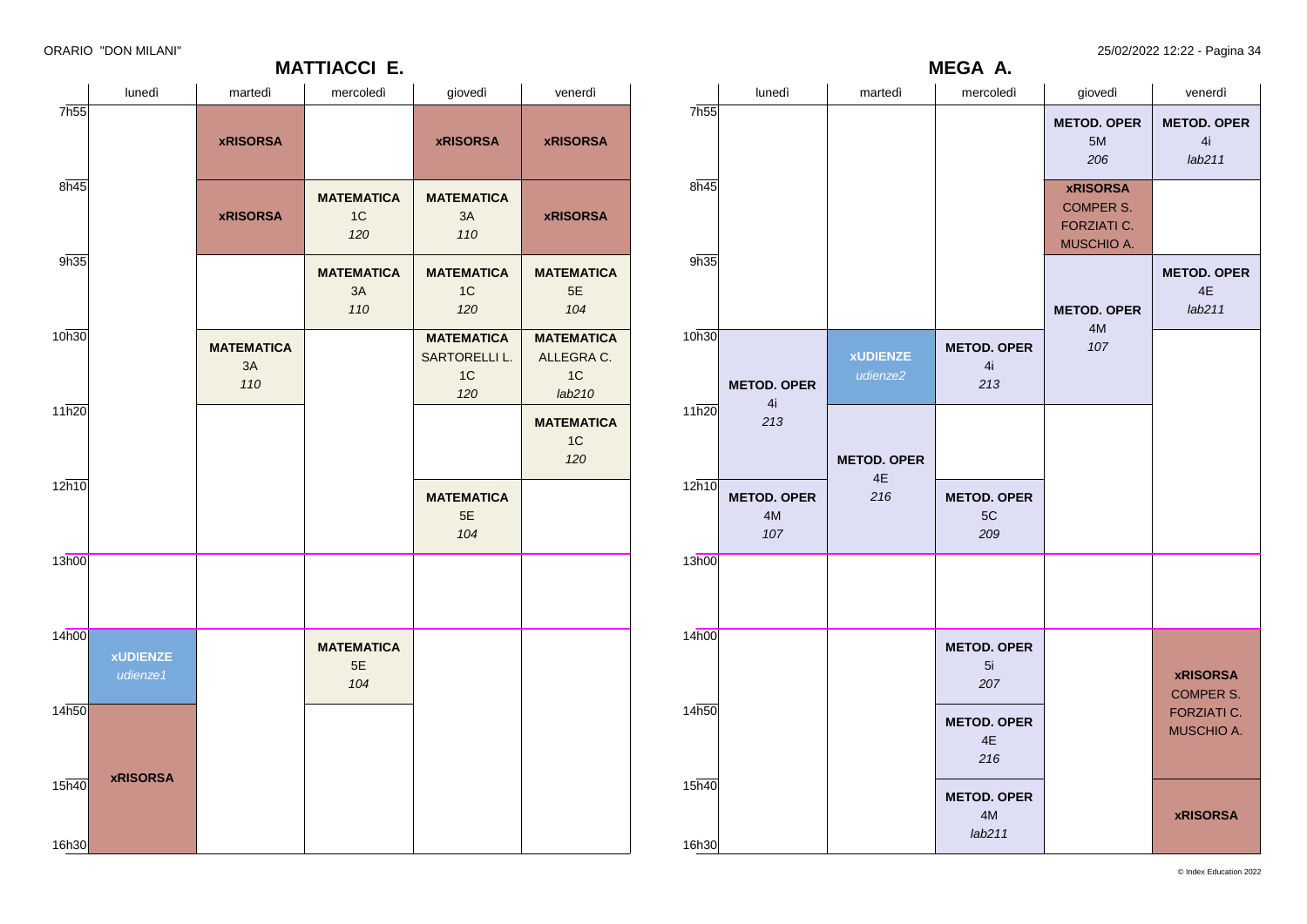## MATTIACCI E.

| | lunedì | martedì | mercoledì | giovedì | venerdì |
|---|---|---|---|---|---|
| 7h55 | | **xRISORSA** | | **xRISORSA** | **xRISORSA** |
| 8h45 | | **xRISORSA** | **MATEMATICA** 1C *120* | **MATEMATICA** 3A *110* | **xRISORSA** |
| 9h35 | | | **MATEMATICA** 3A *110* | **MATEMATICA** 1C *120* | **MATEMATICA** 5E *104* |
| 10h30 | | **MATEMATICA** 3A *110* | | **MATEMATICA** SARTORELLI L. 1C *120* | **MATEMATICA** ALLEGRA C. 1C *lab210* |
| 11h20 | | | | | **MATEMATICA** 1C *120* |
| 12h10 | | | | **MATEMATICA** 5E *104* | |
| 13h00 | | | | | |
| 14h00 | **xUDIENZE** *udienze1* | | **MATEMATICA** 5E *104* | | |
| 14h50 | **xRISORSA** | | | | |
| 15h40 | | | | | |
| 16h30 | | | | | |

## MEGA A.

| | lunedì | martedì | mercoledì | giovedì | venerdì |
|---|---|---|---|---|---|
| 7h55 | | | | **METOD. OPER** 5M *206* | **METOD. OPER** 4i *lab211* |
| 8h45 | | | | **xRISORSA** COMPER S. FORZIATI C. MUSCHIO A. | |
| 9h35 | | | | **METOD. OPER** 4M *107* | **METOD. OPER** 4E *lab211* |
| 10h30 | **METOD. OPER** 4i *213* | **xUDIENZE** *udienze2* | **METOD. OPER** 4i *213* | | |
| 11h20 | | **METOD. OPER** 4E *216* | | | |
| 12h10 | **METOD. OPER** 4M *107* | | **METOD. OPER** 5C *209* | | |
| 13h00 | | | | | |
| 14h00 | | | **METOD. OPER** 5i *207* | | **xRISORSA** COMPER S. FORZIATI C. MUSCHIO A. |
| 14h50 | | | **METOD. OPER** 4E *216* | | |
| 15h40 | | | **METOD. OPER** 4M *lab211* | | **xRISORSA** |
| 16h30 | | | | | |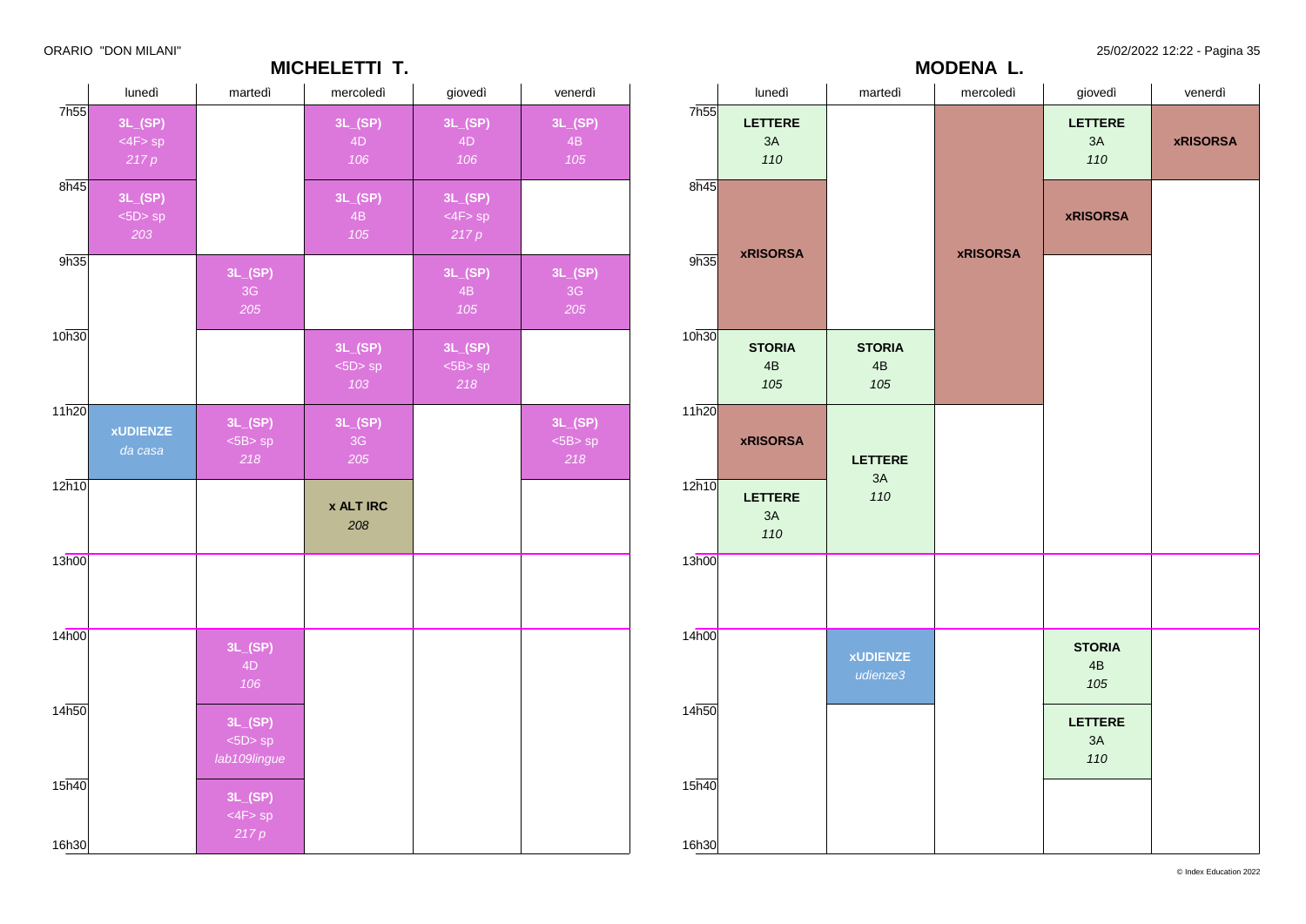ORARIO "DON MILANI"

## MICHELETTI T.

| | lunedì | martedì | mercoledì | giovedì | venerdì |
|---|---|---|---|---|---|
| 7h55 | **3L_(SP)** <4F> sp *217 p* | | **3L_(SP)** 4D *106* | **3L_(SP)** 4D *106* | **3L_(SP)** 4B *105* |
| 8h45 | **3L_(SP)** <5D> sp *203* | | **3L_(SP)** 4B *105* | **3L_(SP)** <4F> sp *217 p* | |
| 9h35 | | **3L_(SP)** 3G *205* | | **3L_(SP)** 4B *105* | **3L_(SP)** 3G *205* |
| 10h30 | | | **3L_(SP)** <5D> sp *103* | **3L_(SP)** <5B> sp *218* | |
| 11h20 | **xUDIENZE** *da casa* | **3L_(SP)** <5B> sp *218* | **3L_(SP)** 3G *205* | | **3L_(SP)** <5B> sp *218* |
| 12h10 | | | **x ALT IRC** *208* | | |
| 13h00 | | | | | |
| 14h00 | | **3L_(SP)** 4D *106* | | | |
| 14h50 | | **3L_(SP)** <5D> sp *lab109lingue* | | | |
| 15h40 | | **3L_(SP)** <4F> sp *217 p* | | | |
| 16h30 | | | | | |

## MODENA L.

| | lunedì | martedì | mercoledì | giovedì | venerdì |
|---|---|---|---|---|---|
| 7h55 | **LETTERE** 3A *110* | | **xRISORSA** (7h55–11h20) | **LETTERE** 3A *110* | **xRISORSA** |
| 8h45 | **xRISORSA** (8h45–10h30) | | | **xRISORSA** | |
| 9h35 | | | | | |
| 10h30 | **STORIA** 4B *105* | **STORIA** 4B *105* | | | |
| 11h20 | **xRISORSA** | **LETTERE** 3A *110* (11h20–13h00) | | | |
| 12h10 | **LETTERE** 3A *110* | | | | |
| 13h00 | | | | | |
| 14h00 | | **xUDIENZE** *udienze3* | | **STORIA** 4B *105* | |
| 14h50 | | | | **LETTERE** 3A *110* | |
| 15h40 | | | | | |
| 16h30 | | | | | |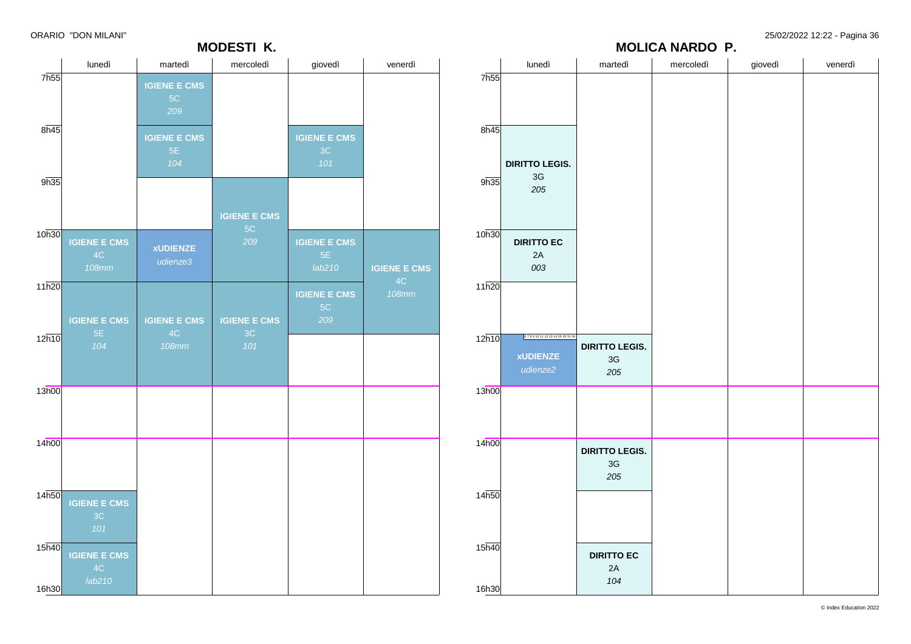ORARIO "DON MILANI"

## MODESTI K.

| | lunedì | martedì | mercoledì | giovedì | venerdì |
|---|---|---|---|---|---|
| 7h55 | | **IGIENE E CMS** 5C *209* | | | |
| 8h45 | | **IGIENE E CMS** 5E *104* | | **IGIENE E CMS** 3C *101* | |
| 9h35 | | | **IGIENE E CMS** 5C *209* | | |
| 10h30 | **IGIENE E CMS** 4C *108mm* | **xUDIENZE** *udienze3* | | **IGIENE E CMS** 5E *lab210* | **IGIENE E CMS** 4C *108mm* |
| 11h20 | **IGIENE E CMS** 5E *104* | **IGIENE E CMS** 4C *108mm* | **IGIENE E CMS** 3C *101* | **IGIENE E CMS** 5C *209* | |
| 12h10 | | | | | |
| 13h00 | | | | | |
| 14h00 | | | | | |
| 14h50 | **IGIENE E CMS** 3C *101* | | | | |
| 15h40 | **IGIENE E CMS** 4C *lab210* | | | | |
| 16h30 | | | | | |

## MOLICA NARDO P.

| | lunedì | martedì | mercoledì | giovedì | venerdì |
|---|---|---|---|---|---|
| 7h55 | | | | | |
| 8h45 | **DIRITTO LEGIS.** 3G *205* | | | | |
| 9h35 | | | | | |
| 10h30 | **DIRITTO EC** 2A *003* | | | | |
| 11h20 | | | | | |
| 12h10 | **xUDIENZE** *udienze2* (6 7 8 9 10 11 12 13 14 26 29 31 34) | **DIRITTO LEGIS.** 3G *205* | | | |
| 13h00 | | | | | |
| 14h00 | | **DIRITTO LEGIS.** 3G *205* | | | |
| 14h50 | | | | | |
| 15h40 | | **DIRITTO EC** 2A *104* | | | |
| 16h30 | | | | | |

25/02/2022 12:22

© Index Education 2022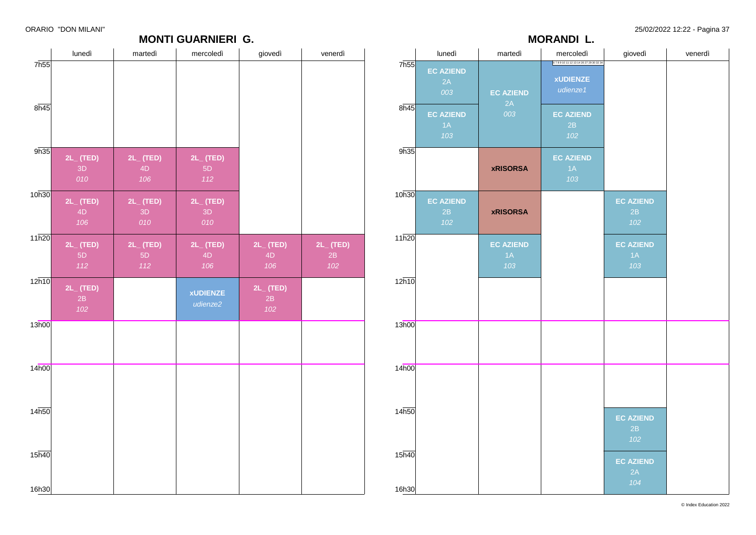## MONTI GUARNIERI G.

| | lunedì | martedì | mercoledì | giovedì | venerdì |
|---|---|---|---|---|---|
| 7h55 | | | | | |
| 8h45 | | | | | |
| 9h35 | **2L_ (TED)** 3D *010* | **2L_ (TED)** 4D *106* | **2L_ (TED)** 5D *112* | | |
| 10h30 | **2L_ (TED)** 4D *106* | **2L_ (TED)** 3D *010* | **2L_ (TED)** 3D *010* | | |
| 11h20 | **2L_ (TED)** 5D *112* | **2L_ (TED)** 5D *112* | **2L_ (TED)** 4D *106* | **2L_ (TED)** 4D *106* | **2L_ (TED)** 2B *102* |
| 12h10 | **2L_ (TED)** 2B *102* | | **xUDIENZE** *udienze2* | **2L_ (TED)** 2B *102* | |
| 13h00 | | | | | |
| 14h00 | | | | | |
| 14h50 | | | | | |
| 15h40 | | | | | |

## MORANDI L.

| | lunedì | martedì | mercoledì | giovedì | venerdì |
|---|---|---|---|---|---|
| 7h55 | **EC AZIEND** 2A *003* | **EC AZIEND** 2A *003* | 6 7 8 9 10 11 12 13 14 26 27 29 30 32 34 **xUDIENZE** *udienze1* | | |
| 8h45 | **EC AZIEND** 1A *103* | | **EC AZIEND** 2B *102* | | |
| 9h35 | | **xRISORSA** | **EC AZIEND** 1A *103* | | |
| 10h30 | **EC AZIEND** 2B *102* | **xRISORSA** | | **EC AZIEND** 2B *102* | |
| 11h20 | | **EC AZIEND** 1A *103* | | **EC AZIEND** 1A *103* | |
| 12h10 | | | | | |
| 13h00 | | | | | |
| 14h00 | | | | | |
| 14h50 | | | | **EC AZIEND** 2B *102* | |
| 15h40 | | | | **EC AZIEND** 2A *104* | |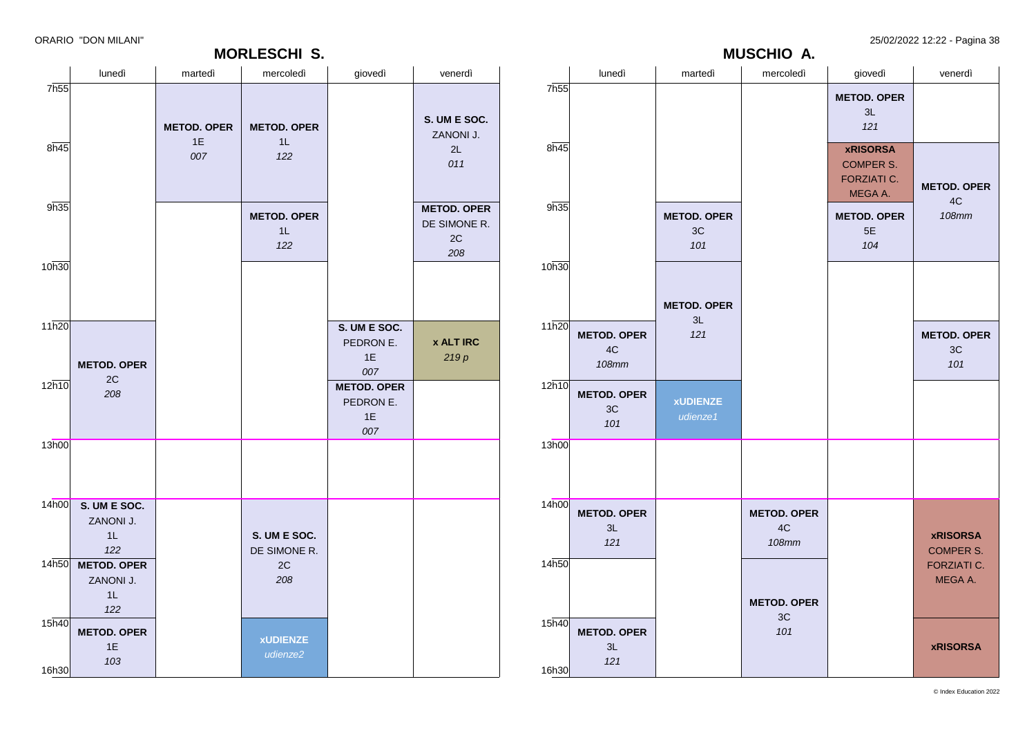ORARIO "DON MILANI"

## MORLESCHI S.

| | lunedì | martedì | mercoledì | giovedì | venerdì |
|---|---|---|---|---|---|
| 7h55 | | **METOD. OPER** 1E *007* | **METOD. OPER** 1L *122* | | **S. UM E SOC.** ZANONI J. 2L *011* |
| 8h45 | | | | | |
| 9h35 | | | **METOD. OPER** 1L *122* | | **METOD. OPER** DE SIMONE R. 2C *208* |
| 10h30 | | | | | |
| 11h20 | **METOD. OPER** 2C *208* | | | **S. UM E SOC.** PEDRON E. 1E *007* | **x ALT IRC** *219 p* |
| 12h10 | | | | **METOD. OPER** PEDRON E. 1E *007* | |
| 13h00 | | | | | |
| 14h00 | **S. UM E SOC.** ZANONI J. 1L *122* | | **S. UM E SOC.** DE SIMONE R. 2C *208* | | |
| 14h50 | **METOD. OPER** ZANONI J. 1L *122* | | | | |
| 15h40 | **METOD. OPER** 1E *103* | | **xUDIENZE** *udienze2* | | |
| 16h30 | | | | | |

## MUSCHIO A.

| | lunedì | martedì | mercoledì | giovedì | venerdì |
|---|---|---|---|---|---|
| 7h55 | | | | **METOD. OPER** 3L *121* | |
| 8h45 | | | | **xRISORSA** COMPER S. FORZIATI C. MEGA A. | **METOD. OPER** 4C *108mm* |
| 9h35 | | **METOD. OPER** 3C *101* | | **METOD. OPER** 5E *104* | |
| 10h30 | | **METOD. OPER** 3L *121* | | | |
| 11h20 | **METOD. OPER** 4C *108mm* | | | | **METOD. OPER** 3C *101* |
| 12h10 | **METOD. OPER** 3C *101* | **xUDIENZE** *udienze1* | | | |
| 13h00 | | | | | |
| 14h00 | **METOD. OPER** 3L *121* | | **METOD. OPER** 4C *108mm* | | **xRISORSA** COMPER S. FORZIATI C. MEGA A. |
| 14h50 | | | **METOD. OPER** 3C *101* | | |
| 15h40 | **METOD. OPER** 3L *121* | | | | **xRISORSA** |
| 16h30 | | | | | |

25/02/2022 12:22 - Pagina 38

© Index Education 2022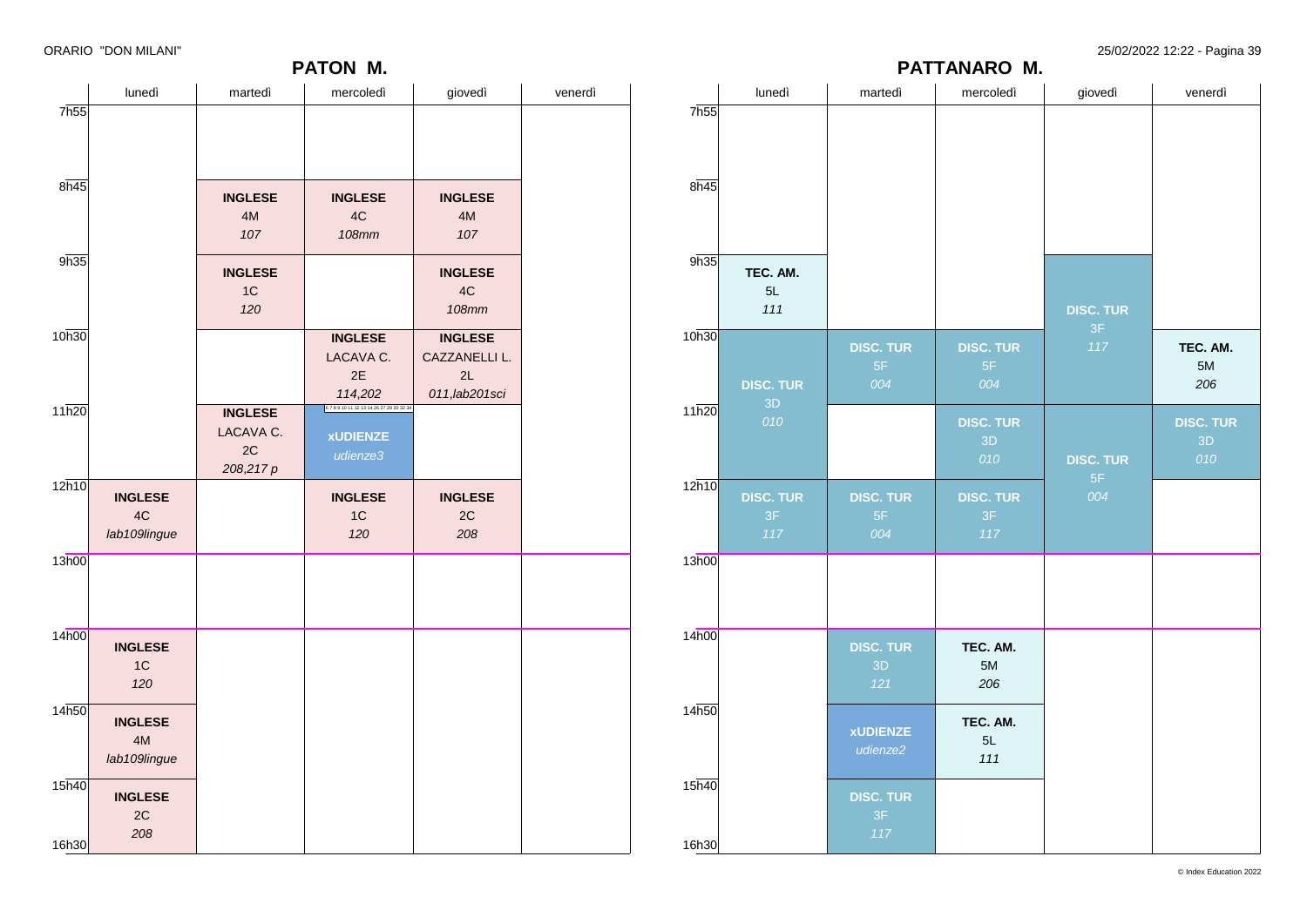## PATON M.

| | lunedì | martedì | mercoledì | giovedì | venerdì |
|---|---|---|---|---|---|
| 7h55 | | | | | |
| 8h45 | | **INGLESE** 4M *107* | **INGLESE** 4C *108mm* | **INGLESE** 4M *107* | |
| 9h35 | | **INGLESE** 1C *120* | | **INGLESE** 4C *108mm* | |
| 10h30 | | | **INGLESE** LACAVA C. 2E *114,202* | **INGLESE** CAZZANELLI L. 2L *011,lab201sci* | |
| 11h20 | | **INGLESE** LACAVA C. 2C *208,217 p* | **xUDIENZE** *udienze3* | | |
| 12h10 | **INGLESE** 4C *lab109lingue* | | **INGLESE** 1C *120* | **INGLESE** 2C *208* | |
| 13h00 | | | | | |
| 14h00 | **INGLESE** 1C *120* | | | | |
| 14h50 | **INGLESE** 4M *lab109lingue* | | | | |
| 15h40 | **INGLESE** 2C *208* | | | | |
| 16h30 | | | | | |

## PATTANARO M.

| | lunedì | martedì | mercoledì | giovedì | venerdì |
|---|---|---|---|---|---|
| 7h55 | | | | | |
| 8h45 | | | | | |
| 9h35 | **TEC. AM.** 5L *111* | | | **DISC. TUR** 3F *117* | |
| 10h30 | **DISC. TUR** 3D *010* | **DISC. TUR** 5F *004* | **DISC. TUR** 5F *004* | **DISC. TUR** 3F *117* | **TEC. AM.** 5M *206* |
| 11h20 | **DISC. TUR** 3D *010* | | **DISC. TUR** 3D *010* | **DISC. TUR** 5F *004* | **DISC. TUR** 3D *010* |
| 12h10 | **DISC. TUR** 3F *117* | **DISC. TUR** 5F *004* | **DISC. TUR** 3F *117* | **DISC. TUR** 5F *004* | |
| 13h00 | | | | | |
| 14h00 | | **DISC. TUR** 3D *121* | **TEC. AM.** 5M *206* | | |
| 14h50 | | **xUDIENZE** *udienze2* | **TEC. AM.** 5L *111* | | |
| 15h40 | | **DISC. TUR** 3F *117* | | | |
| 16h30 | | | | | |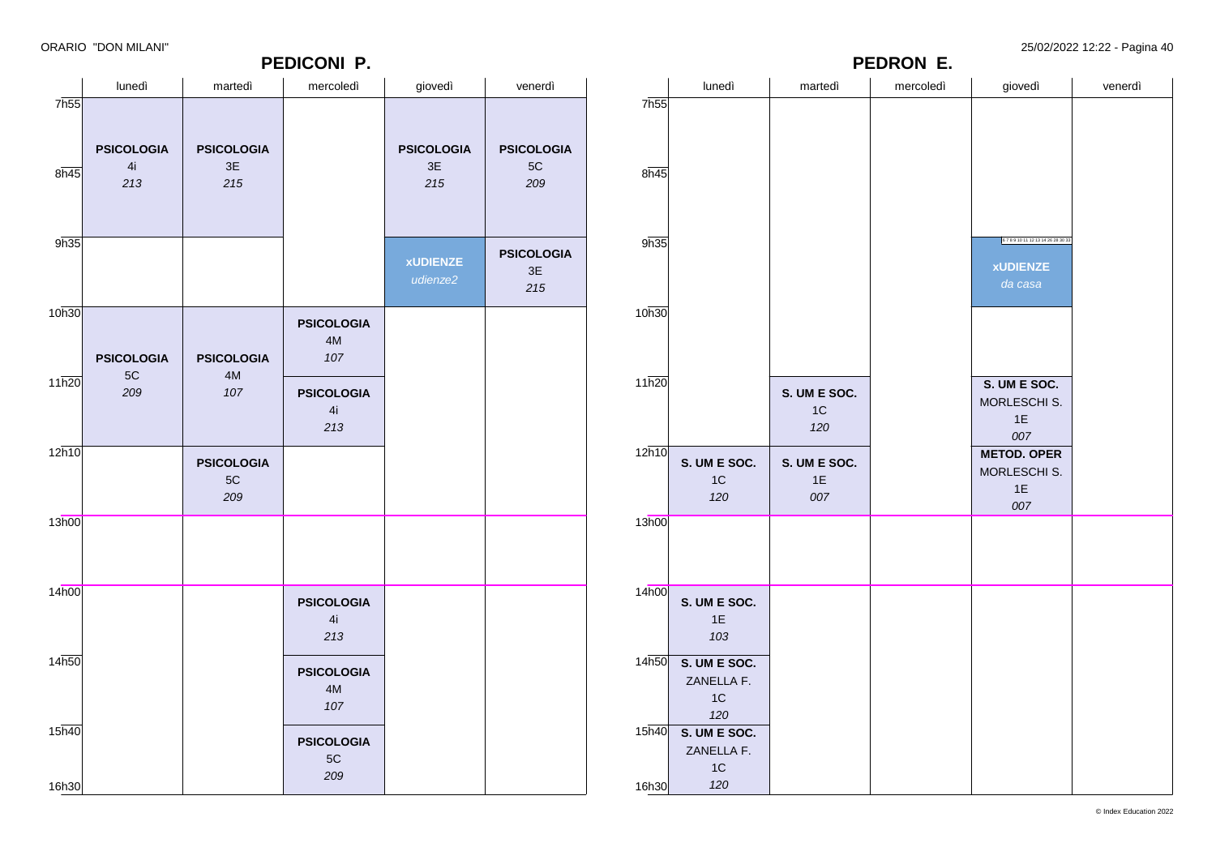ORARIO "DON MILANI"

## PEDICONI P.

| | lunedì | martedì | mercoledì | giovedì | venerdì |
|---|---|---|---|---|---|
| 7h55 | **PSICOLOGIA** 4i *213* | **PSICOLOGIA** 3E *215* | | **PSICOLOGIA** 3E *215* | **PSICOLOGIA** 5C *209* |
| 8h45 | **PSICOLOGIA** 4i *213* | **PSICOLOGIA** 3E *215* | | **PSICOLOGIA** 3E *215* | **PSICOLOGIA** 5C *209* |
| 9h35 | | | | **xUDIENZE** *udienze2* | **PSICOLOGIA** 3E *215* |
| 10h30 | **PSICOLOGIA** 5C *209* | **PSICOLOGIA** 4M *107* | **PSICOLOGIA** 4M *107* | | |
| 11h20 | **PSICOLOGIA** 5C *209* | **PSICOLOGIA** 4M *107* | **PSICOLOGIA** 4i *213* | | |
| 12h10 | | **PSICOLOGIA** 5C *209* | | | |
| 13h00 | | | | | |
| 14h00 | | | **PSICOLOGIA** 4i *213* | | |
| 14h50 | | | **PSICOLOGIA** 4M *107* | | |
| 15h40 | | | **PSICOLOGIA** 5C *209* | | |

## PEDRON E.

| | lunedì | martedì | mercoledì | giovedì | venerdì |
|---|---|---|---|---|---|
| 7h55 | | | | | |
| 8h45 | | | | | |
| 9h35 | | | | 6 7 8 9 10 11 12 13 14 26 28 30 33 **xUDIENZE** *da casa* | |
| 10h30 | | | | | |
| 11h20 | | **S. UM E SOC.** 1C *120* | | **S. UM E SOC.** MORLESCHI S. 1E *007* | |
| 12h10 | **S. UM E SOC.** 1C *120* | **S. UM E SOC.** 1E *007* | | **METOD. OPER** MORLESCHI S. 1E *007* | |
| 13h00 | | | | | |
| 14h00 | **S. UM E SOC.** 1E *103* | | | | |
| 14h50 | **S. UM E SOC.** ZANELLA F. 1C *120* | | | | |
| 15h40 | **S. UM E SOC.** ZANELLA F. 1C *120* | | | | |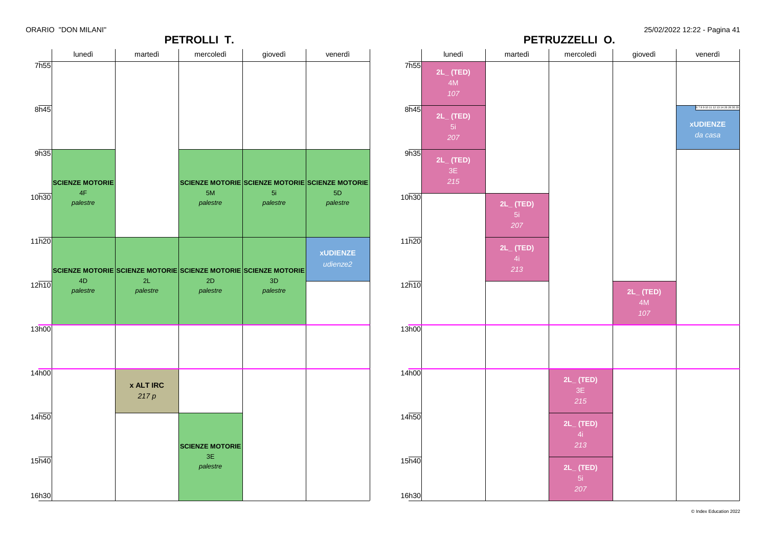ORARIO "DON MILANI"

## PETROLLI T.

| | lunedì | martedì | mercoledì | giovedì | venerdì |
|---|---|---|---|---|---|
| 7h55 | | | | | |
| 8h45 | | | | | |
| 9h35 | **SCIENZE MOTORIE** 4F *palestre* | | **SCIENZE MOTORIE** 5M *palestre* | **SCIENZE MOTORIE** 5i *palestre* | **SCIENZE MOTORIE** 5D *palestre* |
| 10h30 | | | | | |
| 11h20 | **SCIENZE MOTORIE** 4D *palestre* | **SCIENZE MOTORIE** 2L *palestre* | **SCIENZE MOTORIE** 2D *palestre* | **SCIENZE MOTORIE** 3D *palestre* | **xUDIENZE** *udienze2* |
| 12h10 | | | | | |
| 13h00 | | | | | |
| 14h00 | | **x ALT IRC** *217 p* | | | |
| 14h50 | | | **SCIENZE MOTORIE** 3E *palestre* | | |
| 15h40 | | | | | |
| 16h30 | | | | | |

## PETRUZZELLI O.

| | lunedì | martedì | mercoledì | giovedì | venerdì |
|---|---|---|---|---|---|
| 7h55 | **2L_ (TED)** 4M *107* | | | | |
| 8h45 | **2L_ (TED)** 5i *207* | | | | **xUDIENZE** *da casa* |
| 9h35 | **2L_ (TED)** 3E *215* | | | | |
| 10h30 | | **2L_ (TED)** 5i *207* | | | |
| 11h20 | | **2L_ (TED)** 4i *213* | | | |
| 12h10 | | | | **2L_ (TED)** 4M *107* | |
| 13h00 | | | | | |
| 14h00 | | | **2L_ (TED)** 3E *215* | | |
| 14h50 | | | **2L_ (TED)** 4i *213* | | |
| 15h40 | | | **2L_ (TED)** 5i *207* | | |
| 16h30 | | | | | |

© Index Education 2022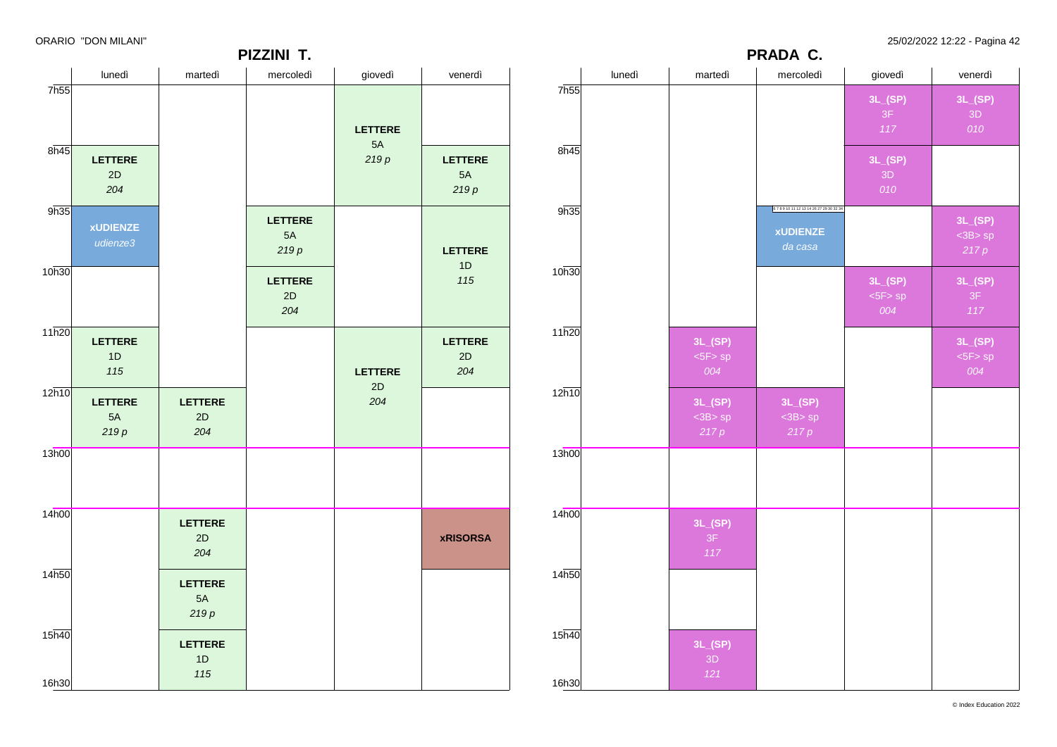ORARIO "DON MILANI"

## PIZZINI T.

| | lunedì | martedì | mercoledì | giovedì | venerdì |
|---|---|---|---|---|---|
| 7h55 | | | | **LETTERE** 5A *219 p* | |
| 8h45 | **LETTERE** 2D *204* | | | | **LETTERE** 5A *219 p* |
| 9h35 | **xUDIENZE** *udienze3* | | **LETTERE** 5A *219 p* | | **LETTERE** 1D *115* |
| 10h30 | | | **LETTERE** 2D *204* | | |
| 11h20 | **LETTERE** 1D *115* | | | **LETTERE** 2D *204* | **LETTERE** 2D *204* |
| 12h10 | **LETTERE** 5A *219 p* | **LETTERE** 2D *204* | | | |
| 13h00 | | | | | |
| 14h00 | | **LETTERE** 2D *204* | | | **xRISORSA** |
| 14h50 | | **LETTERE** 5A *219 p* | | | |
| 15h40 | | **LETTERE** 1D *115* | | | |
| 16h30 | | | | | |

## PRADA C.

| | lunedì | martedì | mercoledì | giovedì | venerdì |
|---|---|---|---|---|---|
| 7h55 | | | | **3L_(SP)** 3F *117* | **3L_(SP)** 3D *010* |
| 8h45 | | | | **3L_(SP)** 3D *010* | |
| 9h35 | | | **xUDIENZE** *da casa* | | **3L_(SP)** <3B> sp *217 p* |
| 10h30 | | | | **3L_(SP)** <5F> sp *004* | **3L_(SP)** 3F *117* |
| 11h20 | | **3L_(SP)** <5F> sp *004* | | | **3L_(SP)** <5F> sp *004* |
| 12h10 | | **3L_(SP)** <3B> sp *217 p* | **3L_(SP)** <3B> sp *217 p* | | |
| 13h00 | | | | | |
| 14h00 | | **3L_(SP)** 3F *117* | | | |
| 14h50 | | | | | |
| 15h40 | | **3L_(SP)** 3D *121* | | | |
| 16h30 | | | | | |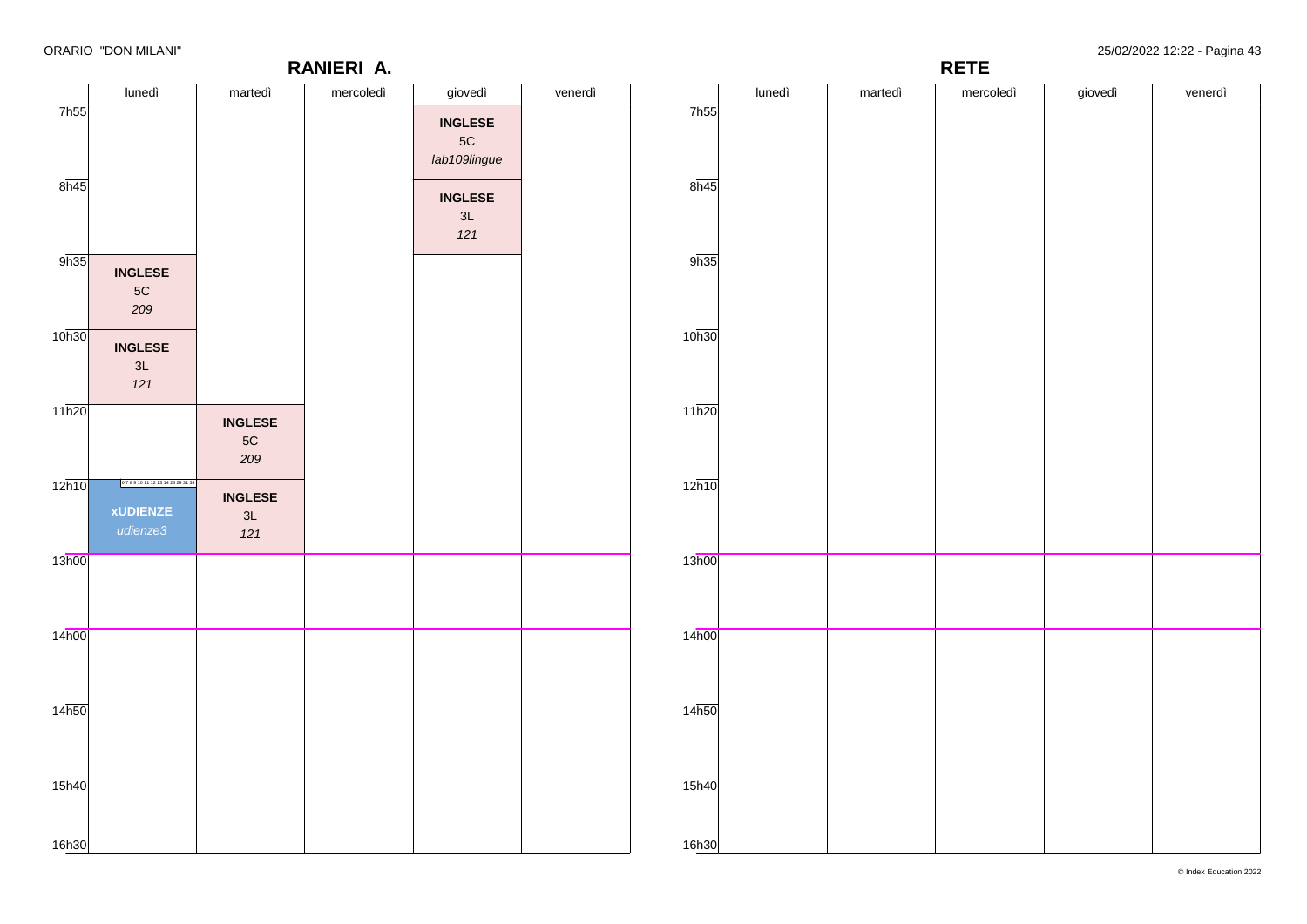ORARIO "DON MILANI"

## RANIERI A.

| | lunedì | martedì | mercoledì | giovedì | venerdì |
|---|---|---|---|---|---|
| 7h55 | | | | **INGLESE** 5C *lab109lingue* | |
| 8h45 | | | | **INGLESE** 3L *121* | |
| 9h35 | **INGLESE** 5C *209* | | | | |
| 10h30 | **INGLESE** 3L *121* | | | | |
| 11h20 | | **INGLESE** 5C *209* | | | |
| 12h10 | 6 7 8 9 10 11 12 13 14 26 29 31 34 **xUDIENZE** *udienze3* | **INGLESE** 3L *121* | | | |
| 13h00 | | | | | |
| 14h00 | | | | | |
| 14h50 | | | | | |
| 15h40 | | | | | |
| 16h30 | | | | | |

## RETE

| | lunedì | martedì | mercoledì | giovedì | venerdì |
|---|---|---|---|---|---|
| 7h55 | | | | | |
| 8h45 | | | | | |
| 9h35 | | | | | |
| 10h30 | | | | | |
| 11h20 | | | | | |
| 12h10 | | | | | |
| 13h00 | | | | | |
| 14h00 | | | | | |
| 14h50 | | | | | |
| 15h40 | | | | | |
| 16h30 | | | | | |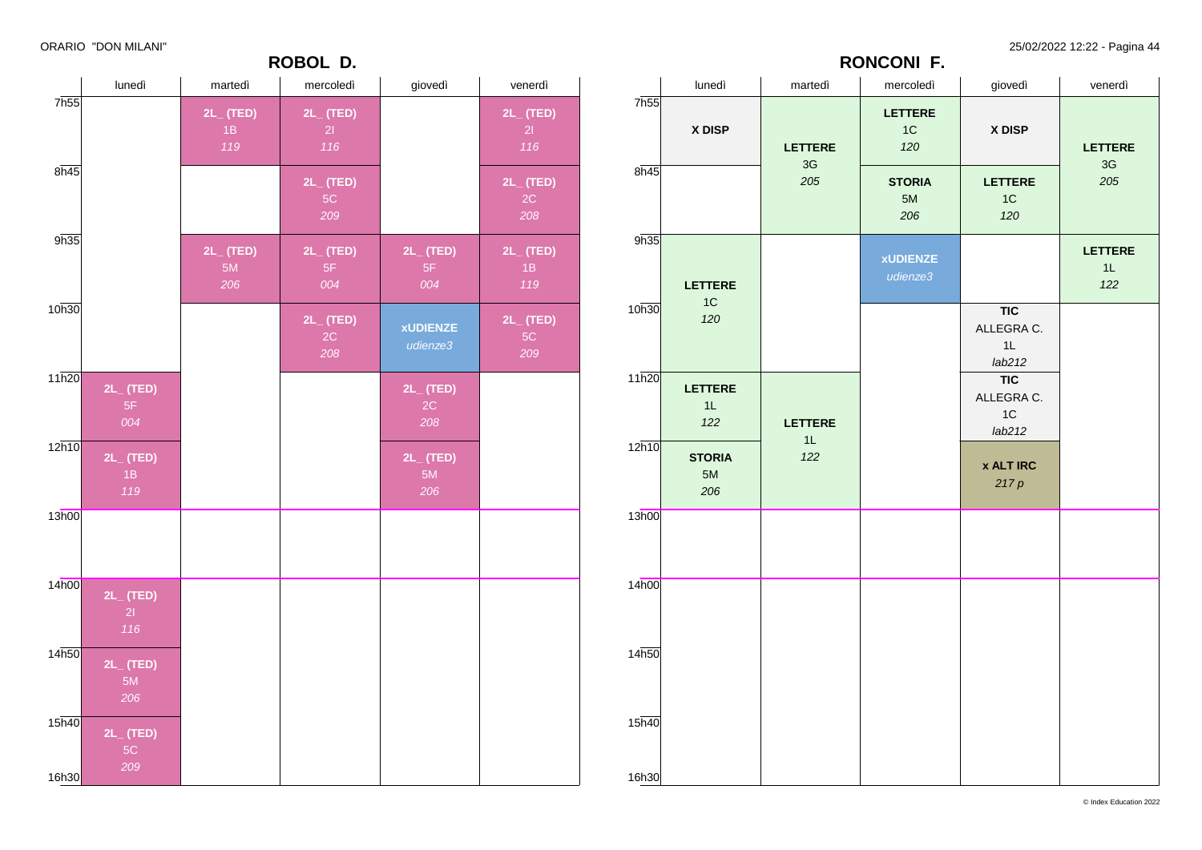ORARIO "DON MILANI"

## ROBOL D.

| | lunedì | martedì | mercoledì | giovedì | venerdì |
|---|---|---|---|---|---|
| 7h55 | | 2L_ (TED) 1B *119* | 2L_ (TED) 2I *116* | | 2L_ (TED) 2I *116* |
| 8h45 | | | 2L_ (TED) 5C *209* | | 2L_ (TED) 2C *208* |
| 9h35 | | 2L_ (TED) 5M *206* | 2L_ (TED) 5F *004* | 2L_ (TED) 5F *004* | 2L_ (TED) 1B *119* |
| 10h30 | | | 2L_ (TED) 2C *208* | xUDIENZE *udienze3* | 2L_ (TED) 5C *209* |
| 11h20 | 2L_ (TED) 5F *004* | | | 2L_ (TED) 2C *208* | |
| 12h10 | 2L_ (TED) 1B *119* | | | 2L_ (TED) 5M *206* | |
| 13h00 | | | | | |
| 14h00 | 2L_ (TED) 2I *116* | | | | |
| 14h50 | 2L_ (TED) 5M *206* | | | | |
| 15h40 | 2L_ (TED) 5C *209* | | | | |
| 16h30 | | | | | |

## RONCONI F.

| | lunedì | martedì | mercoledì | giovedì | venerdì |
|---|---|---|---|---|---|
| 7h55 | X DISP | LETTERE 3G *205* | LETTERE 1C *120* | X DISP | LETTERE 3G *205* |
| 8h45 | | (LETTERE 3G *205*) | STORIA 5M *206* | LETTERE 1C *120* | (LETTERE 3G *205*) |
| 9h35 | LETTERE 1C *120* | | xUDIENZE *udienze3* | | LETTERE 1L *122* |
| 10h30 | (LETTERE 1C *120*) | | | TIC ALLEGRA C. 1L *lab212* | |
| 11h20 | LETTERE 1L *122* | LETTERE 1L *122* | | TIC ALLEGRA C. 1C *lab212* | |
| 12h10 | STORIA 5M *206* | (LETTERE 1L *122*) | | x ALT IRC *217 p* | |
| 13h00 | | | | | |
| 14h00 | | | | | |
| 14h50 | | | | | |
| 15h40 | | | | | |
| 16h30 | | | | | |

© Index Education 2022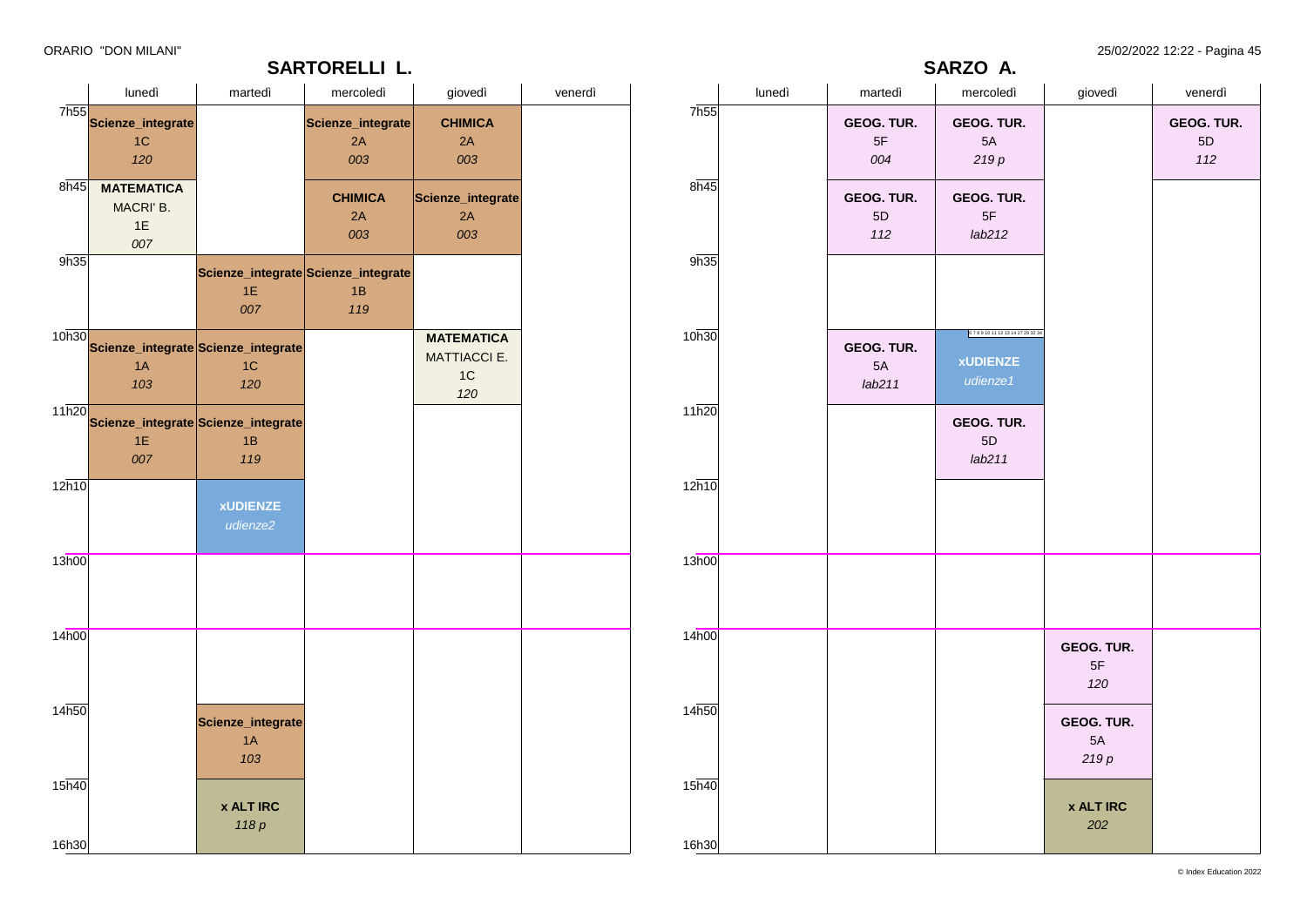## SARTORELLI L.

| | lunedì | martedì | mercoledì | giovedì | venerdì |
|---|---|---|---|---|---|
| 7h55 | **Scienze_integrate** 1C *120* | | **Scienze_integrate** 2A *003* | **CHIMICA** 2A *003* | |
| 8h45 | **MATEMATICA** MACRI' B. 1E *007* | | **CHIMICA** 2A *003* | **Scienze_integrate** 2A *003* | |
| 9h35 | | **Scienze_integrate** 1E *007* | **Scienze_integrate** 1B *119* | | |
| 10h30 | **Scienze_integrate** 1A *103* | **Scienze_integrate** 1C *120* | | **MATEMATICA** MATTIACCI E. 1C *120* | |
| 11h20 | **Scienze_integrate** 1E *007* | **Scienze_integrate** 1B *119* | | | |
| 12h10 | | **xUDIENZE** *udienze2* | | | |
| 13h00 | | | | | |
| 14h00 | | | | | |
| 14h50 | | **Scienze_integrate** 1A *103* | | | |
| 15h40 | | **x ALT IRC** *118 p* | | | |
| 16h30 | | | | | |

## SARZO A.

| | lunedì | martedì | mercoledì | giovedì | venerdì |
|---|---|---|---|---|---|
| 7h55 | | **GEOG. TUR.** 5F *004* | **GEOG. TUR.** 5A *219 p* | | **GEOG. TUR.** 5D *112* |
| 8h45 | | **GEOG. TUR.** 5D *112* | **GEOG. TUR.** 5F *lab212* | | |
| 9h35 | | | | | |
| 10h30 | | **GEOG. TUR.** 5A *lab211* | 6 7 8 9 10 11 12 13 14 27 29 32 34 **xUDIENZE** *udienze1* | | |
| 11h20 | | | **GEOG. TUR.** 5D *lab211* | | |
| 12h10 | | | | | |
| 13h00 | | | | | |
| 14h00 | | | | **GEOG. TUR.** 5F *120* | |
| 14h50 | | | | **GEOG. TUR.** 5A *219 p* | |
| 15h40 | | | | **x ALT IRC** *202* | |
| 16h30 | | | | | |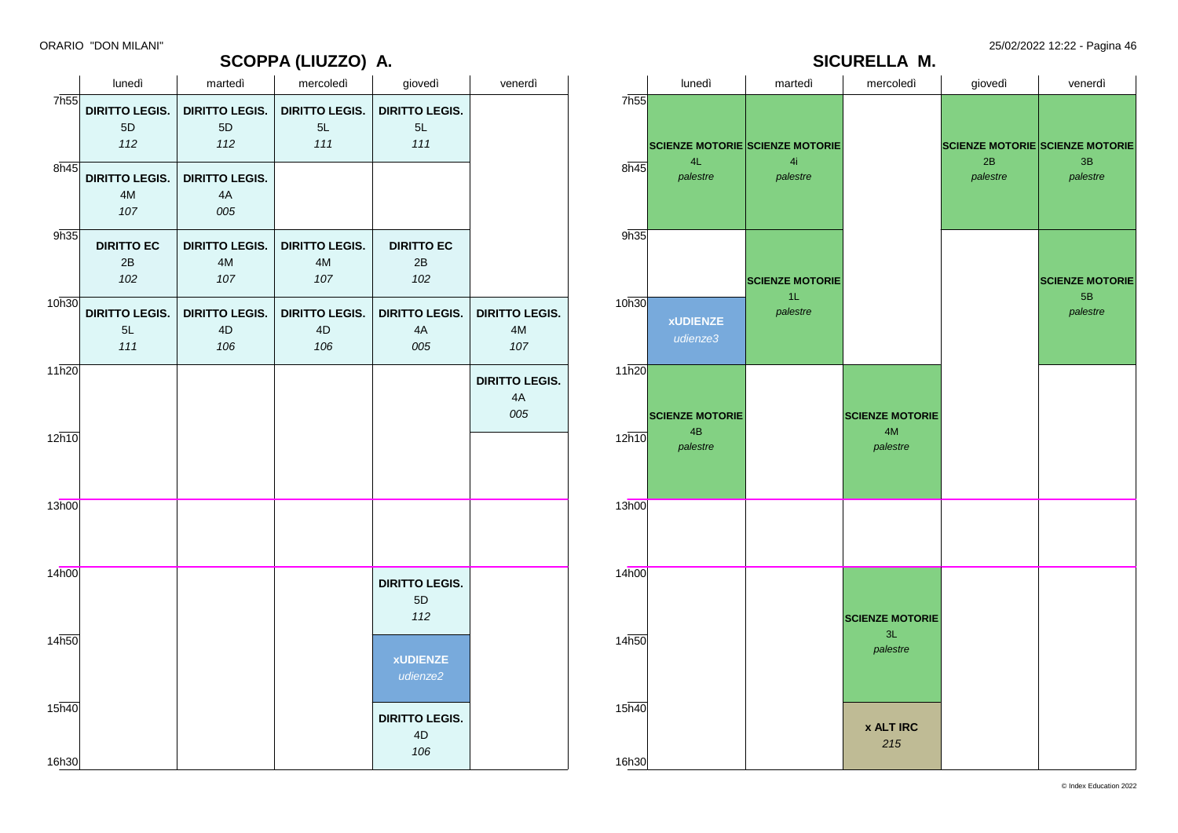## SCOPPA (LIUZZO) A.

| | lunedì | martedì | mercoledì | giovedì | venerdì |
|---|---|---|---|---|---|
| 7h55 | **DIRITTO LEGIS.** 5D *112* | **DIRITTO LEGIS.** 5D *112* | **DIRITTO LEGIS.** 5L *111* | **DIRITTO LEGIS.** 5L *111* | |
| 8h45 | **DIRITTO LEGIS.** 4M *107* | **DIRITTO LEGIS.** 4A *005* | | | |
| 9h35 | **DIRITTO EC** 2B *102* | **DIRITTO LEGIS.** 4M *107* | **DIRITTO LEGIS.** 4M *107* | **DIRITTO EC** 2B *102* | |
| 10h30 | **DIRITTO LEGIS.** 5L *111* | **DIRITTO LEGIS.** 4D *106* | **DIRITTO LEGIS.** 4D *106* | **DIRITTO LEGIS.** 4A *005* | **DIRITTO LEGIS.** 4M *107* |
| 11h20 | | | | | **DIRITTO LEGIS.** 4A *005* |
| 12h10 | | | | | |
| 13h00 | | | | | |
| 14h00 | | | | **DIRITTO LEGIS.** 5D *112* | |
| 14h50 | | | | **xUDIENZE** *udienze2* | |
| 15h40 | | | | **DIRITTO LEGIS.** 4D *106* | |

## SICURELLA M.

| | lunedì | martedì | mercoledì | giovedì | venerdì |
|---|---|---|---|---|---|
| 7h55 – 9h35 | **SCIENZE MOTORIE** 4L *palestre* | **SCIENZE MOTORIE** 4i *palestre* | | **SCIENZE MOTORIE** 2B *palestre* | **SCIENZE MOTORIE** 3B *palestre* |
| 9h35 | | **SCIENZE MOTORIE** 1L *palestre* | | | **SCIENZE MOTORIE** 5B *palestre* |
| 10h30 | **xUDIENZE** *udienze3* | | | | |
| 11h20 – 13h00 | **SCIENZE MOTORIE** 4B *palestre* | | **SCIENZE MOTORIE** 4M *palestre* | | |
| 13h00 | | | | | |
| 14h00 – 15h40 | | | **SCIENZE MOTORIE** 3L *palestre* | | |
| 15h40 | | | **x ALT IRC** *215* | | |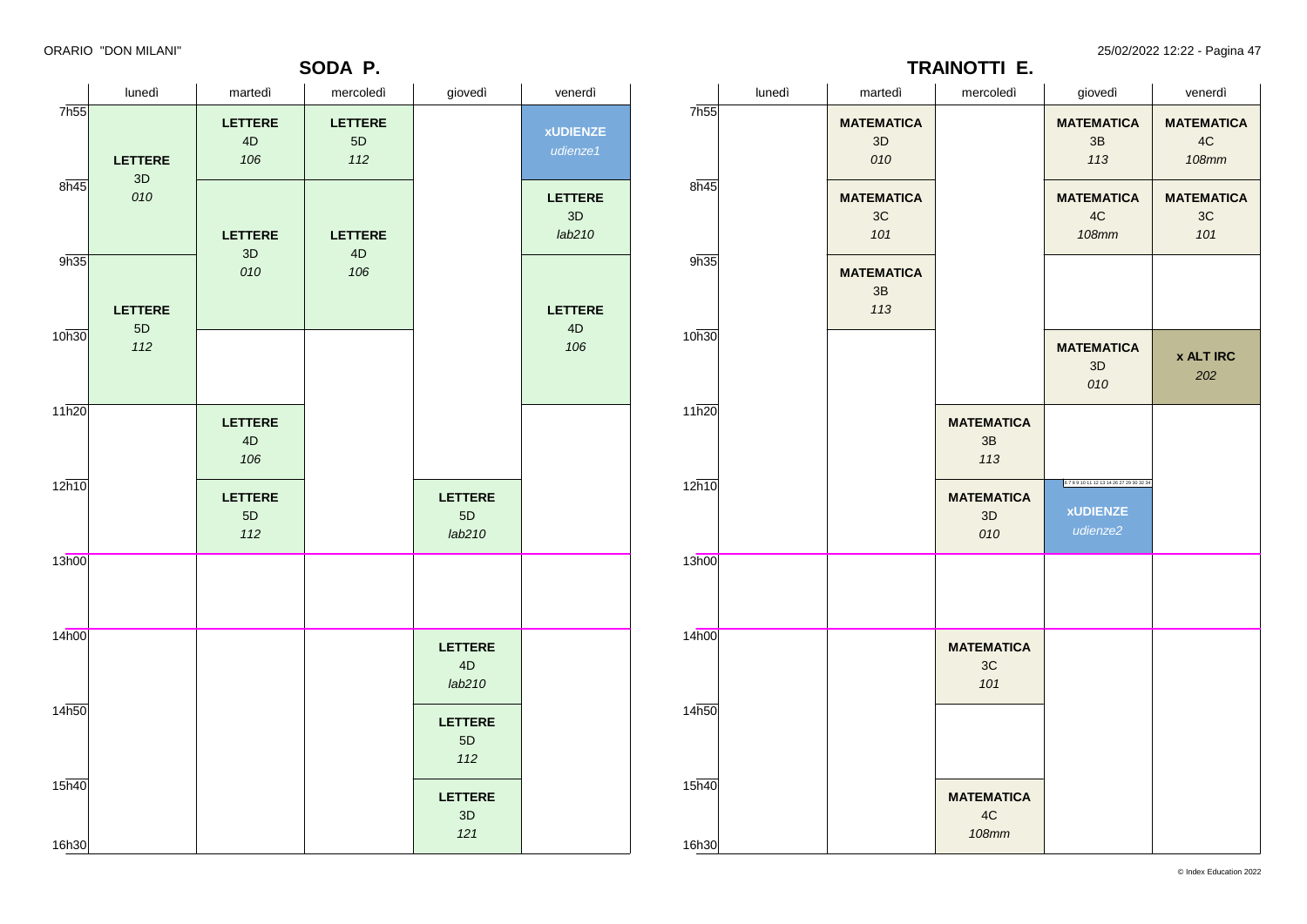ORARIO "DON MILANI"

## SODA P.

| | lunedì | martedì | mercoledì | giovedì | venerdì |
|---|---|---|---|---|---|
| 7h55 | **LETTERE** 3D *010* | **LETTERE** 4D *106* | **LETTERE** 5D *112* | | **xUDIENZE** *udienze1* |
| 8h45 | | **LETTERE** 3D *010* | **LETTERE** 4D *106* | | **LETTERE** 3D *lab210* |
| 9h35 | **LETTERE** 5D *112* | | | | **LETTERE** 4D *106* |
| 10h30 | | | | | |
| 11h20 | | **LETTERE** 4D *106* | | | |
| 12h10 | | **LETTERE** 5D *112* | | **LETTERE** 5D *lab210* | |
| 13h00 | | | | | |
| 14h00 | | | | **LETTERE** 4D *lab210* | |
| 14h50 | | | | **LETTERE** 5D *112* | |
| 15h40 | | | | **LETTERE** 3D *121* | |
| 16h30 | | | | | |

## TRAINOTTI E.

| | lunedì | martedì | mercoledì | giovedì | venerdì |
|---|---|---|---|---|---|
| 7h55 | | **MATEMATICA** 3D *010* | | **MATEMATICA** 3B *113* | **MATEMATICA** 4C *108mm* |
| 8h45 | | **MATEMATICA** 3C *101* | | **MATEMATICA** 4C *108mm* | **MATEMATICA** 3C *101* |
| 9h35 | | **MATEMATICA** 3B *113* | | | |
| 10h30 | | | | **MATEMATICA** 3D *010* | **x ALT IRC** *202* |
| 11h20 | | | **MATEMATICA** 3B *113* | | |
| 12h10 | | | **MATEMATICA** 3D *010* | 6 7 8 9 10 11 12 13 14 26 27 29 30 32 34 **xUDIENZE** *udienze2* | |
| 13h00 | | | | | |
| 14h00 | | | **MATEMATICA** 3C *101* | | |
| 14h50 | | | | | |
| 15h40 | | | **MATEMATICA** 4C *108mm* | | |
| 16h30 | | | | | |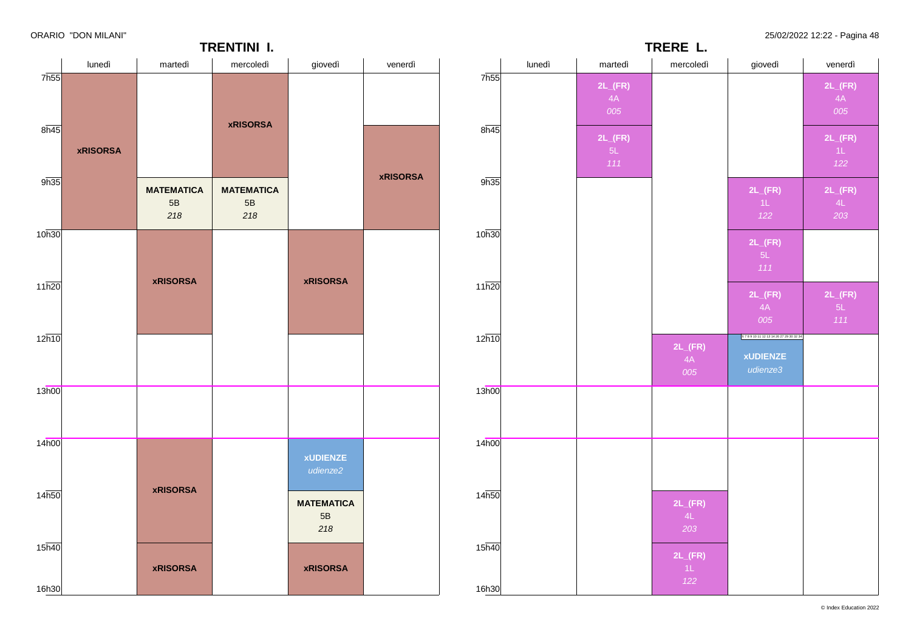ORARIO "DON MILANI"

## TRENTINI I.

| | lunedì | martedì | mercoledì | giovedì | venerdì |
|---|---|---|---|---|---|
| 7h55 | **xRISORSA** | | **xRISORSA** | | |
| 8h45 | **xRISORSA** | | **xRISORSA** | | **xRISORSA** |
| 9h35 | **xRISORSA** | **MATEMATICA** 5B *218* | **MATEMATICA** 5B *218* | | **xRISORSA** |
| 10h30 | | **xRISORSA** | | **xRISORSA** | |
| 11h20 | | **xRISORSA** | | **xRISORSA** | |
| 12h10 | | | | | |
| 13h00 | | | | | |
| 14h00 | | **xRISORSA** | | **xUDIENZE** *udienze2* | |
| 14h50 | | **xRISORSA** | | **MATEMATICA** 5B *218* | |
| 15h40 | | **xRISORSA** | | **xRISORSA** | |
| 16h30 | | | | | |

## TRERE L.

| | lunedì | martedì | mercoledì | giovedì | venerdì |
|---|---|---|---|---|---|
| 7h55 | | **2L_(FR)** 4A *005* | | | **2L_(FR)** 4A *005* |
| 8h45 | | **2L_(FR)** 5L *111* | | | **2L_(FR)** 1L *122* |
| 9h35 | | | | **2L_(FR)** 1L *122* | **2L_(FR)** 4L *203* |
| 10h30 | | | | **2L_(FR)** 5L *111* | |
| 11h20 | | | | **2L_(FR)** 4A *005* | **2L_(FR)** 5L *111* |
| 12h10 | | | **2L_(FR)** 4A *005* | 6 7 8 9 10 11 12 13 14 26 27 29 30 32 34 **xUDIENZE** *udienze3* | |
| 13h00 | | | | | |
| 14h00 | | | | | |
| 14h50 | | | **2L_(FR)** 4L *203* | | |
| 15h40 | | | **2L_(FR)** 1L *122* | | |
| 16h30 | | | | | |

25/02/2022 12:22

© Index Education 2022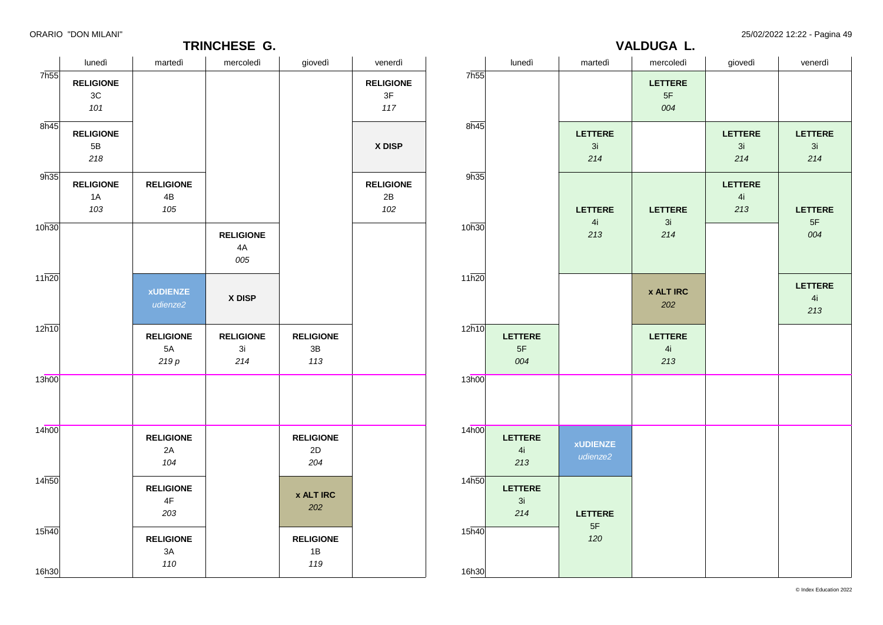## TRINCHESE G.

| | lunedì | martedì | mercoledì | giovedì | venerdì |
|---|---|---|---|---|---|
| 7h55 | **RELIGIONE** 3C *101* | | | | **RELIGIONE** 3F *117* |
| 8h45 | **RELIGIONE** 5B *218* | | | | **X DISP** |
| 9h35 | **RELIGIONE** 1A *103* | **RELIGIONE** 4B *105* | | | **RELIGIONE** 2B *102* |
| 10h30 | | | **RELIGIONE** 4A *005* | | |
| 11h20 | | **xUDIENZE** *udienze2* | **X DISP** | | |
| 12h10 | | **RELIGIONE** 5A *219 p* | **RELIGIONE** 3i *214* | **RELIGIONE** 3B *113* | |
| 13h00 | | | | | |
| 14h00 | | **RELIGIONE** 2A *104* | | **RELIGIONE** 2D *204* | |
| 14h50 | | **RELIGIONE** 4F *203* | | **x ALT IRC** *202* | |
| 15h40 | | **RELIGIONE** 3A *110* | | **RELIGIONE** 1B *119* | |

## VALDUGA L.

| | lunedì | martedì | mercoledì | giovedì | venerdì |
|---|---|---|---|---|---|
| 7h55 | | | **LETTERE** 5F *004* | | |
| 8h45 | | **LETTERE** 3i *214* | | **LETTERE** 3i *214* | **LETTERE** 3i *214* |
| 9h35 | | **LETTERE** 4i *213* | **LETTERE** 3i *214* | **LETTERE** 4i *213* | **LETTERE** 5F *004* |
| 10h30 | | **LETTERE** 4i *213* | **LETTERE** 3i *214* | | **LETTERE** 5F *004* |
| 11h20 | | | **x ALT IRC** *202* | | **LETTERE** 4i *213* |
| 12h10 | **LETTERE** 5F *004* | | **LETTERE** 4i *213* | | |
| 13h00 | | | | | |
| 14h00 | **LETTERE** 4i *213* | **xUDIENZE** *udienze2* | | | |
| 14h50 | **LETTERE** 3i *214* | **LETTERE** 5F *120* | | | |
| 15h40 | | **LETTERE** 5F *120* | | | |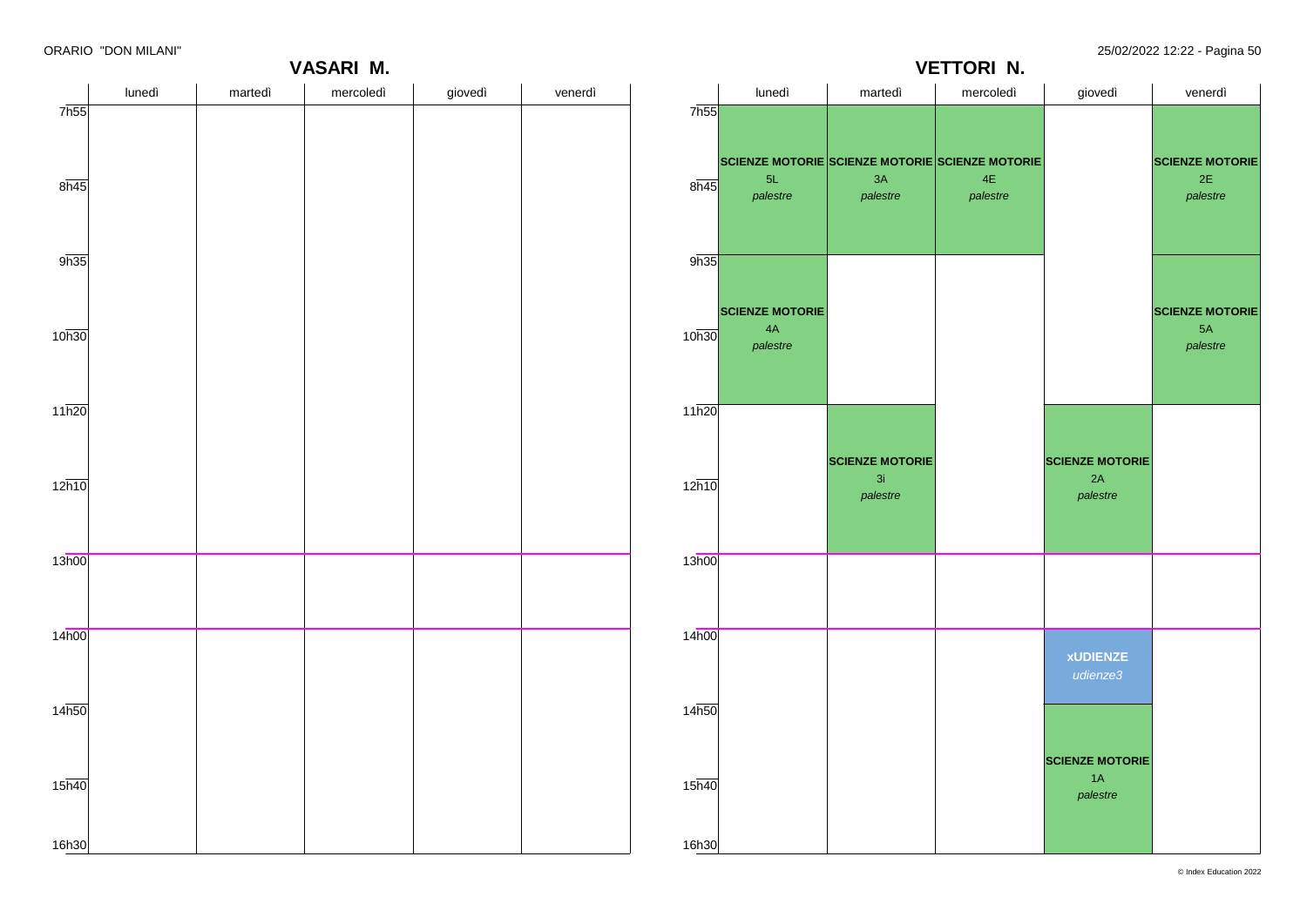## VASARI M.

| | lunedì | martedì | mercoledì | giovedì | venerdì |
|---|---|---|---|---|---|
| 7h55 | | | | | |
| 8h45 | | | | | |
| 9h35 | | | | | |
| 10h30 | | | | | |
| 11h20 | | | | | |
| 12h10 | | | | | |
| 13h00 | | | | | |
| 14h00 | | | | | |
| 14h50 | | | | | |
| 15h40 | | | | | |
| 16h30 | | | | | |

## VETTORI N.

| | lunedì | martedì | mercoledì | giovedì | venerdì |
|---|---|---|---|---|---|
| 7h55 | **SCIENZE MOTORIE** 5L *palestre* | **SCIENZE MOTORIE** 3A *palestre* | **SCIENZE MOTORIE** 4E *palestre* | | **SCIENZE MOTORIE** 2E *palestre* |
| 9h35 | **SCIENZE MOTORIE** 4A *palestre* | | | | **SCIENZE MOTORIE** 5A *palestre* |
| 11h20 | | **SCIENZE MOTORIE** 3i *palestre* | | **SCIENZE MOTORIE** 2A *palestre* | |
| 13h00 | | | | | |
| 14h00 | | | | **xUDIENZE** *udienze3* | |
| 14h50 | | | | **SCIENZE MOTORIE** 1A *palestre* | |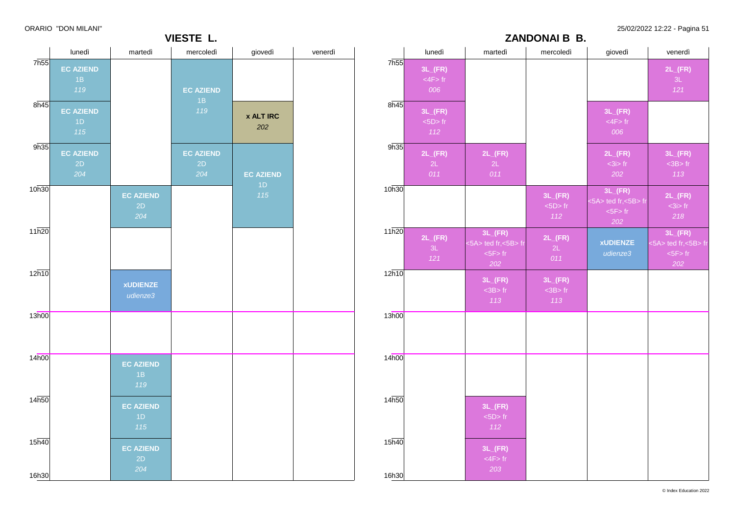ORARIO "DON MILANI"

25/02/2022 12:22

## VIESTE L.

| | lunedì | martedì | mercoledì | giovedì | venerdì |
|---|---|---|---|---|---|
| 7h55 | **EC AZIEND** 1B *119* | | **EC AZIEND** 1B *119* | | |
| 8h45 | **EC AZIEND** 1D *115* | | | **x ALT IRC** *202* | |
| 9h35 | **EC AZIEND** 2D *204* | | **EC AZIEND** 2D *204* | **EC AZIEND** 1D *115* | |
| 10h30 | | **EC AZIEND** 2D *204* | | | |
| 11h20 | | | | | |
| 12h10 | | **xUDIENZE** *udienze3* | | | |
| 13h00 | | | | | |
| 14h00 | | **EC AZIEND** 1B *119* | | | |
| 14h50 | | **EC AZIEND** 1D *115* | | | |
| 15h40 | | **EC AZIEND** 2D *204* | | | |
| 16h30 | | | | | |

## ZANDONAI B B.

| | lunedì | martedì | mercoledì | giovedì | venerdì |
|---|---|---|---|---|---|
| 7h55 | **3L_(FR)** <4F> fr *006* | | | | **2L_(FR)** 3L *121* |
| 8h45 | **3L_(FR)** <5D> fr *112* | | | **3L_(FR)** <4F> fr *006* | |
| 9h35 | **2L_(FR)** 2L *011* | **2L_(FR)** 2L *011* | | **2L_(FR)** <3i> fr *202* | **3L_(FR)** <3B> fr *113* |
| 10h30 | | | **3L_(FR)** <5D> fr *112* | **3L_(FR)** <5A> ted fr,<5B> fr <5F> fr *202* | **2L_(FR)** <3i> fr *218* |
| 11h20 | **2L_(FR)** 3L *121* | **3L_(FR)** <5A> ted fr,<5B> fr <5F> fr *202* | **2L_(FR)** 2L *011* | **xUDIENZE** *udienze3* | **3L_(FR)** <5A> ted fr,<5B> fr <5F> fr *202* |
| 12h10 | | **3L_(FR)** <3B> fr *113* | **3L_(FR)** <3B> fr *113* | | |
| 13h00 | | | | | |
| 14h00 | | | | | |
| 14h50 | | **3L_(FR)** <5D> fr *112* | | | |
| 15h40 | | **3L_(FR)** <4F> fr *203* | | | |
| 16h30 | | | | | |

© Index Education 2022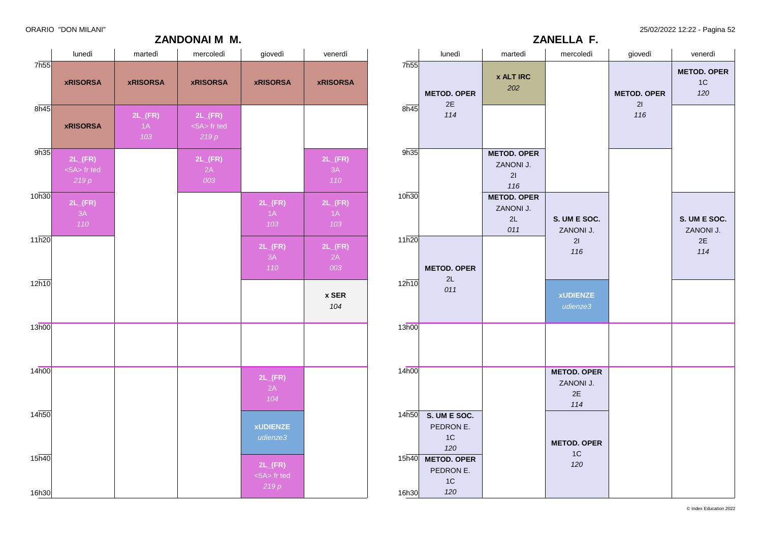## ZANDONAI M M.

| | lunedì | martedì | mercoledì | giovedì | venerdì |
|---|---|---|---|---|---|
| 7h55 | **xRISORSA** | **xRISORSA** | **xRISORSA** | **xRISORSA** | **xRISORSA** |
| 8h45 | **xRISORSA** | **2L_(FR)** 1A *103* | **2L_(FR)** <5A> fr ted *219 p* | | |
| 9h35 | **2L_(FR)** <5A> fr ted *219 p* | | **2L_(FR)** 2A *003* | | **2L_(FR)** 3A *110* |
| 10h30 | **2L_(FR)** 3A *110* | | | **2L_(FR)** 1A *103* | **2L_(FR)** 1A *103* |
| 11h20 | | | | **2L_(FR)** 3A *110* | **2L_(FR)** 2A *003* |
| 12h10 | | | | | **x SER** *104* |
| 13h00 | | | | | |
| 14h00 | | | | **2L_(FR)** 2A *104* | |
| 14h50 | | | | **xUDIENZE** *udienze3* | |
| 15h40 | | | | **2L_(FR)** <5A> fr ted *219 p* | |

## ZANELLA F.

| | lunedì | martedì | mercoledì | giovedì | venerdì |
|---|---|---|---|---|---|
| 7h55 | **METOD. OPER** 2E *114* | **x ALT IRC** *202* | | **METOD. OPER** 2I *116* | **METOD. OPER** 1C *120* |
| 8h45 | **METOD. OPER** 2E *114* | | | **METOD. OPER** 2I *116* | |
| 9h35 | | **METOD. OPER** ZANONI J. 2I *116* | | | |
| 10h30 | | **METOD. OPER** ZANONI J. 2L *011* | **S. UM E SOC.** ZANONI J. 2I *116* | | **S. UM E SOC.** ZANONI J. 2E *114* |
| 11h20 | **METOD. OPER** 2L *011* | | **S. UM E SOC.** ZANONI J. 2I *116* | | **S. UM E SOC.** ZANONI J. 2E *114* |
| 12h10 | **METOD. OPER** 2L *011* | | **xUDIENZE** *udienze3* | | |
| 13h00 | | | | | |
| 14h00 | | | **METOD. OPER** ZANONI J. 2E *114* | | |
| 14h50 | **S. UM E SOC.** PEDRON E. 1C *120* | | **METOD. OPER** 1C *120* | | |
| 15h40 | **METOD. OPER** PEDRON E. 1C *120* | | **METOD. OPER** 1C *120* | | |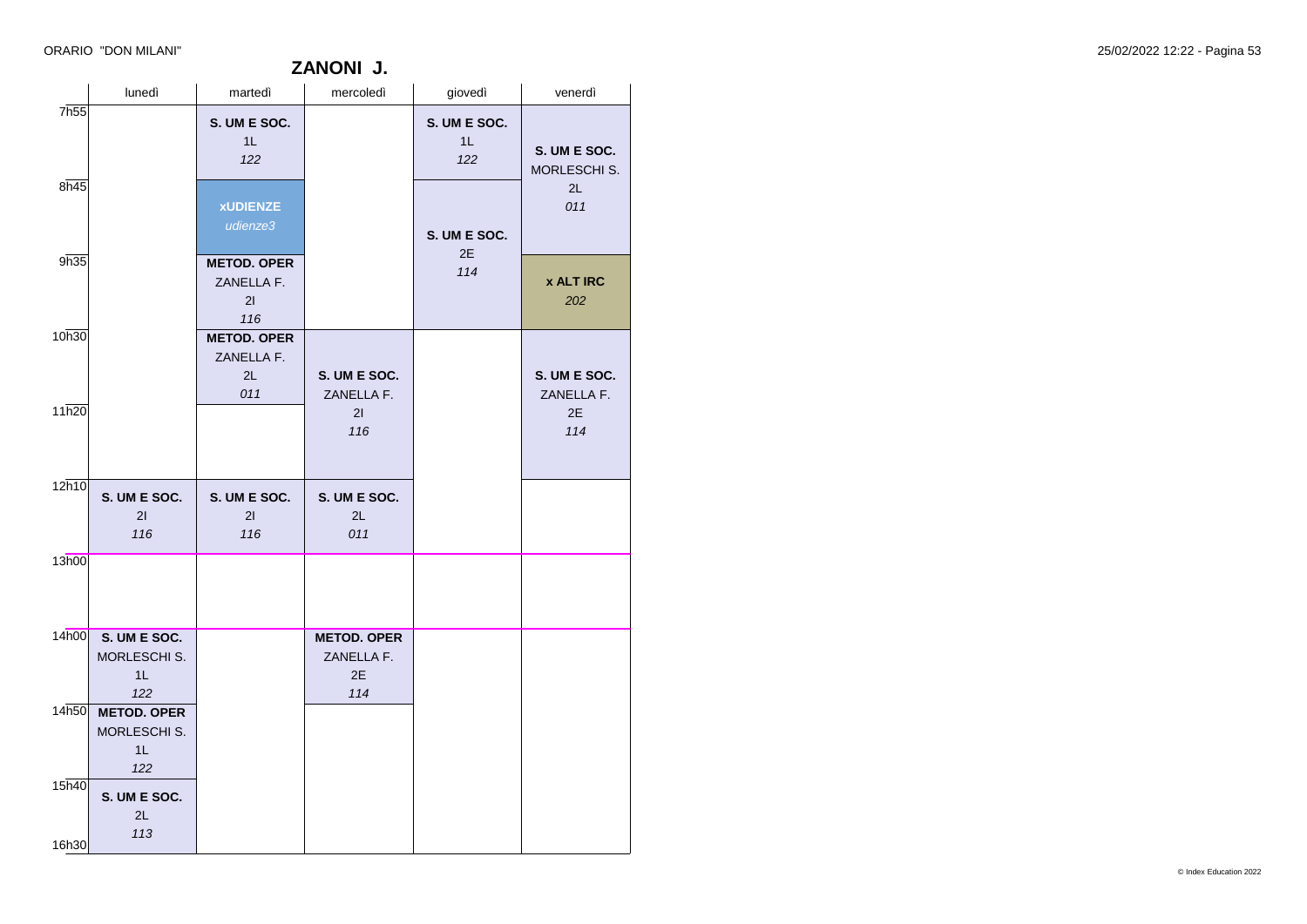# ZANONI J.

| | lunedì | martedì | mercoledì | giovedì | venerdì |
|---|---|---|---|---|---|
| 7h55 | | **S. UM E SOC.** 1L *122* | | **S. UM E SOC.** 1L *122* | **S. UM E SOC.** MORLESCHI S. 2L *011* |
| 8h45 | | **xUDIENZE** *udienze3* | | **S. UM E SOC.** 2E *114* | |
| 9h35 | | **METOD. OPER** ZANELLA F. 2I *116* | | | **x ALT IRC** *202* |
| 10h30 | | **METOD. OPER** ZANELLA F. 2L *011* | **S. UM E SOC.** ZANELLA F. 2I *116* | | **S. UM E SOC.** ZANELLA F. 2E *114* |
| 11h20 | | | | | |
| 12h10 | **S. UM E SOC.** 2I *116* | **S. UM E SOC.** 2I *116* | **S. UM E SOC.** 2L *011* | | |
| 13h00 | | | | | |
| 14h00 | **S. UM E SOC.** MORLESCHI S. 1L *122* | | **METOD. OPER** ZANELLA F. 2E *114* | | |
| 14h50 | **METOD. OPER** MORLESCHI S. 1L *122* | | | | |
| 15h40 | **S. UM E SOC.** 2L *113* | | | | |
| 16h30 | | | | | |